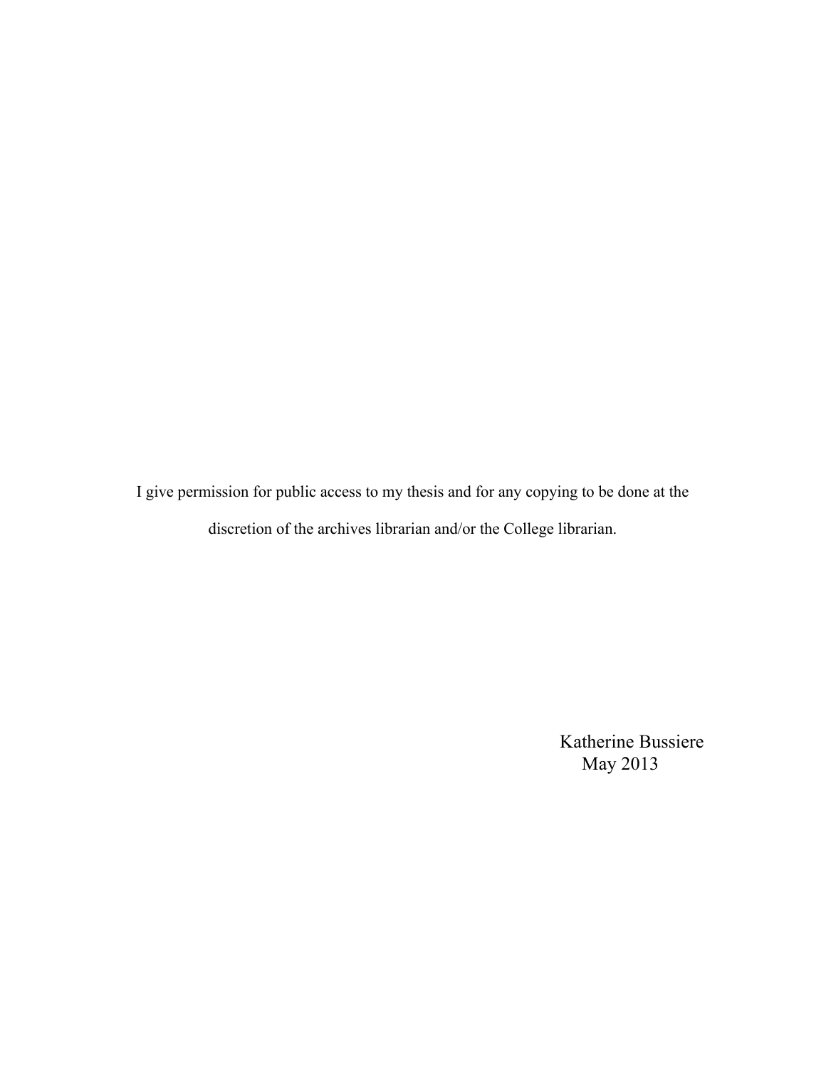I give permission for public access to my thesis and for any copying to be done at the discretion of the archives librarian and/or the College librarian.

Katherine Bussiere
May 2013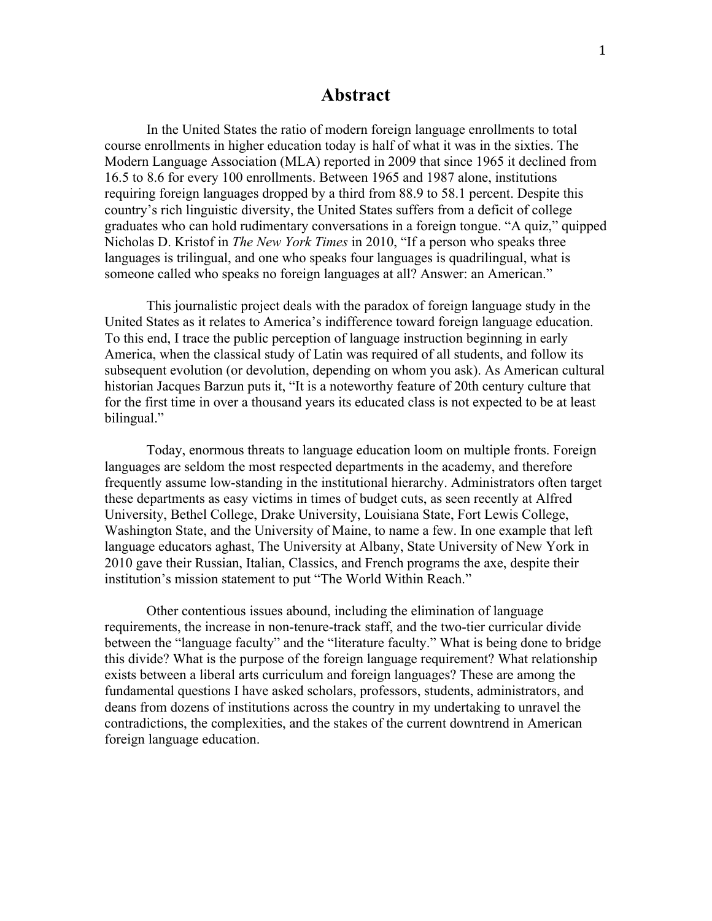# Abstract

In the United States the ratio of modern foreign language enrollments to total course enrollments in higher education today is half of what it was in the sixties. The Modern Language Association (MLA) reported in 2009 that since 1965 it declined from 16.5 to 8.6 for every 100 enrollments. Between 1965 and 1987 alone, institutions requiring foreign languages dropped by a third from 88.9 to 58.1 percent. Despite this country's rich linguistic diversity, the United States suffers from a deficit of college graduates who can hold rudimentary conversations in a foreign tongue. "A quiz," quipped Nicholas D. Kristof in *The New York Times* in 2010, "If a person who speaks three languages is trilingual, and one who speaks four languages is quadrilingual, what is someone called who speaks no foreign languages at all? Answer: an American."

This journalistic project deals with the paradox of foreign language study in the United States as it relates to America's indifference toward foreign language education. To this end, I trace the public perception of language instruction beginning in early America, when the classical study of Latin was required of all students, and follow its subsequent evolution (or devolution, depending on whom you ask). As American cultural historian Jacques Barzun puts it, "It is a noteworthy feature of 20th century culture that for the first time in over a thousand years its educated class is not expected to be at least bilingual."

Today, enormous threats to language education loom on multiple fronts. Foreign languages are seldom the most respected departments in the academy, and therefore frequently assume low-standing in the institutional hierarchy. Administrators often target these departments as easy victims in times of budget cuts, as seen recently at Alfred University, Bethel College, Drake University, Louisiana State, Fort Lewis College, Washington State, and the University of Maine, to name a few. In one example that left language educators aghast, The University at Albany, State University of New York in 2010 gave their Russian, Italian, Classics, and French programs the axe, despite their institution's mission statement to put "The World Within Reach."

Other contentious issues abound, including the elimination of language requirements, the increase in non-tenure-track staff, and the two-tier curricular divide between the "language faculty" and the "literature faculty." What is being done to bridge this divide? What is the purpose of the foreign language requirement? What relationship exists between a liberal arts curriculum and foreign languages? These are among the fundamental questions I have asked scholars, professors, students, administrators, and deans from dozens of institutions across the country in my undertaking to unravel the contradictions, the complexities, and the stakes of the current downtrend in American foreign language education.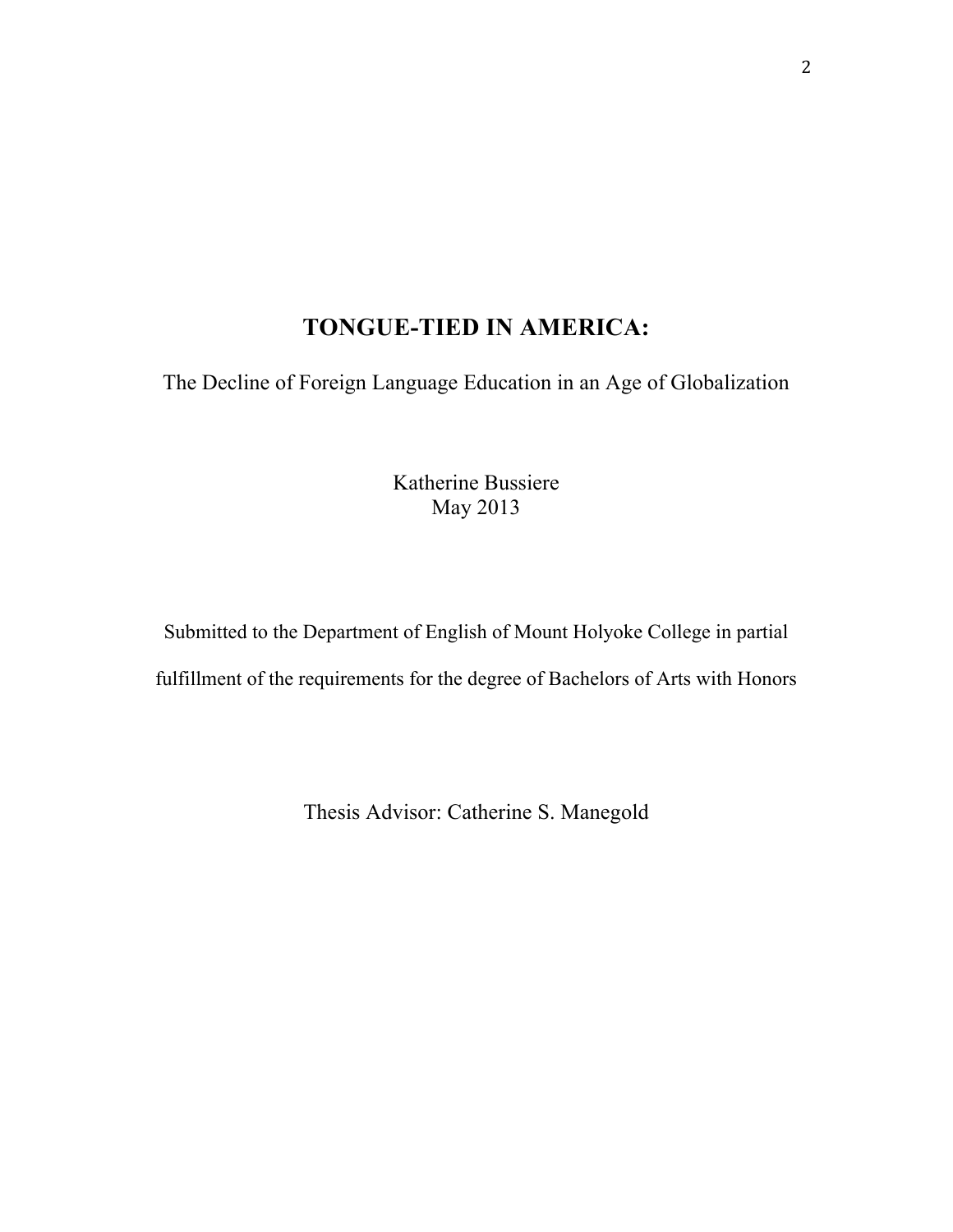# TONGUE-TIED IN AMERICA:

The Decline of Foreign Language Education in an Age of Globalization

Katherine Bussiere
May 2013

Submitted to the Department of English of Mount Holyoke College in partial fulfillment of the requirements for the degree of Bachelors of Arts with Honors

Thesis Advisor: Catherine S. Manegold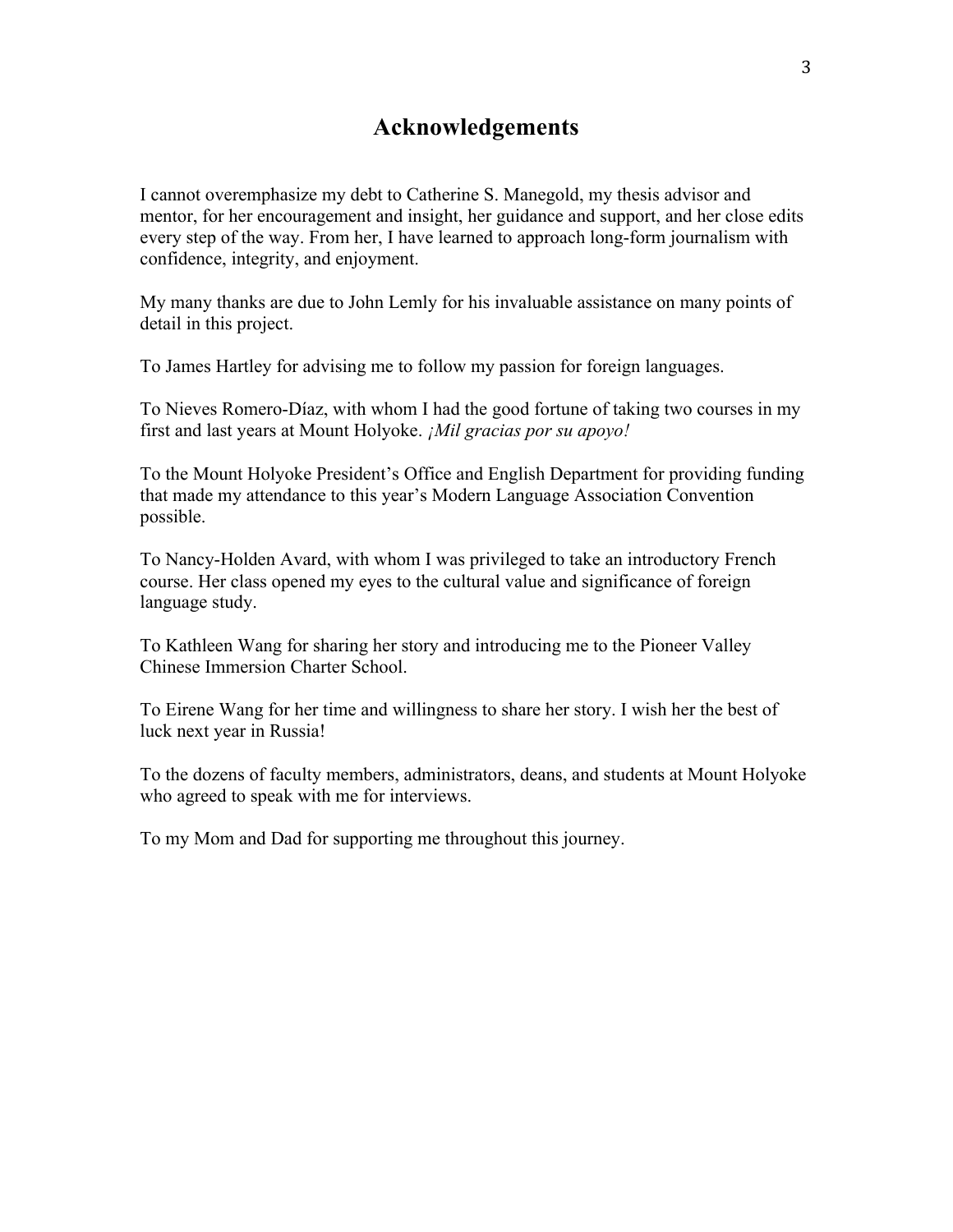# Acknowledgements

I cannot overemphasize my debt to Catherine S. Manegold, my thesis advisor and mentor, for her encouragement and insight, her guidance and support, and her close edits every step of the way. From her, I have learned to approach long-form journalism with confidence, integrity, and enjoyment.

My many thanks are due to John Lemly for his invaluable assistance on many points of detail in this project.

To James Hartley for advising me to follow my passion for foreign languages.

To Nieves Romero-Díaz, with whom I had the good fortune of taking two courses in my first and last years at Mount Holyoke. *¡Mil gracias por su apoyo!*

To the Mount Holyoke President's Office and English Department for providing funding that made my attendance to this year's Modern Language Association Convention possible.

To Nancy-Holden Avard, with whom I was privileged to take an introductory French course. Her class opened my eyes to the cultural value and significance of foreign language study.

To Kathleen Wang for sharing her story and introducing me to the Pioneer Valley Chinese Immersion Charter School.

To Eirene Wang for her time and willingness to share her story. I wish her the best of luck next year in Russia!

To the dozens of faculty members, administrators, deans, and students at Mount Holyoke who agreed to speak with me for interviews.

To my Mom and Dad for supporting me throughout this journey.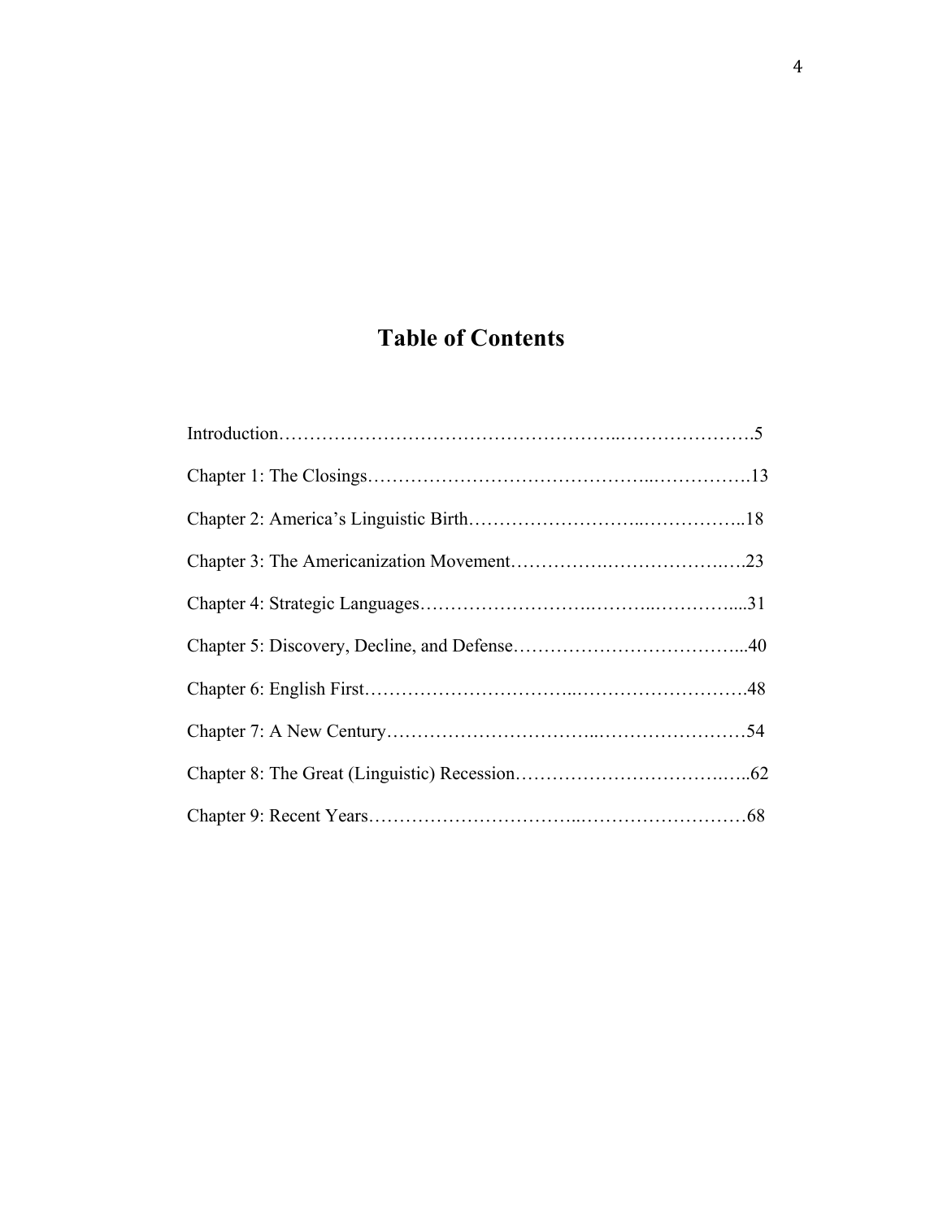# Table of Contents

Introduction……………………………………………..………………….5

Chapter 1: The Closings……………………………………..…………….13

Chapter 2: America's Linguistic Birth……………………..……………..18

Chapter 3: The Americanization Movement…………….…………….….23

Chapter 4: Strategic Languages…………………….……..…………....31

Chapter 5: Discovery, Decline, and Defense………………………………...40

Chapter 6: English First…………………………..……………………….48

Chapter 7: A New Century…………………………...……………………54

Chapter 8: The Great (Linguistic) Recession……………………………..…..62

Chapter 9: Recent Years…………………………...………………………68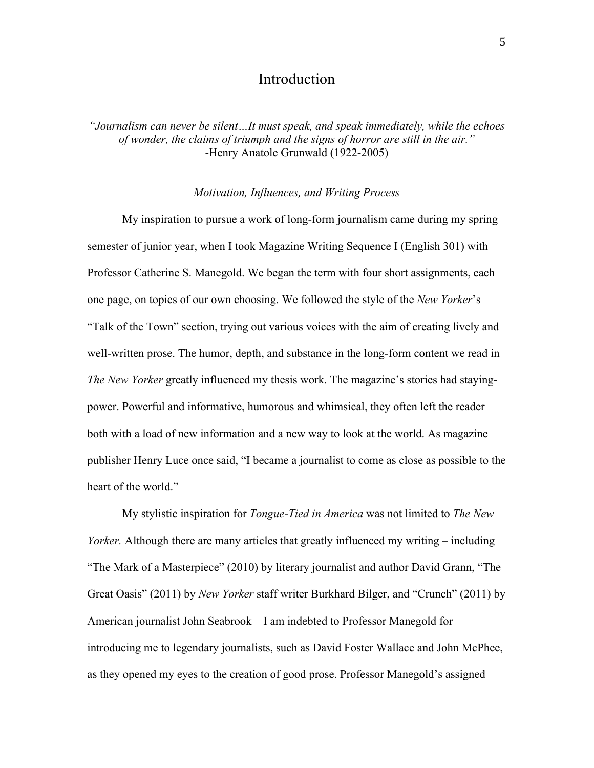# Introduction

*"Journalism can never be silent…It must speak, and speak immediately, while the echoes of wonder, the claims of triumph and the signs of horror are still in the air."*
-Henry Anatole Grunwald (1922-2005)

### *Motivation, Influences, and Writing Process*

My inspiration to pursue a work of long-form journalism came during my spring semester of junior year, when I took Magazine Writing Sequence I (English 301) with Professor Catherine S. Manegold. We began the term with four short assignments, each one page, on topics of our own choosing. We followed the style of the *New Yorker*'s "Talk of the Town" section, trying out various voices with the aim of creating lively and well-written prose. The humor, depth, and substance in the long-form content we read in *The New Yorker* greatly influenced my thesis work. The magazine's stories had staying-power. Powerful and informative, humorous and whimsical, they often left the reader both with a load of new information and a new way to look at the world. As magazine publisher Henry Luce once said, "I became a journalist to come as close as possible to the heart of the world."

My stylistic inspiration for *Tongue-Tied in America* was not limited to *The New Yorker.* Although there are many articles that greatly influenced my writing – including "The Mark of a Masterpiece" (2010) by literary journalist and author David Grann, "The Great Oasis" (2011) by *New Yorker* staff writer Burkhard Bilger, and "Crunch" (2011) by American journalist John Seabrook – I am indebted to Professor Manegold for introducing me to legendary journalists, such as David Foster Wallace and John McPhee, as they opened my eyes to the creation of good prose. Professor Manegold's assigned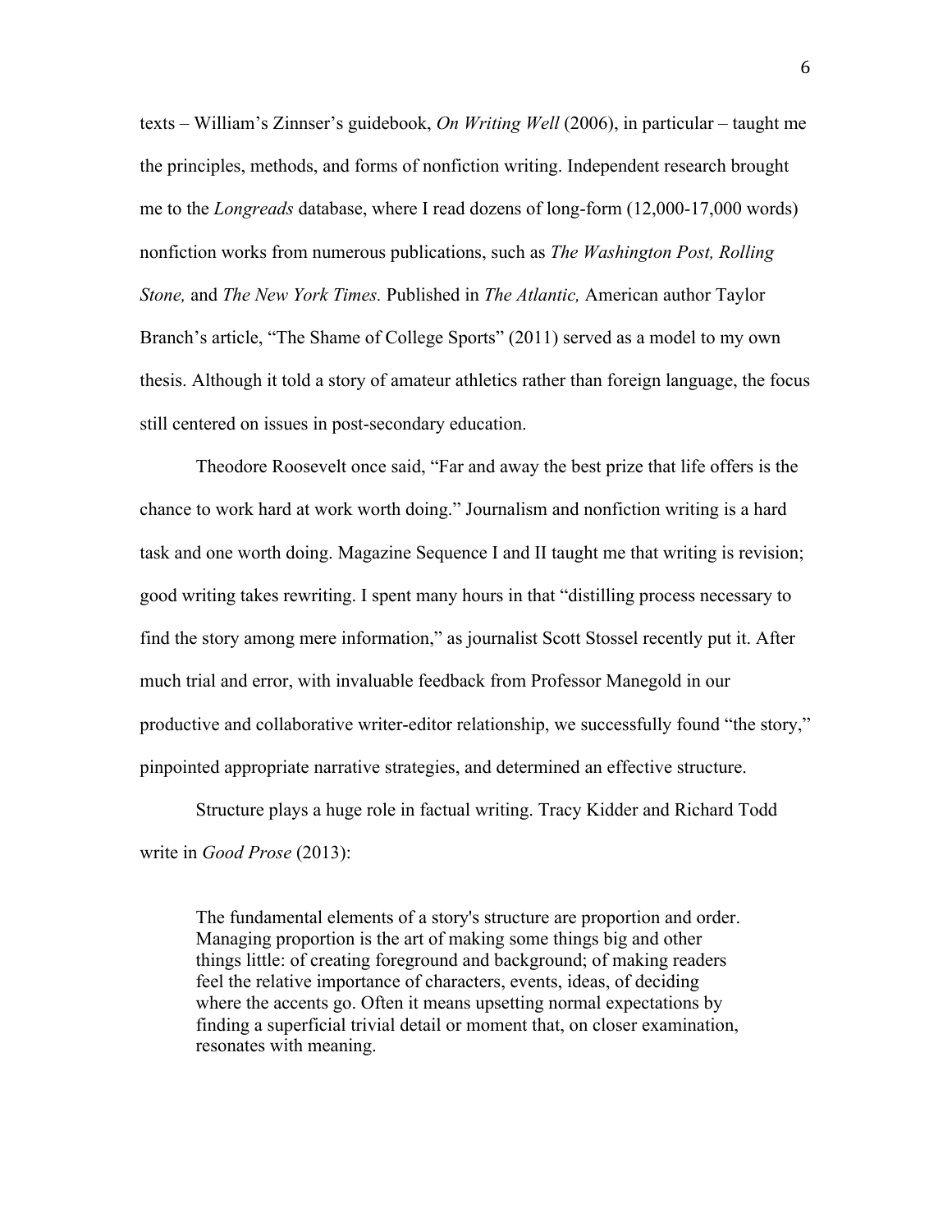texts – William's Zinnser's guidebook, *On Writing Well* (2006), in particular – taught me the principles, methods, and forms of nonfiction writing. Independent research brought me to the *Longreads* database, where I read dozens of long-form (12,000-17,000 words) nonfiction works from numerous publications, such as *The Washington Post, Rolling Stone,* and *The New York Times.* Published in *The Atlantic,* American author Taylor Branch's article, "The Shame of College Sports" (2011) served as a model to my own thesis. Although it told a story of amateur athletics rather than foreign language, the focus still centered on issues in post-secondary education.

Theodore Roosevelt once said, "Far and away the best prize that life offers is the chance to work hard at work worth doing." Journalism and nonfiction writing is a hard task and one worth doing. Magazine Sequence I and II taught me that writing is revision; good writing takes rewriting. I spent many hours in that "distilling process necessary to find the story among mere information," as journalist Scott Stossel recently put it. After much trial and error, with invaluable feedback from Professor Manegold in our productive and collaborative writer-editor relationship, we successfully found "the story," pinpointed appropriate narrative strategies, and determined an effective structure.

Structure plays a huge role in factual writing. Tracy Kidder and Richard Todd write in *Good Prose* (2013):

> The fundamental elements of a story's structure are proportion and order. Managing proportion is the art of making some things big and other things little: of creating foreground and background; of making readers feel the relative importance of characters, events, ideas, of deciding where the accents go. Often it means upsetting normal expectations by finding a superficial trivial detail or moment that, on closer examination, resonates with meaning.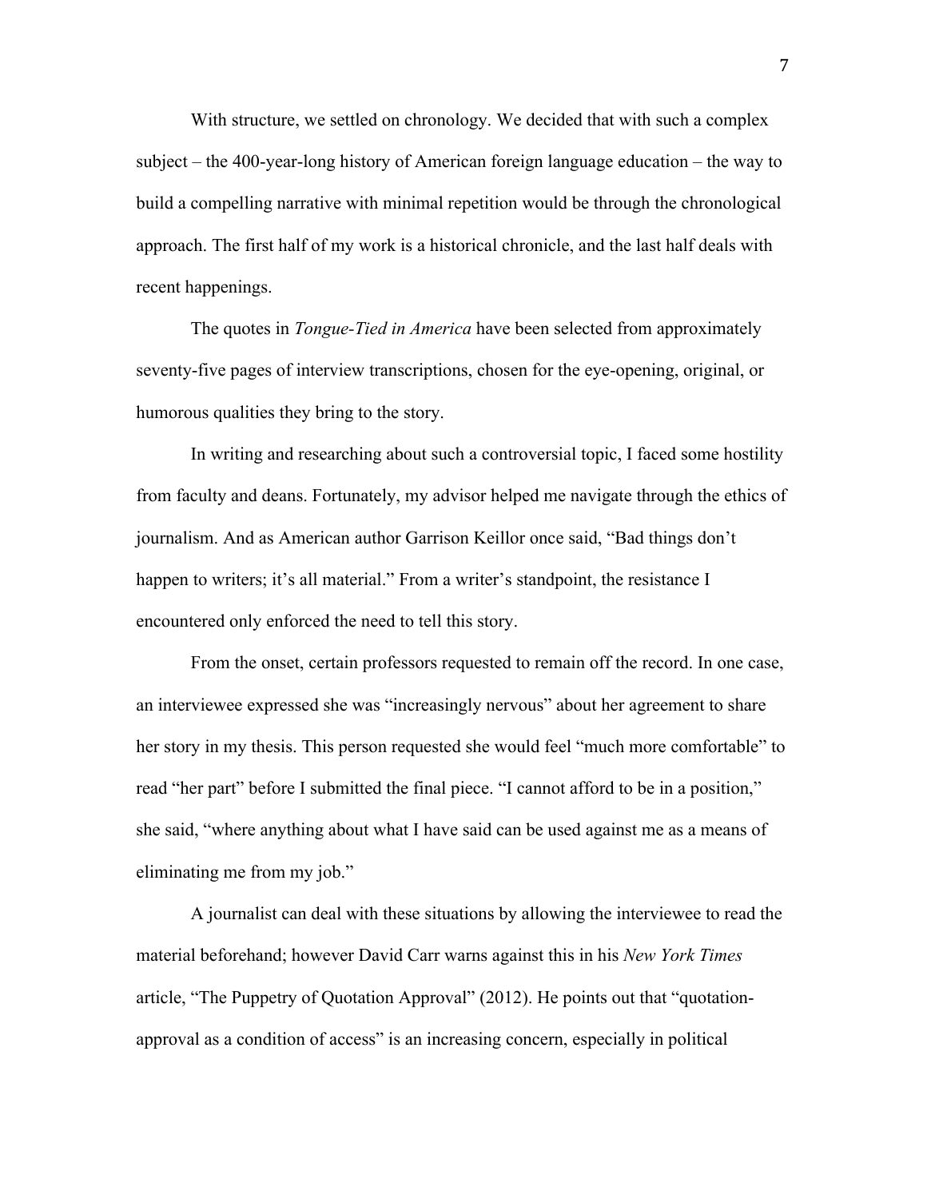With structure, we settled on chronology. We decided that with such a complex subject – the 400-year-long history of American foreign language education – the way to build a compelling narrative with minimal repetition would be through the chronological approach. The first half of my work is a historical chronicle, and the last half deals with recent happenings.

The quotes in *Tongue-Tied in America* have been selected from approximately seventy-five pages of interview transcriptions, chosen for the eye-opening, original, or humorous qualities they bring to the story.

In writing and researching about such a controversial topic, I faced some hostility from faculty and deans. Fortunately, my advisor helped me navigate through the ethics of journalism. And as American author Garrison Keillor once said, "Bad things don't happen to writers; it's all material." From a writer's standpoint, the resistance I encountered only enforced the need to tell this story.

From the onset, certain professors requested to remain off the record. In one case, an interviewee expressed she was "increasingly nervous" about her agreement to share her story in my thesis. This person requested she would feel "much more comfortable" to read "her part" before I submitted the final piece. "I cannot afford to be in a position," she said, "where anything about what I have said can be used against me as a means of eliminating me from my job."

A journalist can deal with these situations by allowing the interviewee to read the material beforehand; however David Carr warns against this in his *New York Times* article, "The Puppetry of Quotation Approval" (2012). He points out that "quotation-approval as a condition of access" is an increasing concern, especially in political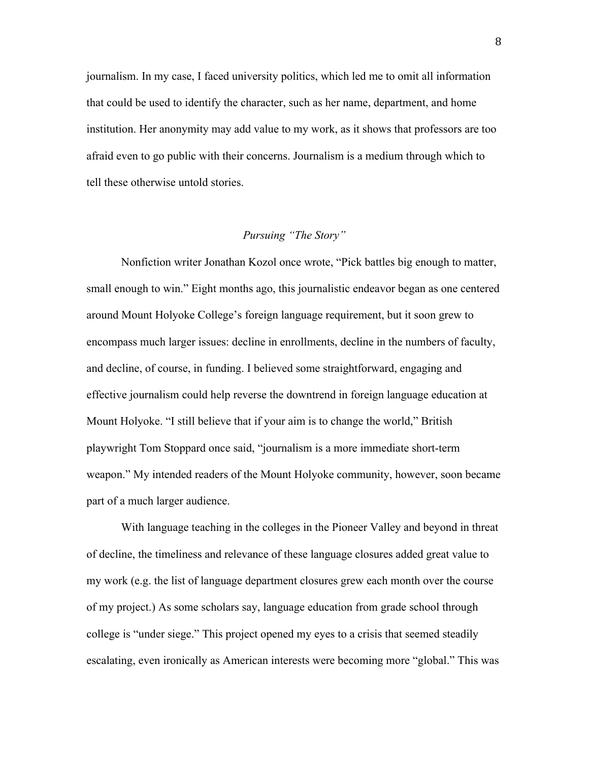journalism. In my case, I faced university politics, which led me to omit all information that could be used to identify the character, such as her name, department, and home institution. Her anonymity may add value to my work, as it shows that professors are too afraid even to go public with their concerns. Journalism is a medium through which to tell these otherwise untold stories.

### *Pursuing "The Story"*

Nonfiction writer Jonathan Kozol once wrote, "Pick battles big enough to matter, small enough to win." Eight months ago, this journalistic endeavor began as one centered around Mount Holyoke College's foreign language requirement, but it soon grew to encompass much larger issues: decline in enrollments, decline in the numbers of faculty, and decline, of course, in funding. I believed some straightforward, engaging and effective journalism could help reverse the downtrend in foreign language education at Mount Holyoke. "I still believe that if your aim is to change the world," British playwright Tom Stoppard once said, "journalism is a more immediate short-term weapon." My intended readers of the Mount Holyoke community, however, soon became part of a much larger audience.

With language teaching in the colleges in the Pioneer Valley and beyond in threat of decline, the timeliness and relevance of these language closures added great value to my work (e.g. the list of language department closures grew each month over the course of my project.) As some scholars say, language education from grade school through college is "under siege." This project opened my eyes to a crisis that seemed steadily escalating, even ironically as American interests were becoming more "global." This was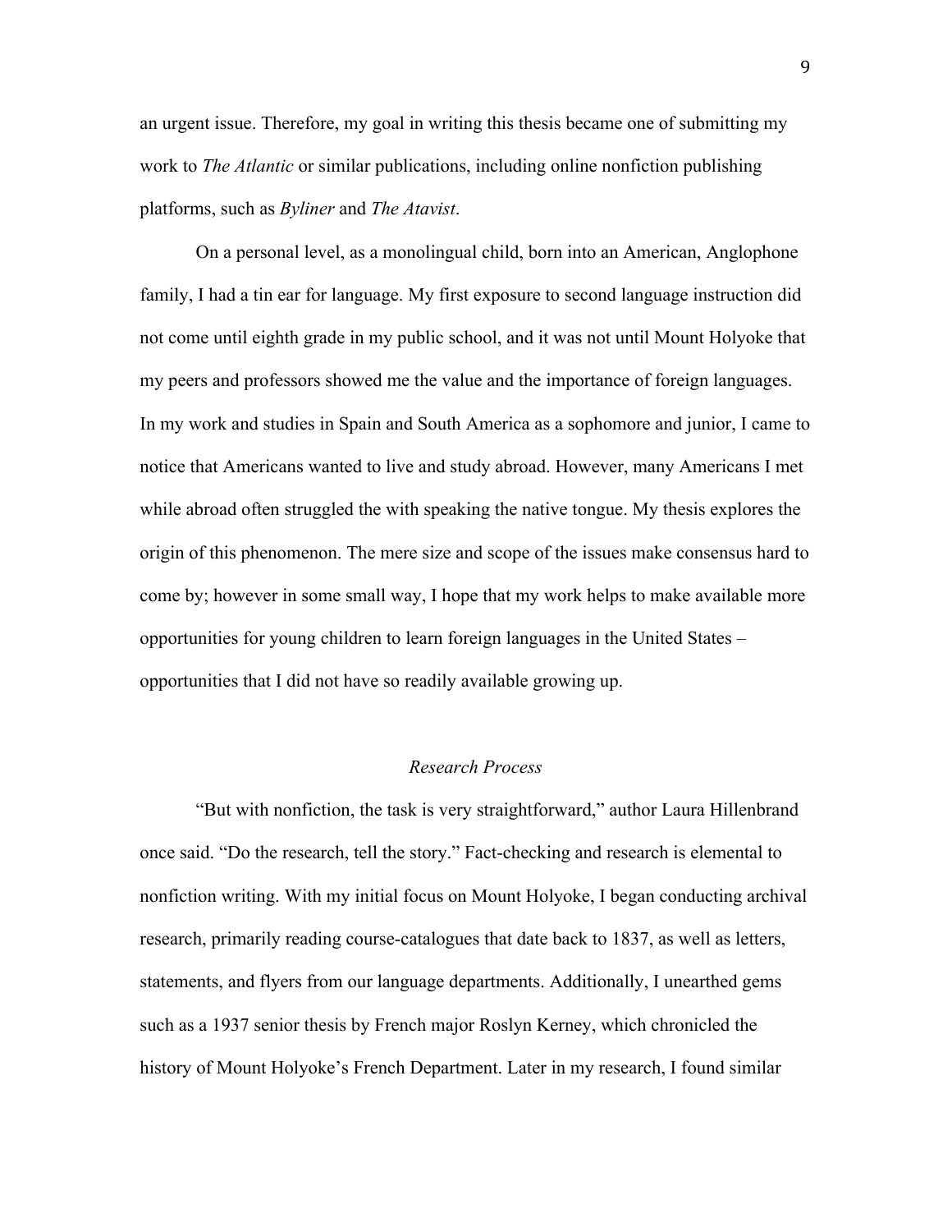an urgent issue. Therefore, my goal in writing this thesis became one of submitting my work to *The Atlantic* or similar publications, including online nonfiction publishing platforms, such as *Byliner* and *The Atavist*.

On a personal level, as a monolingual child, born into an American, Anglophone family, I had a tin ear for language. My first exposure to second language instruction did not come until eighth grade in my public school, and it was not until Mount Holyoke that my peers and professors showed me the value and the importance of foreign languages. In my work and studies in Spain and South America as a sophomore and junior, I came to notice that Americans wanted to live and study abroad. However, many Americans I met while abroad often struggled the with speaking the native tongue. My thesis explores the origin of this phenomenon. The mere size and scope of the issues make consensus hard to come by; however in some small way, I hope that my work helps to make available more opportunities for young children to learn foreign languages in the United States – opportunities that I did not have so readily available growing up.

### *Research Process*

"But with nonfiction, the task is very straightforward," author Laura Hillenbrand once said. "Do the research, tell the story." Fact-checking and research is elemental to nonfiction writing. With my initial focus on Mount Holyoke, I began conducting archival research, primarily reading course-catalogues that date back to 1837, as well as letters, statements, and flyers from our language departments. Additionally, I unearthed gems such as a 1937 senior thesis by French major Roslyn Kerney, which chronicled the history of Mount Holyoke's French Department. Later in my research, I found similar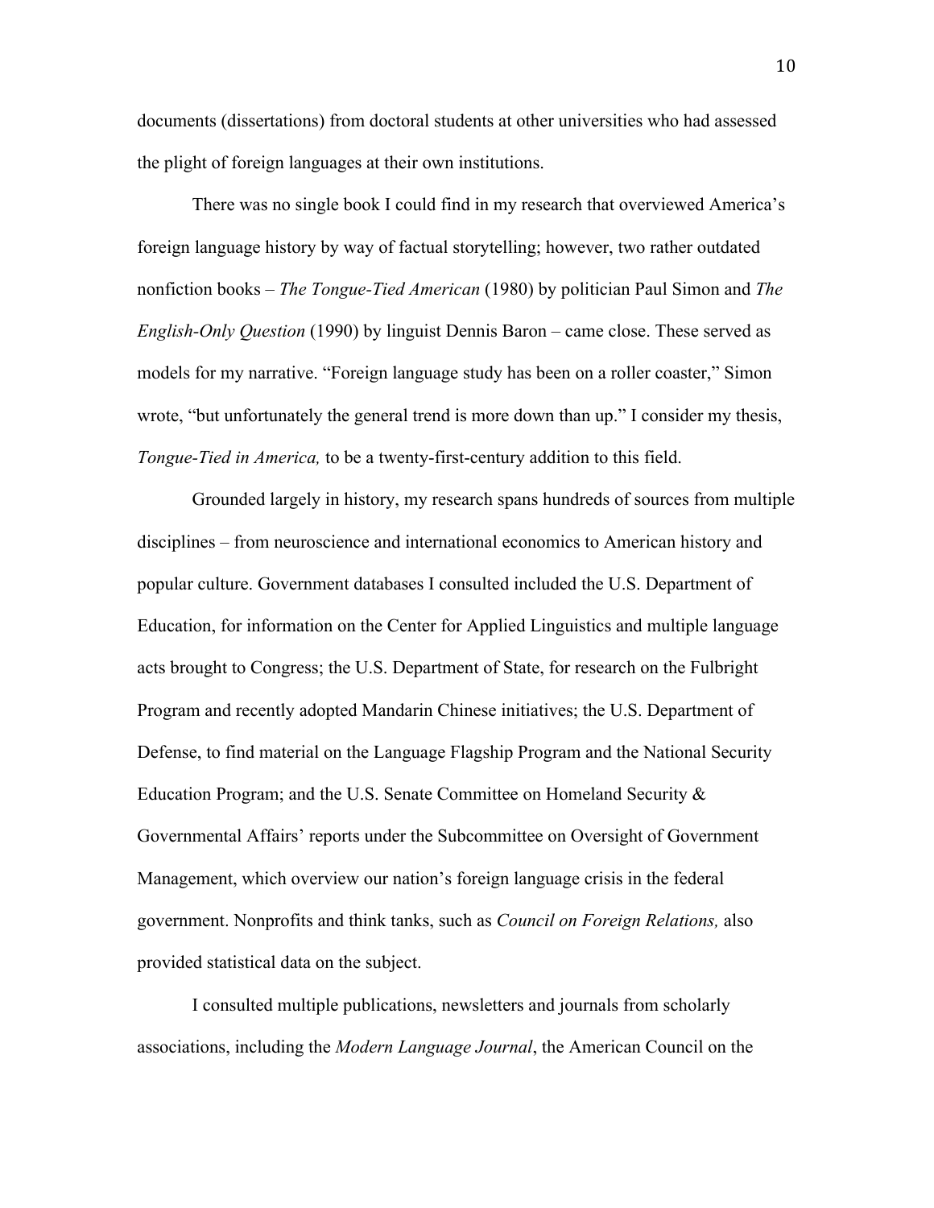documents (dissertations) from doctoral students at other universities who had assessed the plight of foreign languages at their own institutions.

There was no single book I could find in my research that overviewed America's foreign language history by way of factual storytelling; however, two rather outdated nonfiction books – *The Tongue-Tied American* (1980) by politician Paul Simon and *The English-Only Question* (1990) by linguist Dennis Baron – came close. These served as models for my narrative. "Foreign language study has been on a roller coaster," Simon wrote, "but unfortunately the general trend is more down than up." I consider my thesis, *Tongue-Tied in America,* to be a twenty-first-century addition to this field.

Grounded largely in history, my research spans hundreds of sources from multiple disciplines – from neuroscience and international economics to American history and popular culture. Government databases I consulted included the U.S. Department of Education, for information on the Center for Applied Linguistics and multiple language acts brought to Congress; the U.S. Department of State, for research on the Fulbright Program and recently adopted Mandarin Chinese initiatives; the U.S. Department of Defense, to find material on the Language Flagship Program and the National Security Education Program; and the U.S. Senate Committee on Homeland Security & Governmental Affairs' reports under the Subcommittee on Oversight of Government Management, which overview our nation's foreign language crisis in the federal government. Nonprofits and think tanks, such as *Council on Foreign Relations,* also provided statistical data on the subject.

I consulted multiple publications, newsletters and journals from scholarly associations, including the *Modern Language Journal*, the American Council on the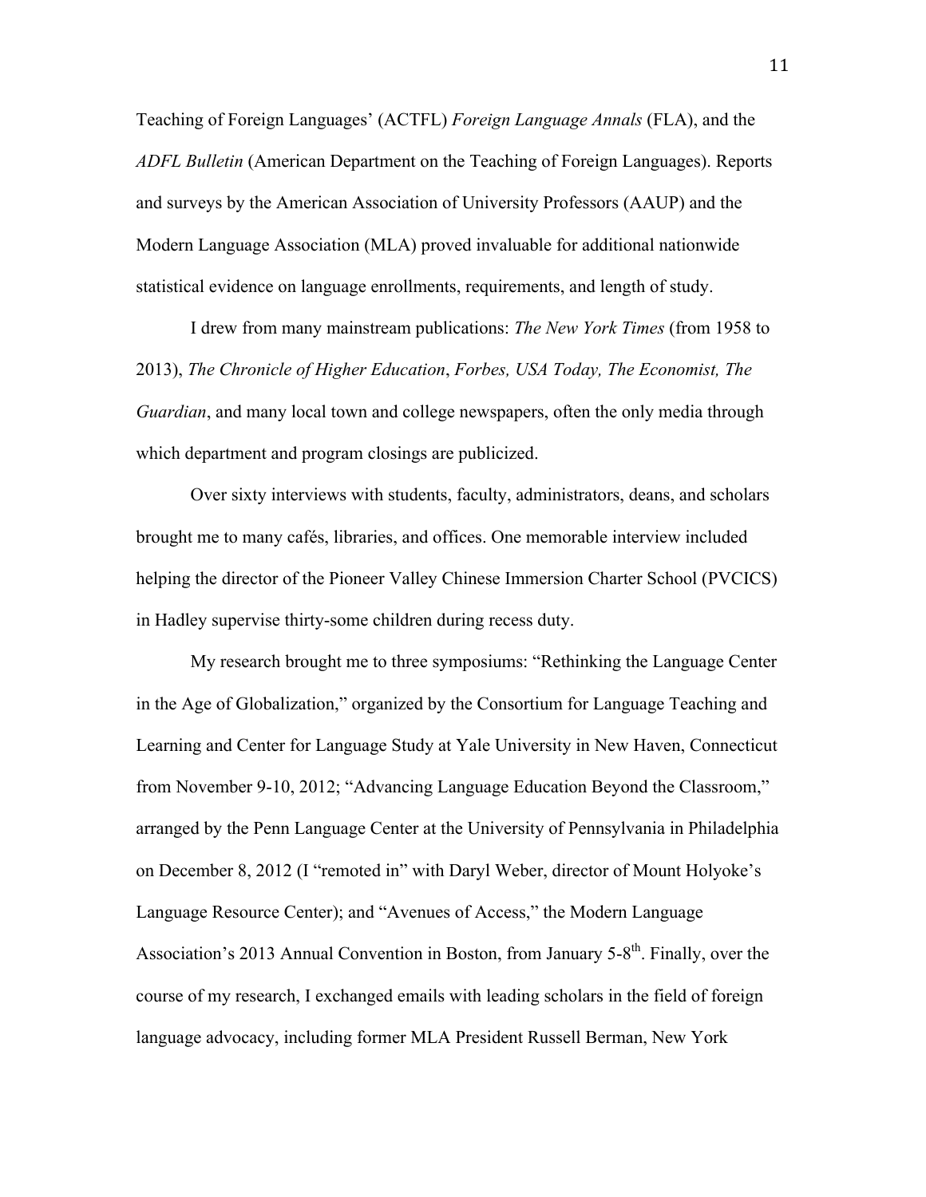Teaching of Foreign Languages' (ACTFL) *Foreign Language Annals* (FLA), and the *ADFL Bulletin* (American Department on the Teaching of Foreign Languages). Reports and surveys by the American Association of University Professors (AAUP) and the Modern Language Association (MLA) proved invaluable for additional nationwide statistical evidence on language enrollments, requirements, and length of study.

I drew from many mainstream publications: *The New York Times* (from 1958 to 2013), *The Chronicle of Higher Education*, *Forbes, USA Today, The Economist, The Guardian*, and many local town and college newspapers, often the only media through which department and program closings are publicized.

Over sixty interviews with students, faculty, administrators, deans, and scholars brought me to many cafés, libraries, and offices. One memorable interview included helping the director of the Pioneer Valley Chinese Immersion Charter School (PVCICS) in Hadley supervise thirty-some children during recess duty.

My research brought me to three symposiums: "Rethinking the Language Center in the Age of Globalization," organized by the Consortium for Language Teaching and Learning and Center for Language Study at Yale University in New Haven, Connecticut from November 9-10, 2012; "Advancing Language Education Beyond the Classroom," arranged by the Penn Language Center at the University of Pennsylvania in Philadelphia on December 8, 2012 (I "remoted in" with Daryl Weber, director of Mount Holyoke's Language Resource Center); and "Avenues of Access," the Modern Language Association's 2013 Annual Convention in Boston, from January 5-8th. Finally, over the course of my research, I exchanged emails with leading scholars in the field of foreign language advocacy, including former MLA President Russell Berman, New York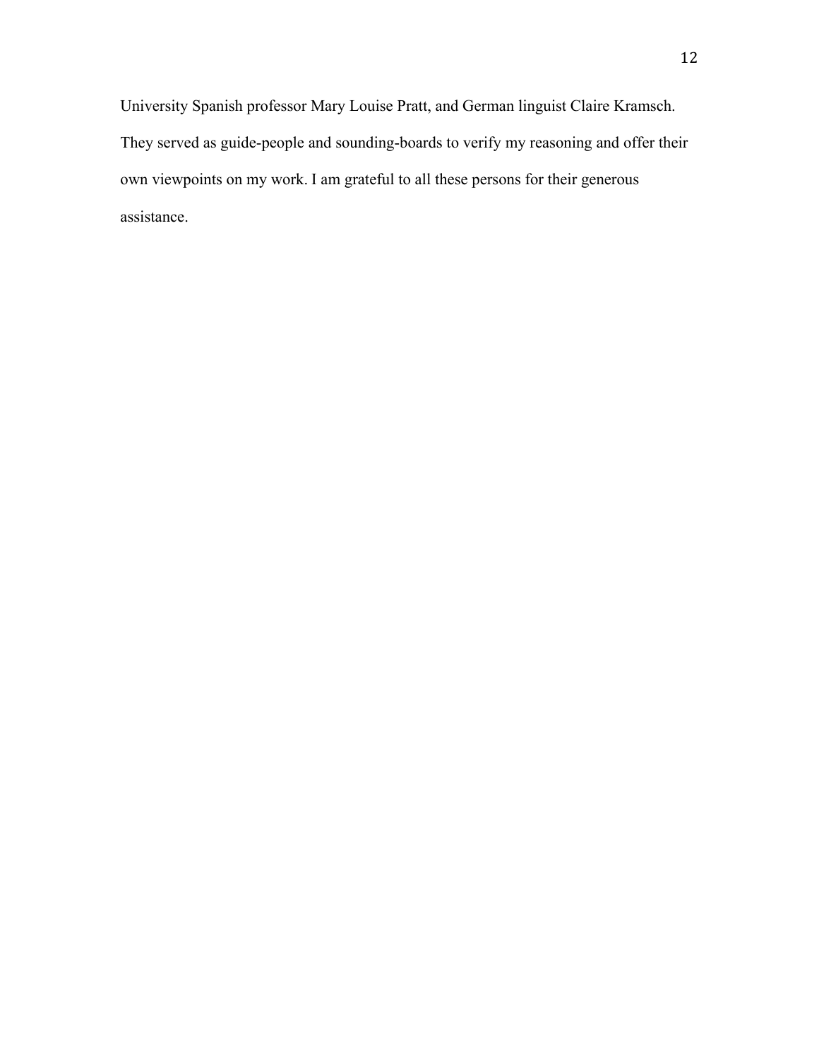University Spanish professor Mary Louise Pratt, and German linguist Claire Kramsch. They served as guide-people and sounding-boards to verify my reasoning and offer their own viewpoints on my work. I am grateful to all these persons for their generous assistance.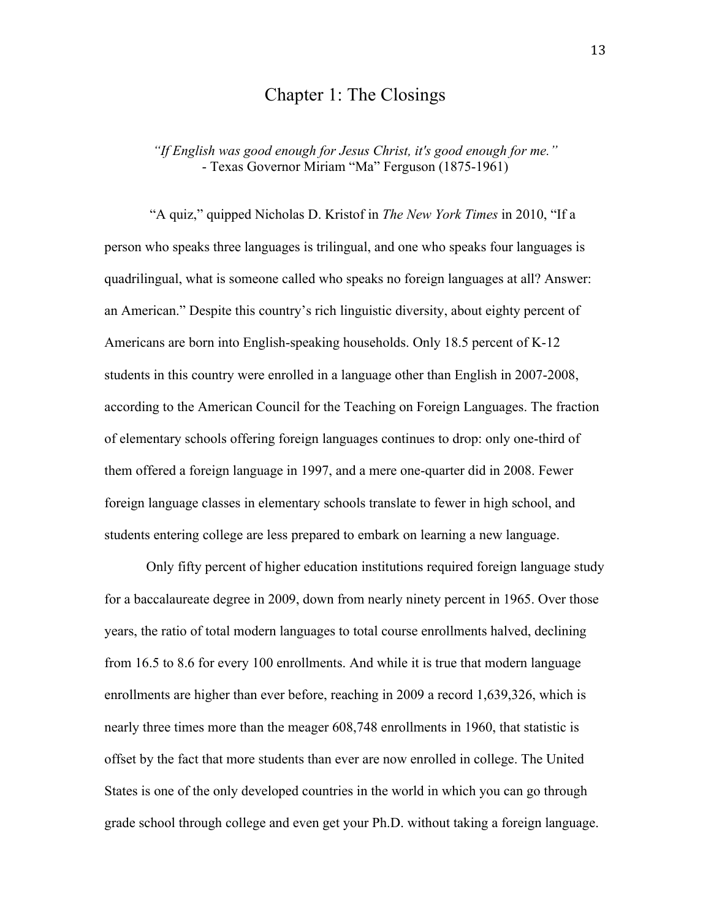# Chapter 1: The Closings

*"If English was good enough for Jesus Christ, it's good enough for me."*
- Texas Governor Miriam "Ma" Ferguson (1875-1961)

"A quiz," quipped Nicholas D. Kristof in *The New York Times* in 2010, "If a person who speaks three languages is trilingual, and one who speaks four languages is quadrilingual, what is someone called who speaks no foreign languages at all? Answer: an American." Despite this country's rich linguistic diversity, about eighty percent of Americans are born into English-speaking households. Only 18.5 percent of K-12 students in this country were enrolled in a language other than English in 2007-2008, according to the American Council for the Teaching on Foreign Languages. The fraction of elementary schools offering foreign languages continues to drop: only one-third of them offered a foreign language in 1997, and a mere one-quarter did in 2008. Fewer foreign language classes in elementary schools translate to fewer in high school, and students entering college are less prepared to embark on learning a new language.

Only fifty percent of higher education institutions required foreign language study for a baccalaureate degree in 2009, down from nearly ninety percent in 1965. Over those years, the ratio of total modern languages to total course enrollments halved, declining from 16.5 to 8.6 for every 100 enrollments. And while it is true that modern language enrollments are higher than ever before, reaching in 2009 a record 1,639,326, which is nearly three times more than the meager 608,748 enrollments in 1960, that statistic is offset by the fact that more students than ever are now enrolled in college. The United States is one of the only developed countries in the world in which you can go through grade school through college and even get your Ph.D. without taking a foreign language.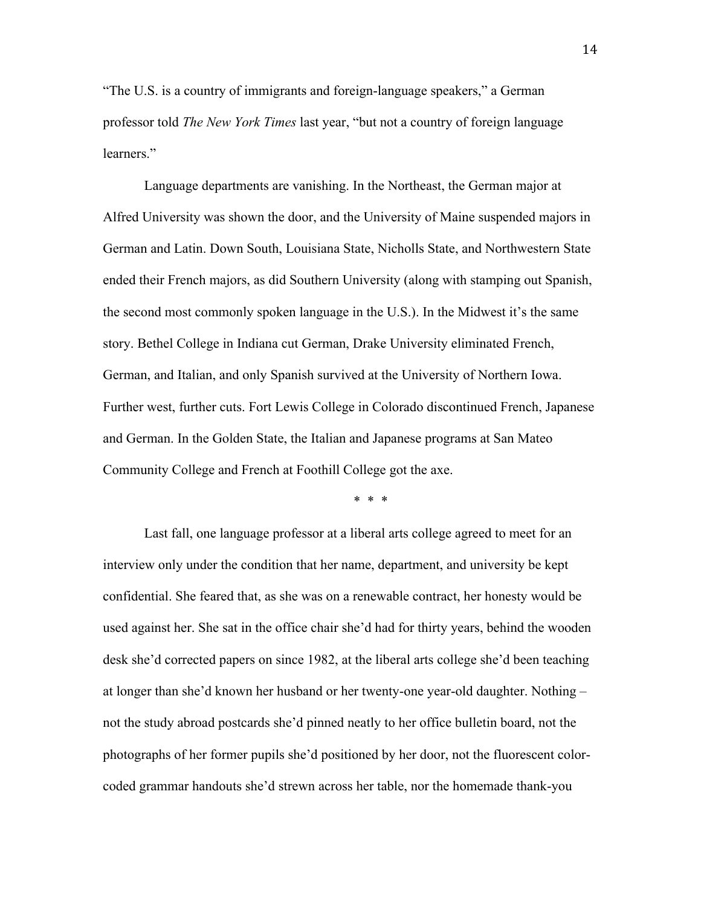"The U.S. is a country of immigrants and foreign-language speakers," a German professor told *The New York Times* last year, "but not a country of foreign language learners."

Language departments are vanishing. In the Northeast, the German major at Alfred University was shown the door, and the University of Maine suspended majors in German and Latin. Down South, Louisiana State, Nicholls State, and Northwestern State ended their French majors, as did Southern University (along with stamping out Spanish, the second most commonly spoken language in the U.S.). In the Midwest it's the same story. Bethel College in Indiana cut German, Drake University eliminated French, German, and Italian, and only Spanish survived at the University of Northern Iowa. Further west, further cuts. Fort Lewis College in Colorado discontinued French, Japanese and German. In the Golden State, the Italian and Japanese programs at San Mateo Community College and French at Foothill College got the axe.

\* \* \*

Last fall, one language professor at a liberal arts college agreed to meet for an interview only under the condition that her name, department, and university be kept confidential. She feared that, as she was on a renewable contract, her honesty would be used against her. She sat in the office chair she'd had for thirty years, behind the wooden desk she'd corrected papers on since 1982, at the liberal arts college she'd been teaching at longer than she'd known her husband or her twenty-one year-old daughter. Nothing – not the study abroad postcards she'd pinned neatly to her office bulletin board, not the photographs of her former pupils she'd positioned by her door, not the fluorescent color-coded grammar handouts she'd strewn across her table, nor the homemade thank-you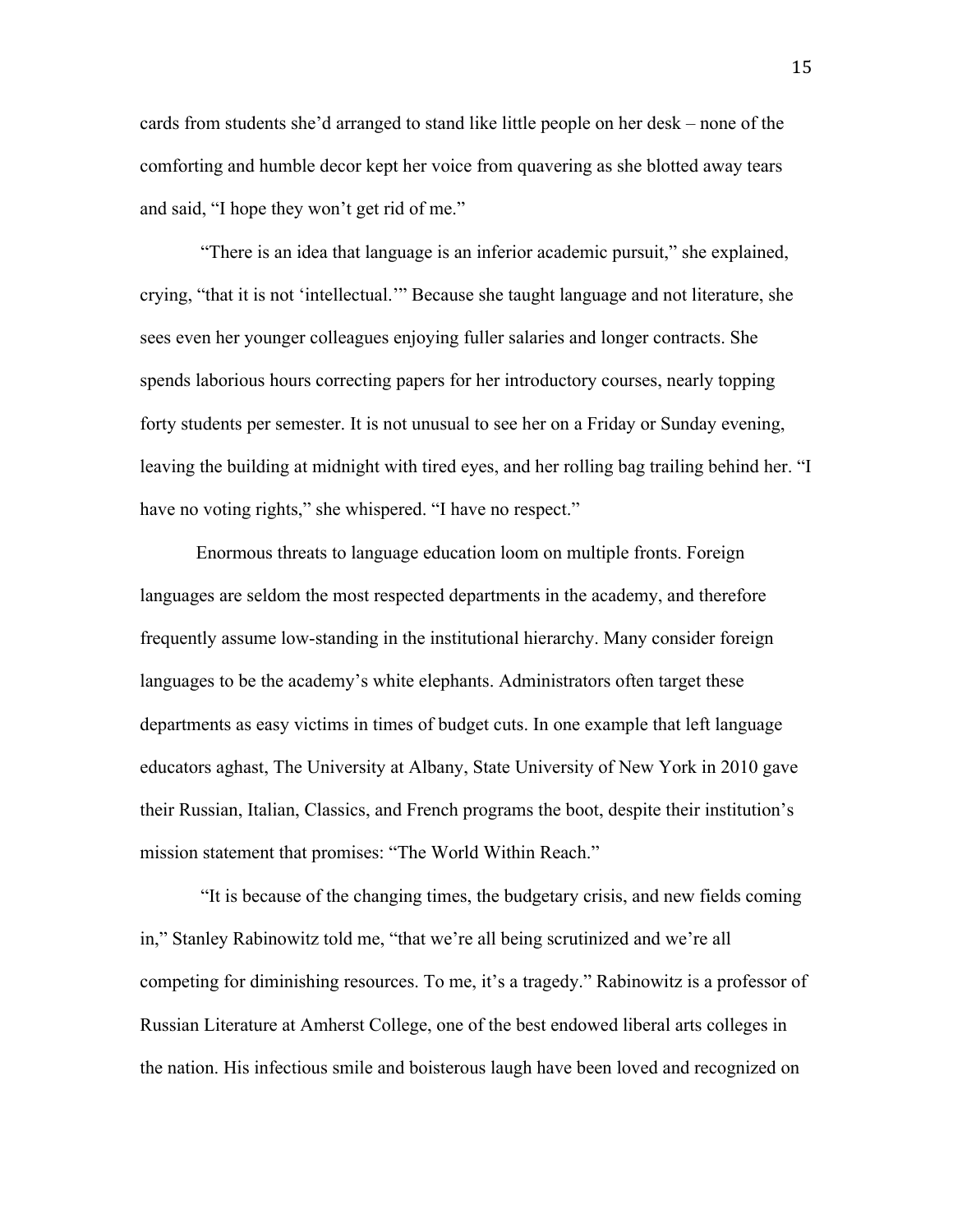cards from students she'd arranged to stand like little people on her desk – none of the comforting and humble decor kept her voice from quavering as she blotted away tears and said, "I hope they won't get rid of me."

"There is an idea that language is an inferior academic pursuit," she explained, crying, "that it is not 'intellectual.'" Because she taught language and not literature, she sees even her younger colleagues enjoying fuller salaries and longer contracts. She spends laborious hours correcting papers for her introductory courses, nearly topping forty students per semester. It is not unusual to see her on a Friday or Sunday evening, leaving the building at midnight with tired eyes, and her rolling bag trailing behind her. "I have no voting rights," she whispered. "I have no respect."

Enormous threats to language education loom on multiple fronts. Foreign languages are seldom the most respected departments in the academy, and therefore frequently assume low-standing in the institutional hierarchy. Many consider foreign languages to be the academy's white elephants. Administrators often target these departments as easy victims in times of budget cuts. In one example that left language educators aghast, The University at Albany, State University of New York in 2010 gave their Russian, Italian, Classics, and French programs the boot, despite their institution's mission statement that promises: "The World Within Reach."

"It is because of the changing times, the budgetary crisis, and new fields coming in," Stanley Rabinowitz told me, "that we're all being scrutinized and we're all competing for diminishing resources. To me, it's a tragedy." Rabinowitz is a professor of Russian Literature at Amherst College, one of the best endowed liberal arts colleges in the nation. His infectious smile and boisterous laugh have been loved and recognized on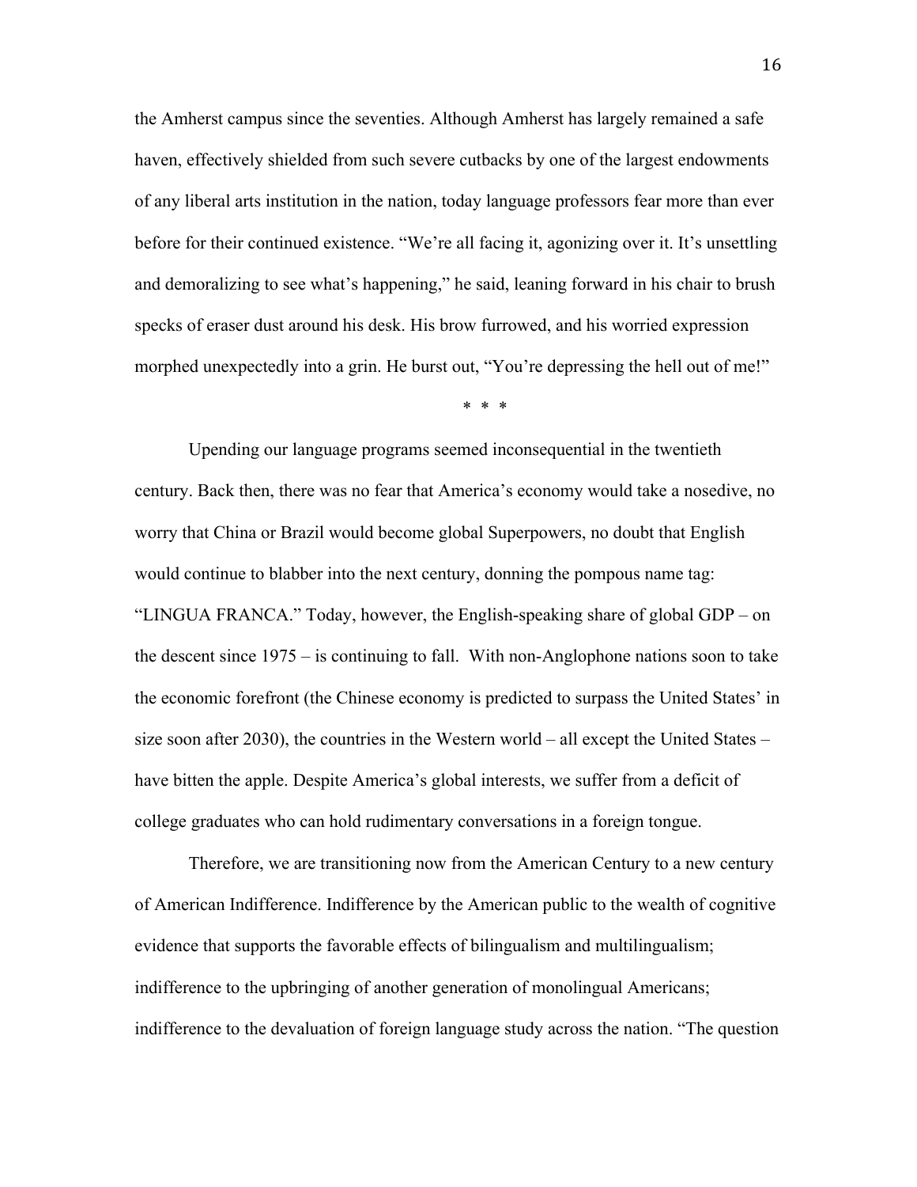the Amherst campus since the seventies. Although Amherst has largely remained a safe haven, effectively shielded from such severe cutbacks by one of the largest endowments of any liberal arts institution in the nation, today language professors fear more than ever before for their continued existence. "We're all facing it, agonizing over it. It's unsettling and demoralizing to see what's happening," he said, leaning forward in his chair to brush specks of eraser dust around his desk. His brow furrowed, and his worried expression morphed unexpectedly into a grin. He burst out, "You're depressing the hell out of me!"

\* \* \*

Upending our language programs seemed inconsequential in the twentieth century. Back then, there was no fear that America's economy would take a nosedive, no worry that China or Brazil would become global Superpowers, no doubt that English would continue to blabber into the next century, donning the pompous name tag: "LINGUA FRANCA." Today, however, the English-speaking share of global GDP – on the descent since 1975 – is continuing to fall. With non-Anglophone nations soon to take the economic forefront (the Chinese economy is predicted to surpass the United States' in size soon after 2030), the countries in the Western world – all except the United States – have bitten the apple. Despite America's global interests, we suffer from a deficit of college graduates who can hold rudimentary conversations in a foreign tongue.

Therefore, we are transitioning now from the American Century to a new century of American Indifference. Indifference by the American public to the wealth of cognitive evidence that supports the favorable effects of bilingualism and multilingualism; indifference to the upbringing of another generation of monolingual Americans; indifference to the devaluation of foreign language study across the nation. "The question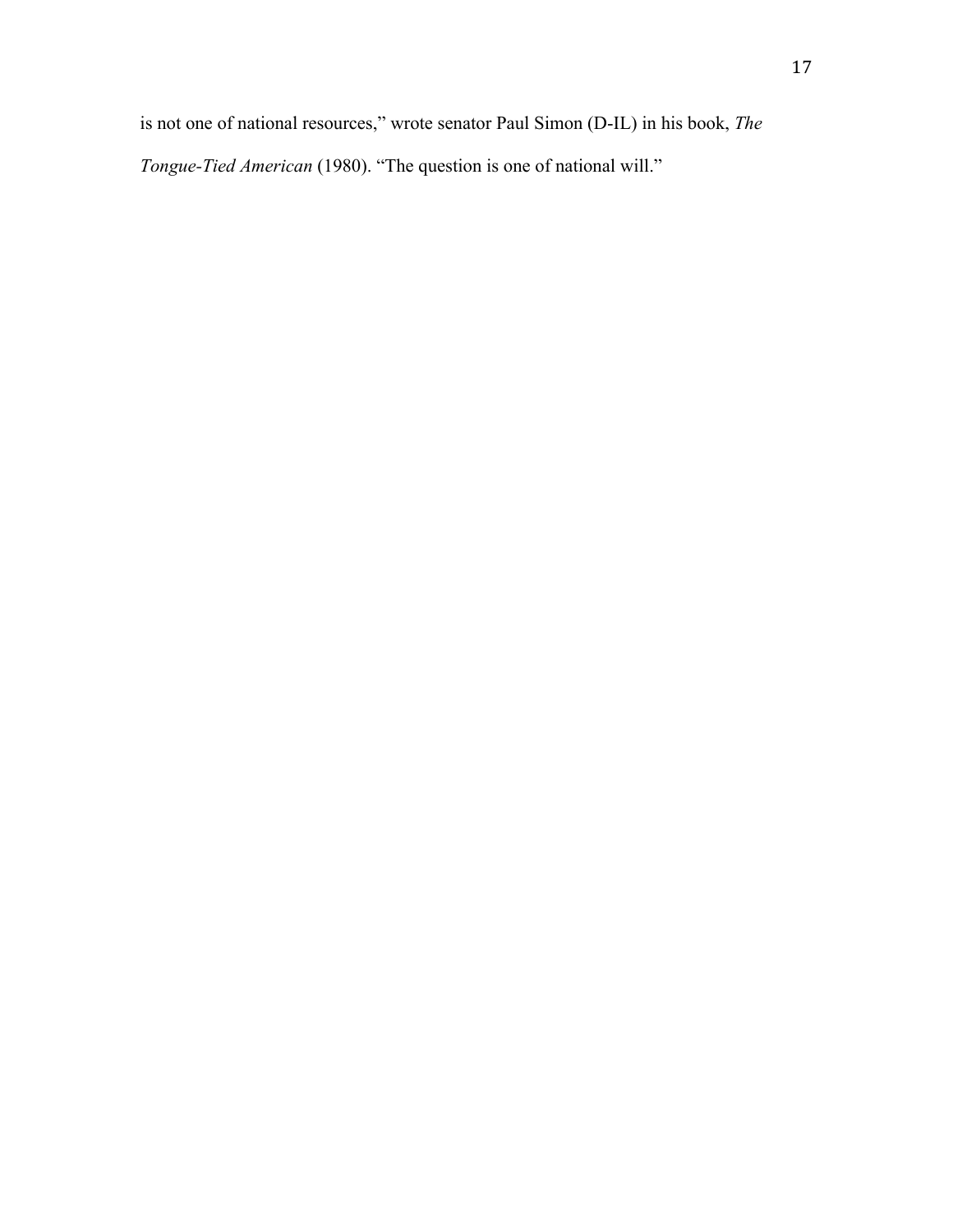is not one of national resources," wrote senator Paul Simon (D-IL) in his book, *The Tongue-Tied American* (1980). "The question is one of national will."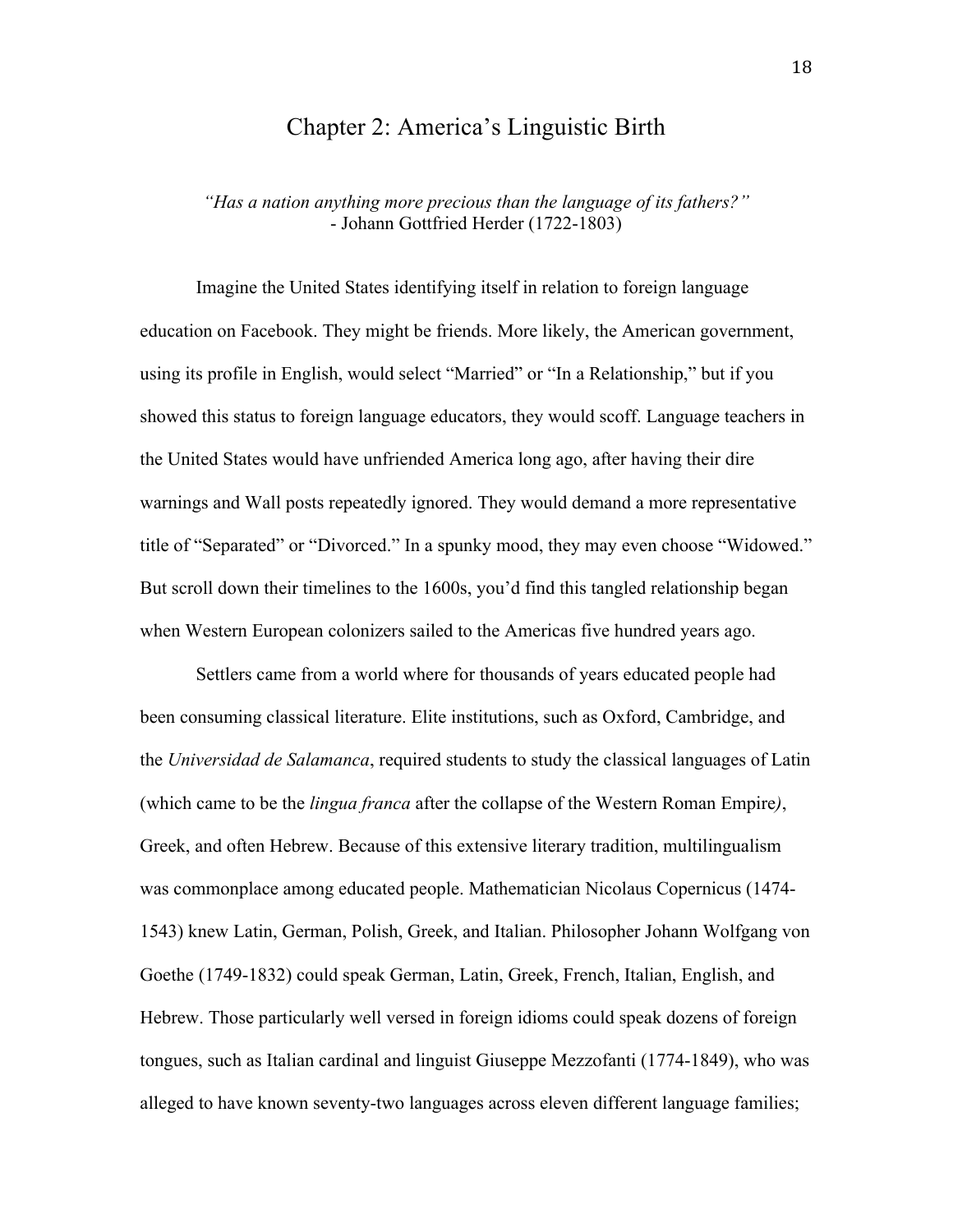# Chapter 2: America's Linguistic Birth

*"Has a nation anything more precious than the language of its fathers?"*
- Johann Gottfried Herder (1722-1803)

Imagine the United States identifying itself in relation to foreign language education on Facebook. They might be friends. More likely, the American government, using its profile in English, would select "Married" or "In a Relationship," but if you showed this status to foreign language educators, they would scoff. Language teachers in the United States would have unfriended America long ago, after having their dire warnings and Wall posts repeatedly ignored. They would demand a more representative title of "Separated" or "Divorced." In a spunky mood, they may even choose "Widowed." But scroll down their timelines to the 1600s, you'd find this tangled relationship began when Western European colonizers sailed to the Americas five hundred years ago.

Settlers came from a world where for thousands of years educated people had been consuming classical literature. Elite institutions, such as Oxford, Cambridge, and the *Universidad de Salamanca*, required students to study the classical languages of Latin (which came to be the *lingua franca* after the collapse of the Western Roman Empire*)*, Greek, and often Hebrew. Because of this extensive literary tradition, multilingualism was commonplace among educated people. Mathematician Nicolaus Copernicus (1474-1543) knew Latin, German, Polish, Greek, and Italian. Philosopher Johann Wolfgang von Goethe (1749-1832) could speak German, Latin, Greek, French, Italian, English, and Hebrew. Those particularly well versed in foreign idioms could speak dozens of foreign tongues, such as Italian cardinal and linguist Giuseppe Mezzofanti (1774-1849), who was alleged to have known seventy-two languages across eleven different language families;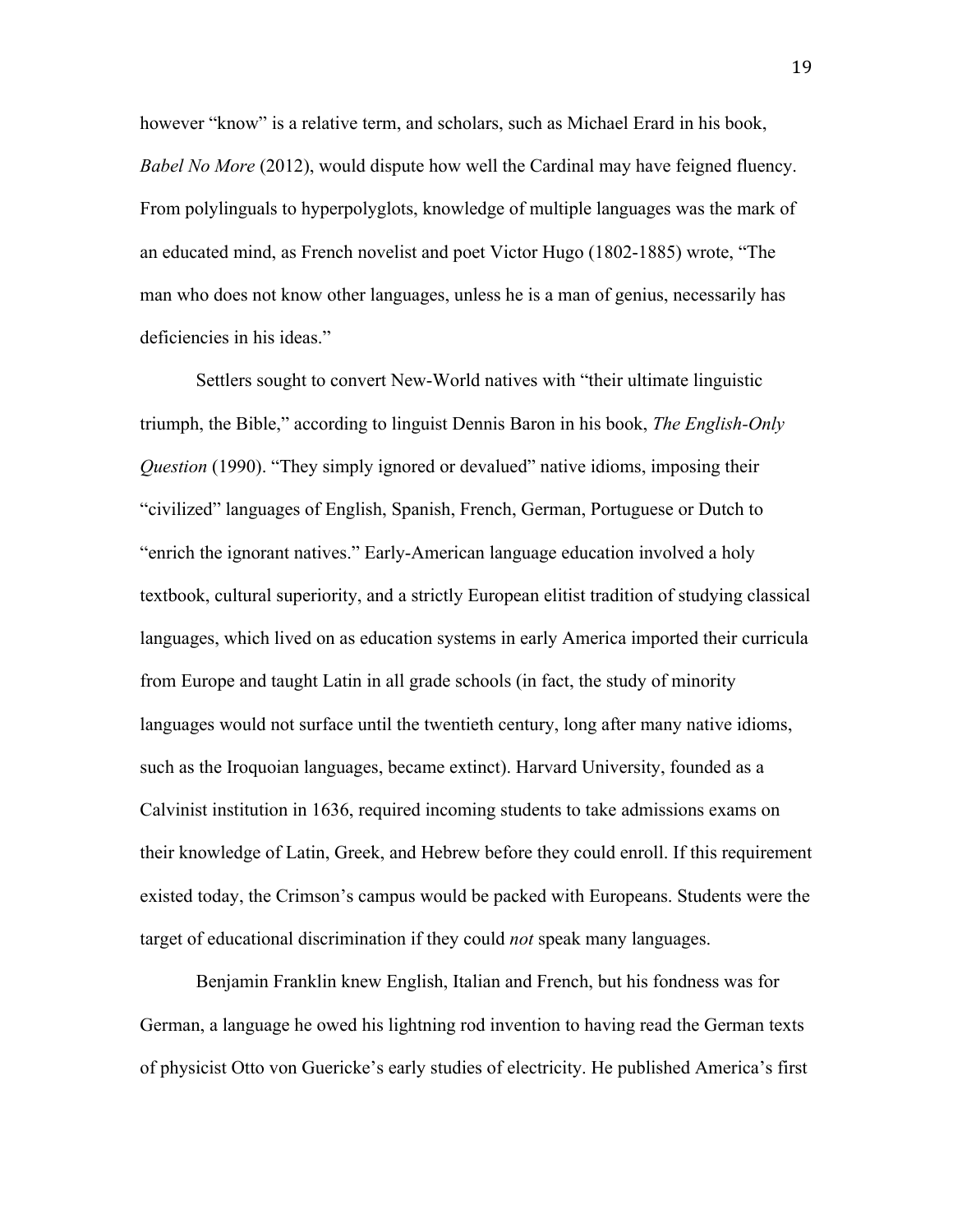however "know" is a relative term, and scholars, such as Michael Erard in his book, *Babel No More* (2012), would dispute how well the Cardinal may have feigned fluency. From polylinguals to hyperpolyglots, knowledge of multiple languages was the mark of an educated mind, as French novelist and poet Victor Hugo (1802-1885) wrote, "The man who does not know other languages, unless he is a man of genius, necessarily has deficiencies in his ideas."

Settlers sought to convert New-World natives with "their ultimate linguistic triumph, the Bible," according to linguist Dennis Baron in his book, *The English-Only Question* (1990). "They simply ignored or devalued" native idioms, imposing their "civilized" languages of English, Spanish, French, German, Portuguese or Dutch to "enrich the ignorant natives." Early-American language education involved a holy textbook, cultural superiority, and a strictly European elitist tradition of studying classical languages, which lived on as education systems in early America imported their curricula from Europe and taught Latin in all grade schools (in fact, the study of minority languages would not surface until the twentieth century, long after many native idioms, such as the Iroquoian languages, became extinct). Harvard University, founded as a Calvinist institution in 1636, required incoming students to take admissions exams on their knowledge of Latin, Greek, and Hebrew before they could enroll. If this requirement existed today, the Crimson's campus would be packed with Europeans. Students were the target of educational discrimination if they could *not* speak many languages.

Benjamin Franklin knew English, Italian and French, but his fondness was for German, a language he owed his lightning rod invention to having read the German texts of physicist Otto von Guericke's early studies of electricity. He published America's first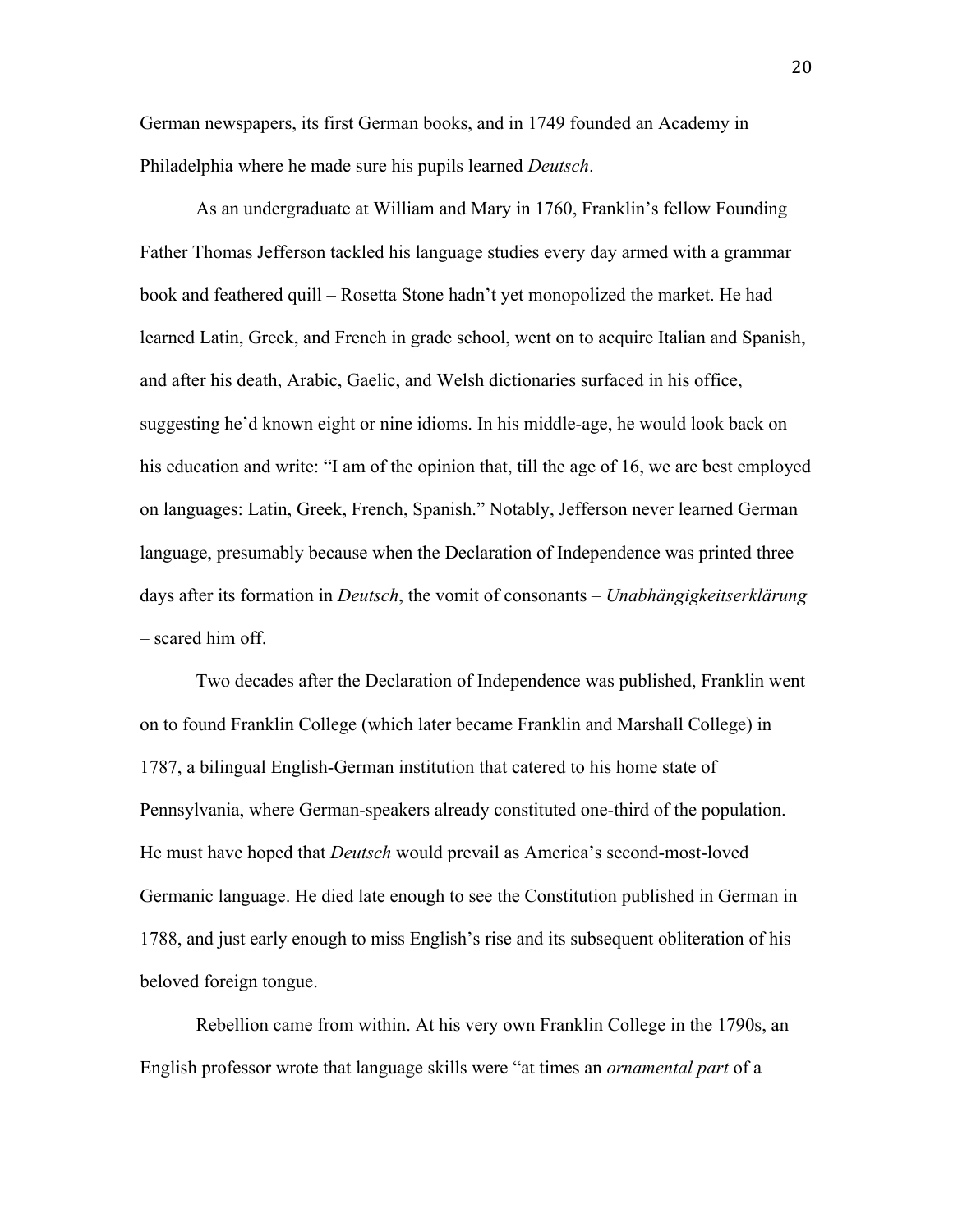German newspapers, its first German books, and in 1749 founded an Academy in Philadelphia where he made sure his pupils learned *Deutsch*.

As an undergraduate at William and Mary in 1760, Franklin's fellow Founding Father Thomas Jefferson tackled his language studies every day armed with a grammar book and feathered quill – Rosetta Stone hadn't yet monopolized the market. He had learned Latin, Greek, and French in grade school, went on to acquire Italian and Spanish, and after his death, Arabic, Gaelic, and Welsh dictionaries surfaced in his office, suggesting he'd known eight or nine idioms. In his middle-age, he would look back on his education and write: "I am of the opinion that, till the age of 16, we are best employed on languages: Latin, Greek, French, Spanish." Notably, Jefferson never learned German language, presumably because when the Declaration of Independence was printed three days after its formation in *Deutsch*, the vomit of consonants – *Unabhängigkeitserklärung* – scared him off.

Two decades after the Declaration of Independence was published, Franklin went on to found Franklin College (which later became Franklin and Marshall College) in 1787, a bilingual English-German institution that catered to his home state of Pennsylvania, where German-speakers already constituted one-third of the population. He must have hoped that *Deutsch* would prevail as America's second-most-loved Germanic language. He died late enough to see the Constitution published in German in 1788, and just early enough to miss English's rise and its subsequent obliteration of his beloved foreign tongue.

Rebellion came from within. At his very own Franklin College in the 1790s, an English professor wrote that language skills were "at times an *ornamental part* of a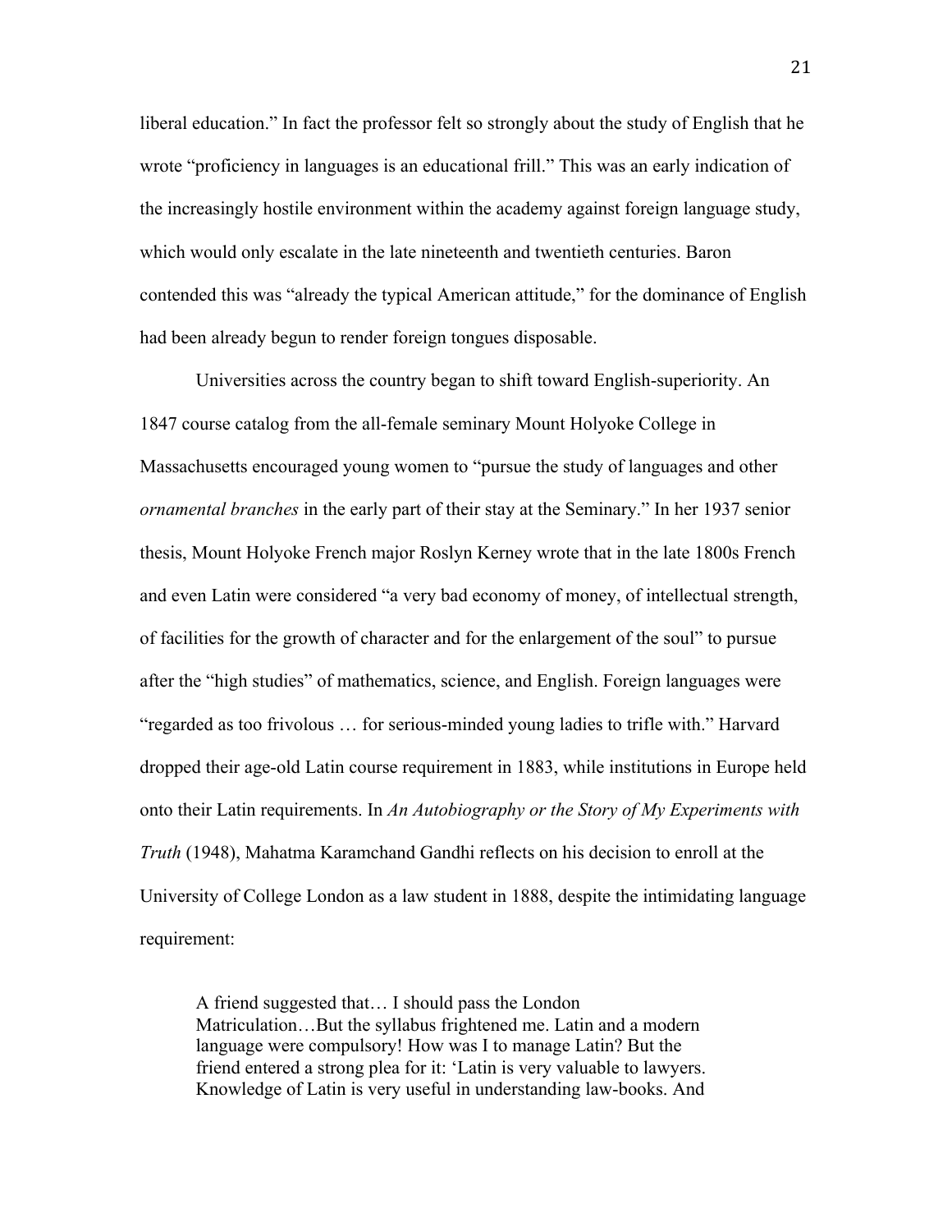liberal education." In fact the professor felt so strongly about the study of English that he wrote "proficiency in languages is an educational frill." This was an early indication of the increasingly hostile environment within the academy against foreign language study, which would only escalate in the late nineteenth and twentieth centuries. Baron contended this was "already the typical American attitude," for the dominance of English had been already begun to render foreign tongues disposable.

Universities across the country began to shift toward English-superiority. An 1847 course catalog from the all-female seminary Mount Holyoke College in Massachusetts encouraged young women to "pursue the study of languages and other *ornamental branches* in the early part of their stay at the Seminary." In her 1937 senior thesis, Mount Holyoke French major Roslyn Kerney wrote that in the late 1800s French and even Latin were considered "a very bad economy of money, of intellectual strength, of facilities for the growth of character and for the enlargement of the soul" to pursue after the "high studies" of mathematics, science, and English. Foreign languages were "regarded as too frivolous … for serious-minded young ladies to trifle with." Harvard dropped their age-old Latin course requirement in 1883, while institutions in Europe held onto their Latin requirements. In *An Autobiography or the Story of My Experiments with Truth* (1948), Mahatma Karamchand Gandhi reflects on his decision to enroll at the University of College London as a law student in 1888, despite the intimidating language requirement:

> A friend suggested that… I should pass the London Matriculation…But the syllabus frightened me. Latin and a modern language were compulsory! How was I to manage Latin? But the friend entered a strong plea for it: 'Latin is very valuable to lawyers. Knowledge of Latin is very useful in understanding law-books. And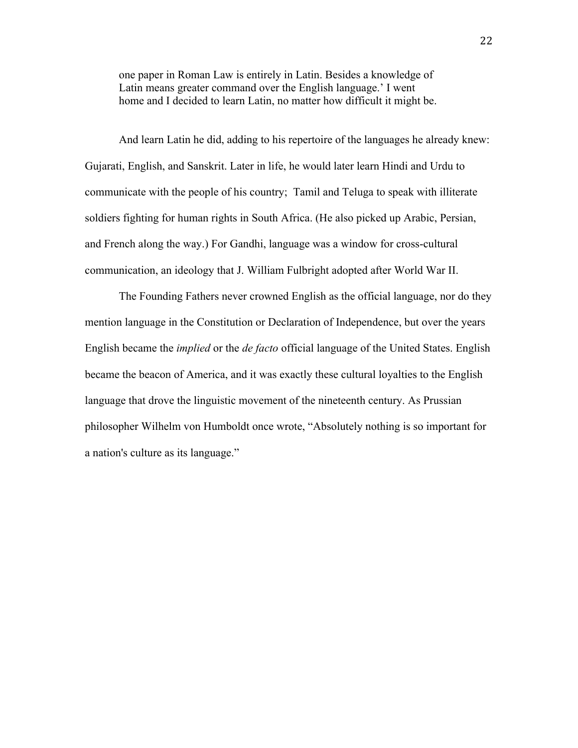> one paper in Roman Law is entirely in Latin. Besides a knowledge of Latin means greater command over the English language.' I went home and I decided to learn Latin, no matter how difficult it might be.

And learn Latin he did, adding to his repertoire of the languages he already knew: Gujarati, English, and Sanskrit. Later in life, he would later learn Hindi and Urdu to communicate with the people of his country;  Tamil and Teluga to speak with illiterate soldiers fighting for human rights in South Africa. (He also picked up Arabic, Persian, and French along the way.) For Gandhi, language was a window for cross-cultural communication, an ideology that J. William Fulbright adopted after World War II.

The Founding Fathers never crowned English as the official language, nor do they mention language in the Constitution or Declaration of Independence, but over the years English became the *implied* or the *de facto* official language of the United States. English became the beacon of America, and it was exactly these cultural loyalties to the English language that drove the linguistic movement of the nineteenth century. As Prussian philosopher Wilhelm von Humboldt once wrote, "Absolutely nothing is so important for a nation's culture as its language."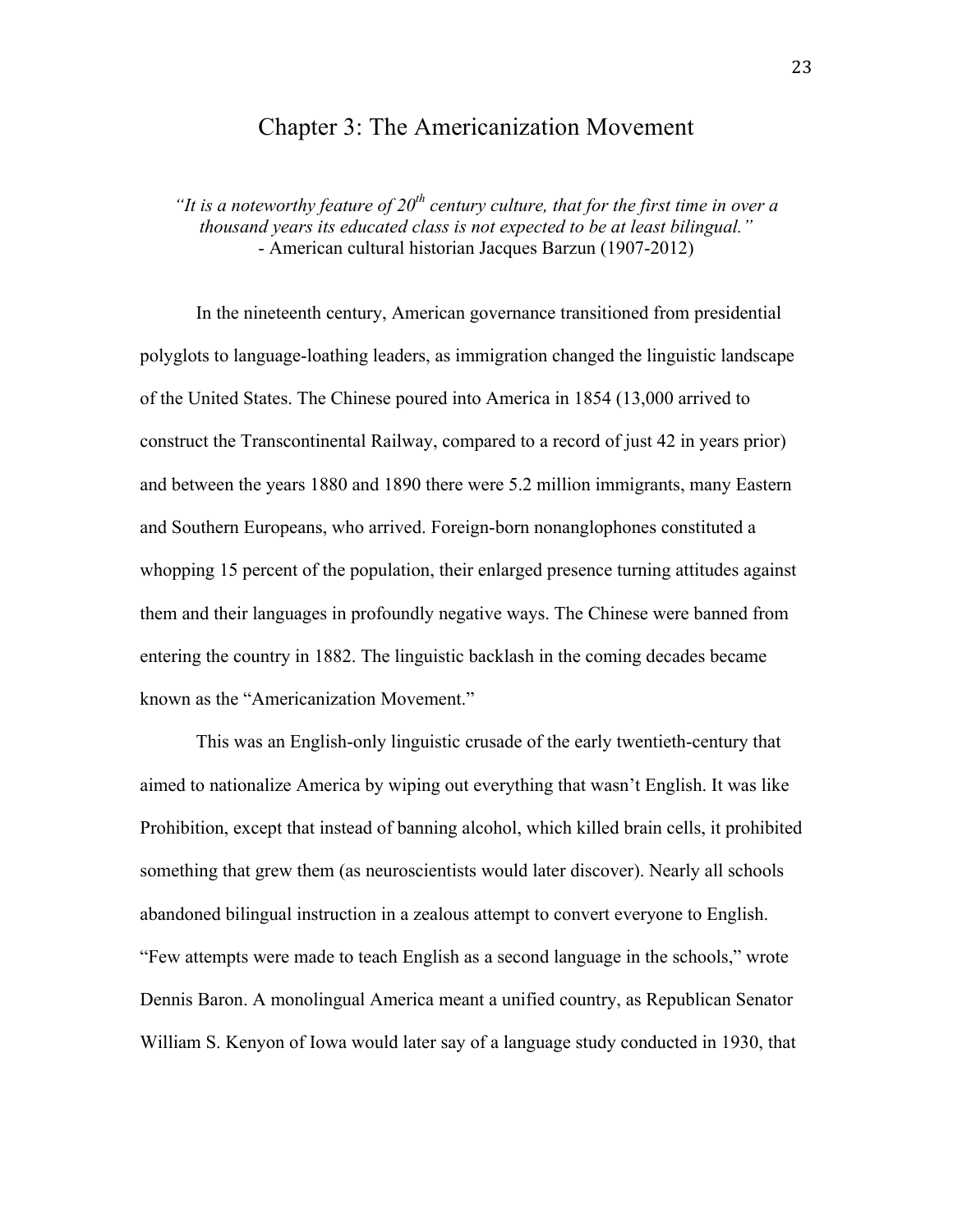# Chapter 3: The Americanization Movement

*"It is a noteworthy feature of 20$^{th}$ century culture, that for the first time in over a thousand years its educated class is not expected to be at least bilingual."*
- American cultural historian Jacques Barzun (1907-2012)

In the nineteenth century, American governance transitioned from presidential polyglots to language-loathing leaders, as immigration changed the linguistic landscape of the United States. The Chinese poured into America in 1854 (13,000 arrived to construct the Transcontinental Railway, compared to a record of just 42 in years prior) and between the years 1880 and 1890 there were 5.2 million immigrants, many Eastern and Southern Europeans, who arrived. Foreign-born nonanglophones constituted a whopping 15 percent of the population, their enlarged presence turning attitudes against them and their languages in profoundly negative ways. The Chinese were banned from entering the country in 1882. The linguistic backlash in the coming decades became known as the "Americanization Movement."

This was an English-only linguistic crusade of the early twentieth-century that aimed to nationalize America by wiping out everything that wasn't English. It was like Prohibition, except that instead of banning alcohol, which killed brain cells, it prohibited something that grew them (as neuroscientists would later discover). Nearly all schools abandoned bilingual instruction in a zealous attempt to convert everyone to English. "Few attempts were made to teach English as a second language in the schools," wrote Dennis Baron. A monolingual America meant a unified country, as Republican Senator William S. Kenyon of Iowa would later say of a language study conducted in 1930, that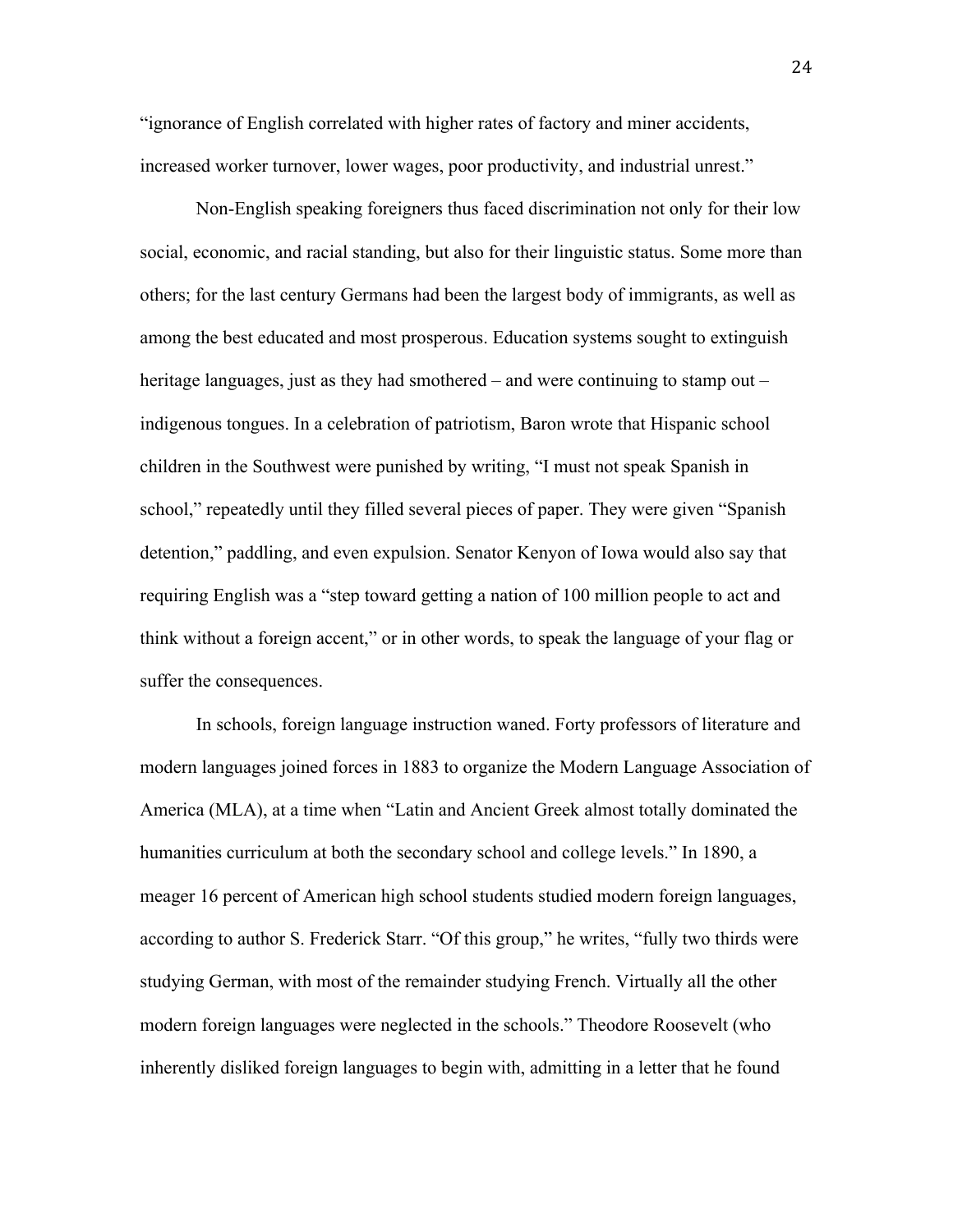"ignorance of English correlated with higher rates of factory and miner accidents, increased worker turnover, lower wages, poor productivity, and industrial unrest."

Non-English speaking foreigners thus faced discrimination not only for their low social, economic, and racial standing, but also for their linguistic status. Some more than others; for the last century Germans had been the largest body of immigrants, as well as among the best educated and most prosperous. Education systems sought to extinguish heritage languages, just as they had smothered – and were continuing to stamp out – indigenous tongues. In a celebration of patriotism, Baron wrote that Hispanic school children in the Southwest were punished by writing, "I must not speak Spanish in school," repeatedly until they filled several pieces of paper. They were given "Spanish detention," paddling, and even expulsion. Senator Kenyon of Iowa would also say that requiring English was a "step toward getting a nation of 100 million people to act and think without a foreign accent," or in other words, to speak the language of your flag or suffer the consequences.

In schools, foreign language instruction waned. Forty professors of literature and modern languages joined forces in 1883 to organize the Modern Language Association of America (MLA), at a time when "Latin and Ancient Greek almost totally dominated the humanities curriculum at both the secondary school and college levels." In 1890, a meager 16 percent of American high school students studied modern foreign languages, according to author S. Frederick Starr. "Of this group," he writes, "fully two thirds were studying German, with most of the remainder studying French. Virtually all the other modern foreign languages were neglected in the schools." Theodore Roosevelt (who inherently disliked foreign languages to begin with, admitting in a letter that he found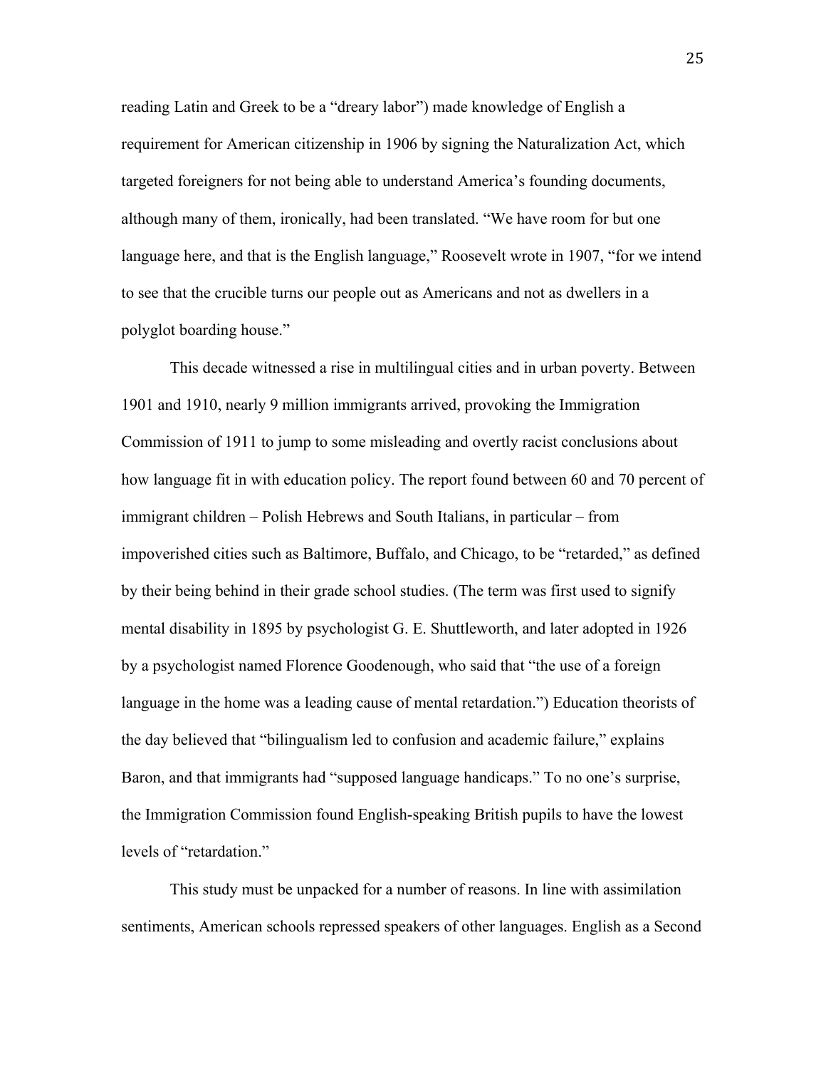reading Latin and Greek to be a "dreary labor") made knowledge of English a requirement for American citizenship in 1906 by signing the Naturalization Act, which targeted foreigners for not being able to understand America's founding documents, although many of them, ironically, had been translated. "We have room for but one language here, and that is the English language," Roosevelt wrote in 1907, "for we intend to see that the crucible turns our people out as Americans and not as dwellers in a polyglot boarding house."

This decade witnessed a rise in multilingual cities and in urban poverty. Between 1901 and 1910, nearly 9 million immigrants arrived, provoking the Immigration Commission of 1911 to jump to some misleading and overtly racist conclusions about how language fit in with education policy. The report found between 60 and 70 percent of immigrant children – Polish Hebrews and South Italians, in particular – from impoverished cities such as Baltimore, Buffalo, and Chicago, to be "retarded," as defined by their being behind in their grade school studies. (The term was first used to signify mental disability in 1895 by psychologist G. E. Shuttleworth, and later adopted in 1926 by a psychologist named Florence Goodenough, who said that "the use of a foreign language in the home was a leading cause of mental retardation.") Education theorists of the day believed that "bilingualism led to confusion and academic failure," explains Baron, and that immigrants had "supposed language handicaps." To no one's surprise, the Immigration Commission found English-speaking British pupils to have the lowest levels of "retardation."

This study must be unpacked for a number of reasons. In line with assimilation sentiments, American schools repressed speakers of other languages. English as a Second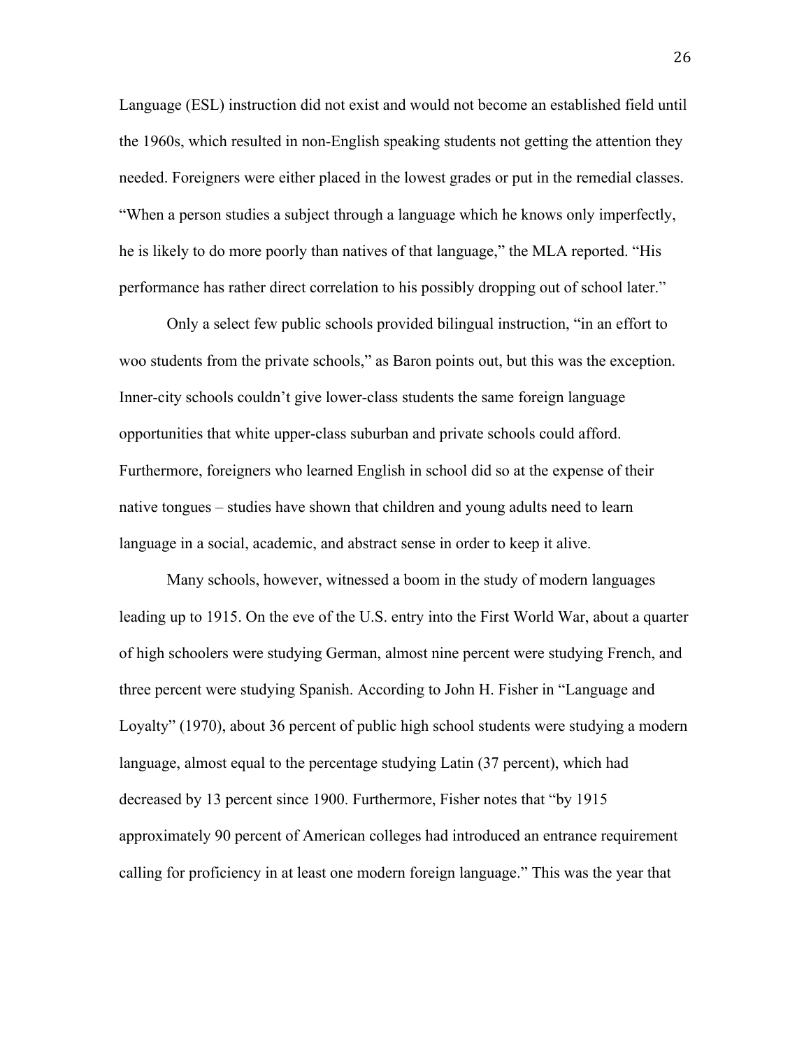Language (ESL) instruction did not exist and would not become an established field until the 1960s, which resulted in non-English speaking students not getting the attention they needed. Foreigners were either placed in the lowest grades or put in the remedial classes. "When a person studies a subject through a language which he knows only imperfectly, he is likely to do more poorly than natives of that language," the MLA reported. "His performance has rather direct correlation to his possibly dropping out of school later."

Only a select few public schools provided bilingual instruction, "in an effort to woo students from the private schools," as Baron points out, but this was the exception. Inner-city schools couldn't give lower-class students the same foreign language opportunities that white upper-class suburban and private schools could afford. Furthermore, foreigners who learned English in school did so at the expense of their native tongues – studies have shown that children and young adults need to learn language in a social, academic, and abstract sense in order to keep it alive.

Many schools, however, witnessed a boom in the study of modern languages leading up to 1915. On the eve of the U.S. entry into the First World War, about a quarter of high schoolers were studying German, almost nine percent were studying French, and three percent were studying Spanish. According to John H. Fisher in "Language and Loyalty" (1970), about 36 percent of public high school students were studying a modern language, almost equal to the percentage studying Latin (37 percent), which had decreased by 13 percent since 1900. Furthermore, Fisher notes that "by 1915 approximately 90 percent of American colleges had introduced an entrance requirement calling for proficiency in at least one modern foreign language." This was the year that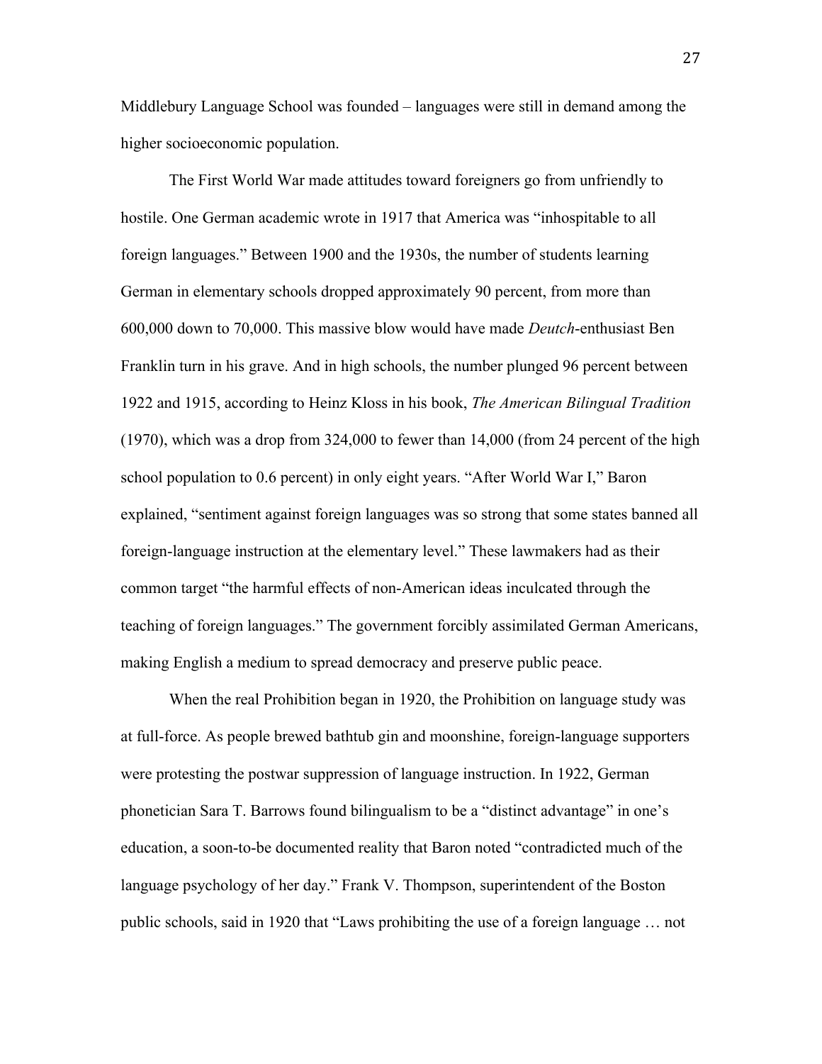Middlebury Language School was founded – languages were still in demand among the higher socioeconomic population.

The First World War made attitudes toward foreigners go from unfriendly to hostile. One German academic wrote in 1917 that America was "inhospitable to all foreign languages." Between 1900 and the 1930s, the number of students learning German in elementary schools dropped approximately 90 percent, from more than 600,000 down to 70,000. This massive blow would have made *Deutch*-enthusiast Ben Franklin turn in his grave. And in high schools, the number plunged 96 percent between 1922 and 1915, according to Heinz Kloss in his book, *The American Bilingual Tradition* (1970), which was a drop from 324,000 to fewer than 14,000 (from 24 percent of the high school population to 0.6 percent) in only eight years. "After World War I," Baron explained, "sentiment against foreign languages was so strong that some states banned all foreign-language instruction at the elementary level." These lawmakers had as their common target "the harmful effects of non-American ideas inculcated through the teaching of foreign languages." The government forcibly assimilated German Americans, making English a medium to spread democracy and preserve public peace.

When the real Prohibition began in 1920, the Prohibition on language study was at full-force. As people brewed bathtub gin and moonshine, foreign-language supporters were protesting the postwar suppression of language instruction. In 1922, German phonetician Sara T. Barrows found bilingualism to be a "distinct advantage" in one's education, a soon-to-be documented reality that Baron noted "contradicted much of the language psychology of her day." Frank V. Thompson, superintendent of the Boston public schools, said in 1920 that "Laws prohibiting the use of a foreign language … not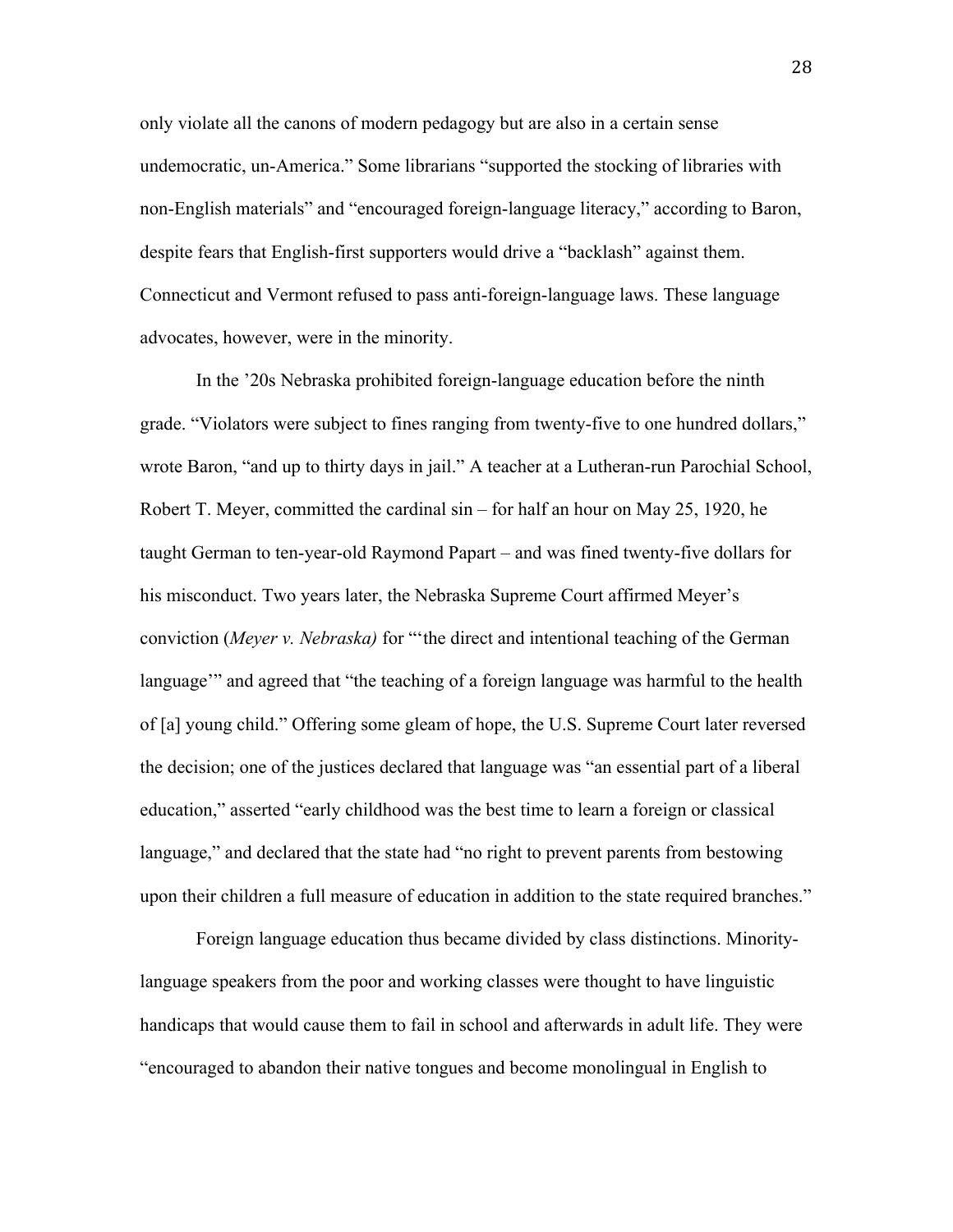only violate all the canons of modern pedagogy but are also in a certain sense undemocratic, un-America." Some librarians "supported the stocking of libraries with non-English materials" and "encouraged foreign-language literacy," according to Baron, despite fears that English-first supporters would drive a "backlash" against them. Connecticut and Vermont refused to pass anti-foreign-language laws. These language advocates, however, were in the minority.

In the '20s Nebraska prohibited foreign-language education before the ninth grade. "Violators were subject to fines ranging from twenty-five to one hundred dollars," wrote Baron, "and up to thirty days in jail." A teacher at a Lutheran-run Parochial School, Robert T. Meyer, committed the cardinal sin – for half an hour on May 25, 1920, he taught German to ten-year-old Raymond Papart – and was fined twenty-five dollars for his misconduct. Two years later, the Nebraska Supreme Court affirmed Meyer's conviction (*Meyer v. Nebraska)* for "'the direct and intentional teaching of the German language'" and agreed that "the teaching of a foreign language was harmful to the health of [a] young child." Offering some gleam of hope, the U.S. Supreme Court later reversed the decision; one of the justices declared that language was "an essential part of a liberal education," asserted "early childhood was the best time to learn a foreign or classical language," and declared that the state had "no right to prevent parents from bestowing upon their children a full measure of education in addition to the state required branches."

Foreign language education thus became divided by class distinctions. Minority-language speakers from the poor and working classes were thought to have linguistic handicaps that would cause them to fail in school and afterwards in adult life. They were "encouraged to abandon their native tongues and become monolingual in English to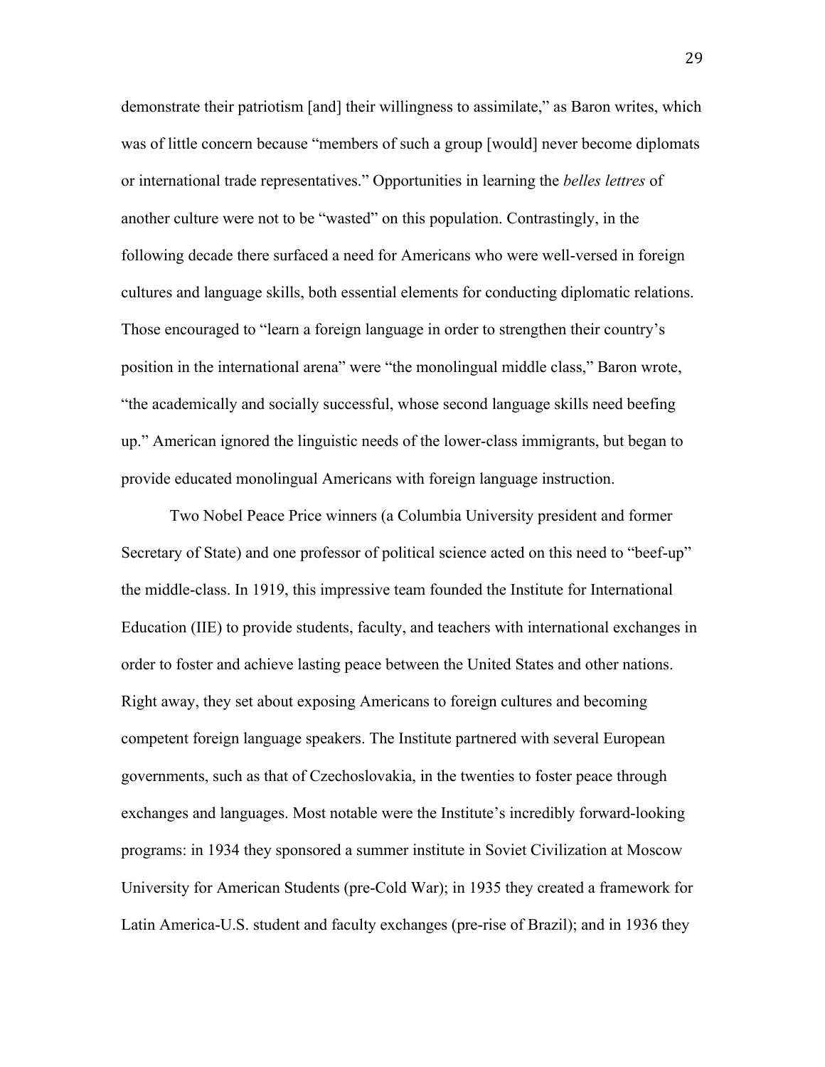demonstrate their patriotism [and] their willingness to assimilate," as Baron writes, which was of little concern because "members of such a group [would] never become diplomats or international trade representatives." Opportunities in learning the *belles lettres* of another culture were not to be "wasted" on this population. Contrastingly, in the following decade there surfaced a need for Americans who were well-versed in foreign cultures and language skills, both essential elements for conducting diplomatic relations. Those encouraged to "learn a foreign language in order to strengthen their country's position in the international arena" were "the monolingual middle class," Baron wrote, "the academically and socially successful, whose second language skills need beefing up." American ignored the linguistic needs of the lower-class immigrants, but began to provide educated monolingual Americans with foreign language instruction.

Two Nobel Peace Price winners (a Columbia University president and former Secretary of State) and one professor of political science acted on this need to "beef-up" the middle-class. In 1919, this impressive team founded the Institute for International Education (IIE) to provide students, faculty, and teachers with international exchanges in order to foster and achieve lasting peace between the United States and other nations. Right away, they set about exposing Americans to foreign cultures and becoming competent foreign language speakers. The Institute partnered with several European governments, such as that of Czechoslovakia, in the twenties to foster peace through exchanges and languages. Most notable were the Institute's incredibly forward-looking programs: in 1934 they sponsored a summer institute in Soviet Civilization at Moscow University for American Students (pre-Cold War); in 1935 they created a framework for Latin America-U.S. student and faculty exchanges (pre-rise of Brazil); and in 1936 they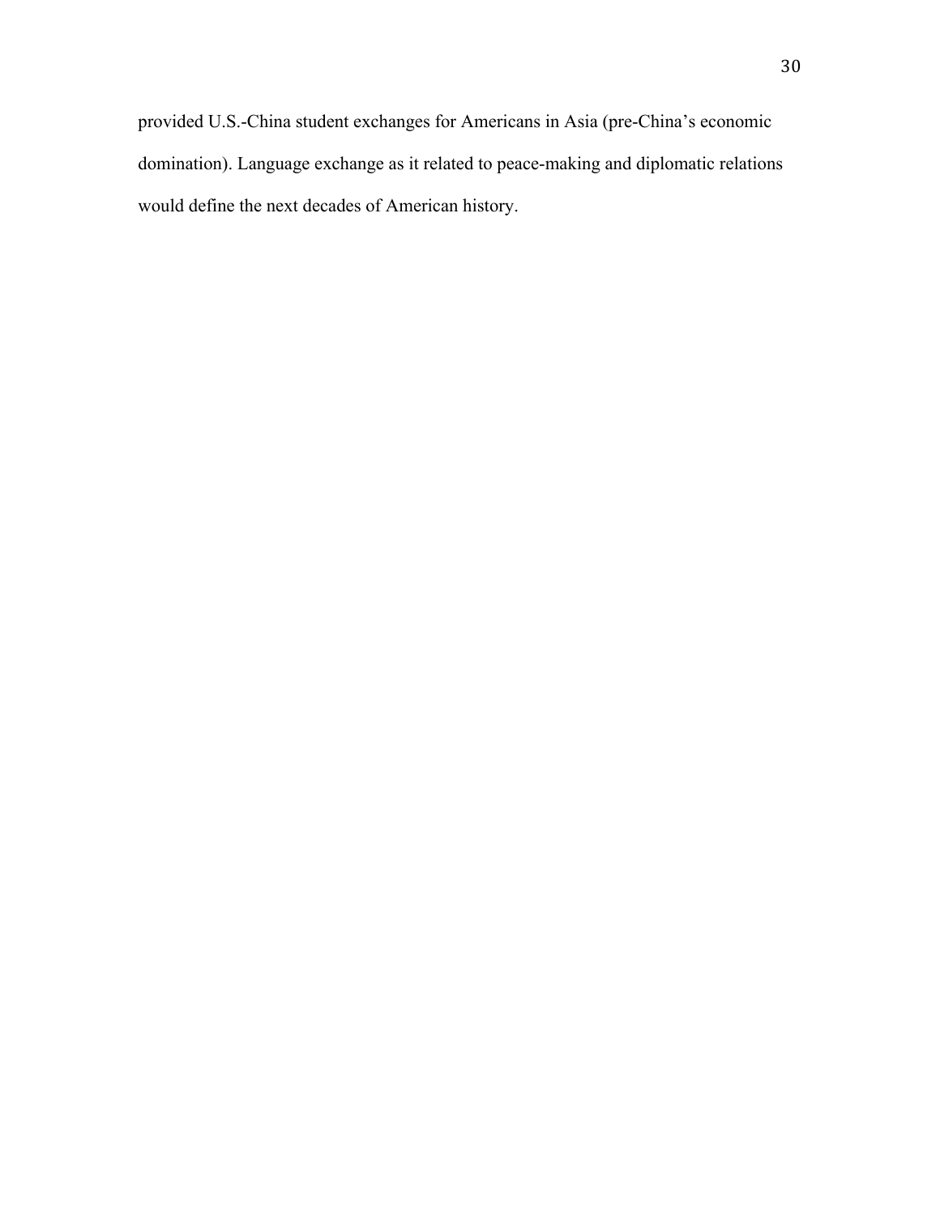provided U.S.-China student exchanges for Americans in Asia (pre-China's economic domination). Language exchange as it related to peace-making and diplomatic relations would define the next decades of American history.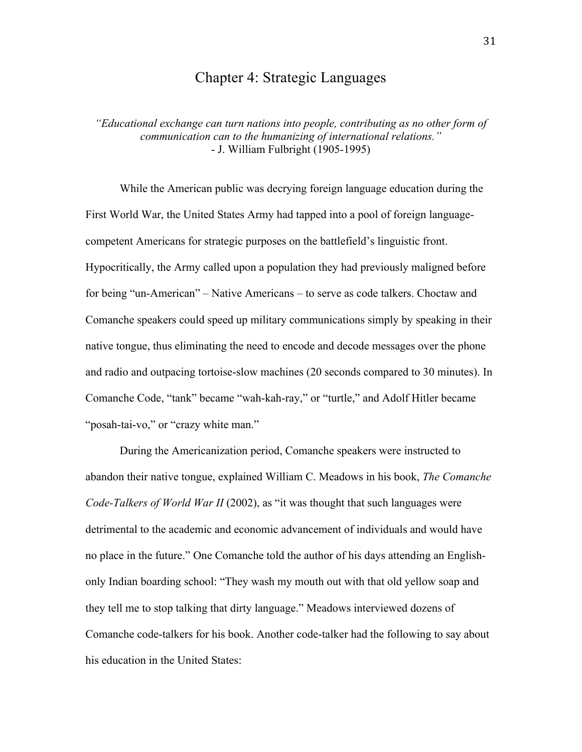# Chapter 4: Strategic Languages

*"Educational exchange can turn nations into people, contributing as no other form of communication can to the humanizing of international relations."*
- J. William Fulbright (1905-1995)

While the American public was decrying foreign language education during the First World War, the United States Army had tapped into a pool of foreign language-competent Americans for strategic purposes on the battlefield's linguistic front. Hypocritically, the Army called upon a population they had previously maligned before for being "un-American" – Native Americans – to serve as code talkers. Choctaw and Comanche speakers could speed up military communications simply by speaking in their native tongue, thus eliminating the need to encode and decode messages over the phone and radio and outpacing tortoise-slow machines (20 seconds compared to 30 minutes). In Comanche Code, "tank" became "wah-kah-ray," or "turtle," and Adolf Hitler became "posah-tai-vo," or "crazy white man."

During the Americanization period, Comanche speakers were instructed to abandon their native tongue, explained William C. Meadows in his book, *The Comanche Code-Talkers of World War II* (2002), as "it was thought that such languages were detrimental to the academic and economic advancement of individuals and would have no place in the future." One Comanche told the author of his days attending an English-only Indian boarding school: "They wash my mouth out with that old yellow soap and they tell me to stop talking that dirty language." Meadows interviewed dozens of Comanche code-talkers for his book. Another code-talker had the following to say about his education in the United States: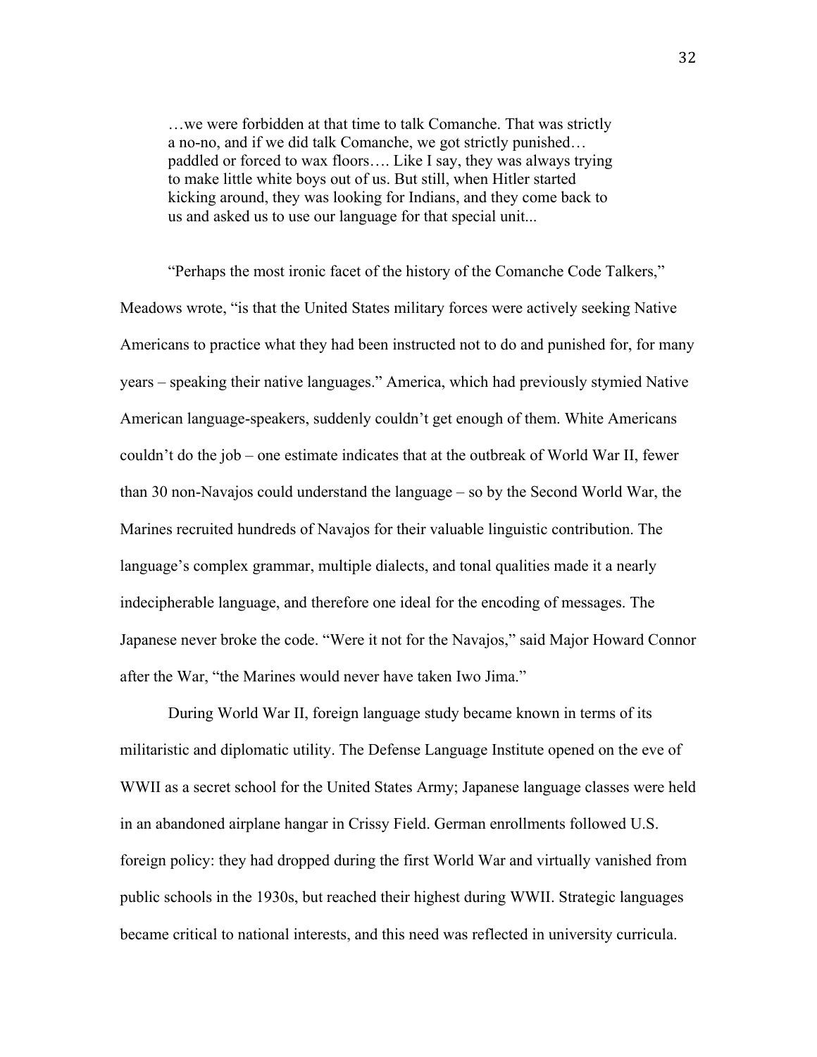> …we were forbidden at that time to talk Comanche. That was strictly a no-no, and if we did talk Comanche, we got strictly punished… paddled or forced to wax floors…. Like I say, they was always trying to make little white boys out of us. But still, when Hitler started kicking around, they was looking for Indians, and they come back to us and asked us to use our language for that special unit...

"Perhaps the most ironic facet of the history of the Comanche Code Talkers," Meadows wrote, "is that the United States military forces were actively seeking Native Americans to practice what they had been instructed not to do and punished for, for many years – speaking their native languages." America, which had previously stymied Native American language-speakers, suddenly couldn't get enough of them. White Americans couldn't do the job – one estimate indicates that at the outbreak of World War II, fewer than 30 non-Navajos could understand the language – so by the Second World War, the Marines recruited hundreds of Navajos for their valuable linguistic contribution. The language's complex grammar, multiple dialects, and tonal qualities made it a nearly indecipherable language, and therefore one ideal for the encoding of messages. The Japanese never broke the code. "Were it not for the Navajos," said Major Howard Connor after the War, "the Marines would never have taken Iwo Jima."

During World War II, foreign language study became known in terms of its militaristic and diplomatic utility. The Defense Language Institute opened on the eve of WWII as a secret school for the United States Army; Japanese language classes were held in an abandoned airplane hangar in Crissy Field. German enrollments followed U.S. foreign policy: they had dropped during the first World War and virtually vanished from public schools in the 1930s, but reached their highest during WWII. Strategic languages became critical to national interests, and this need was reflected in university curricula.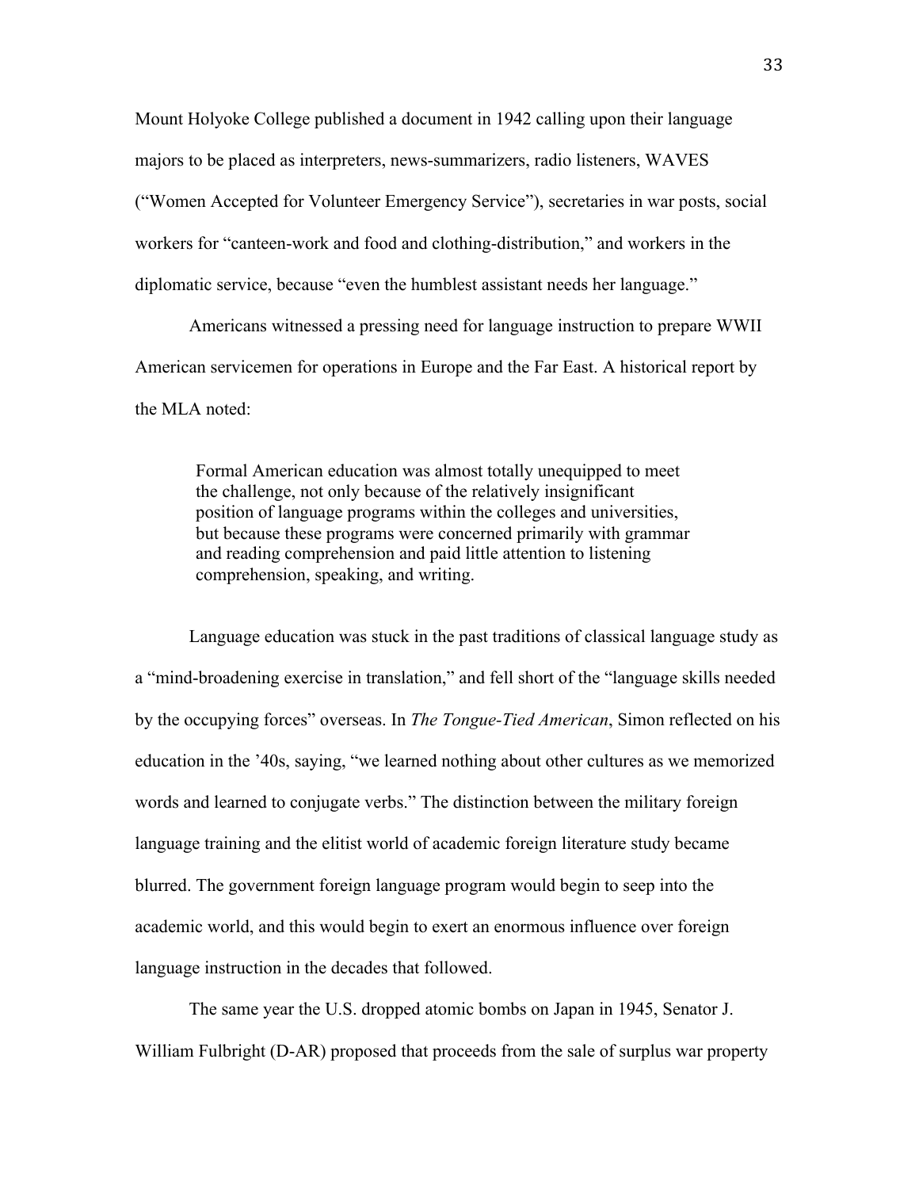Mount Holyoke College published a document in 1942 calling upon their language majors to be placed as interpreters, news-summarizers, radio listeners, WAVES ("Women Accepted for Volunteer Emergency Service"), secretaries in war posts, social workers for "canteen-work and food and clothing-distribution," and workers in the diplomatic service, because "even the humblest assistant needs her language."

Americans witnessed a pressing need for language instruction to prepare WWII American servicemen for operations in Europe and the Far East. A historical report by the MLA noted:

> Formal American education was almost totally unequipped to meet the challenge, not only because of the relatively insignificant position of language programs within the colleges and universities, but because these programs were concerned primarily with grammar and reading comprehension and paid little attention to listening comprehension, speaking, and writing.

Language education was stuck in the past traditions of classical language study as a "mind-broadening exercise in translation," and fell short of the "language skills needed by the occupying forces" overseas. In *The Tongue-Tied American*, Simon reflected on his education in the '40s, saying, "we learned nothing about other cultures as we memorized words and learned to conjugate verbs." The distinction between the military foreign language training and the elitist world of academic foreign literature study became blurred. The government foreign language program would begin to seep into the academic world, and this would begin to exert an enormous influence over foreign language instruction in the decades that followed.

The same year the U.S. dropped atomic bombs on Japan in 1945, Senator J. William Fulbright (D-AR) proposed that proceeds from the sale of surplus war property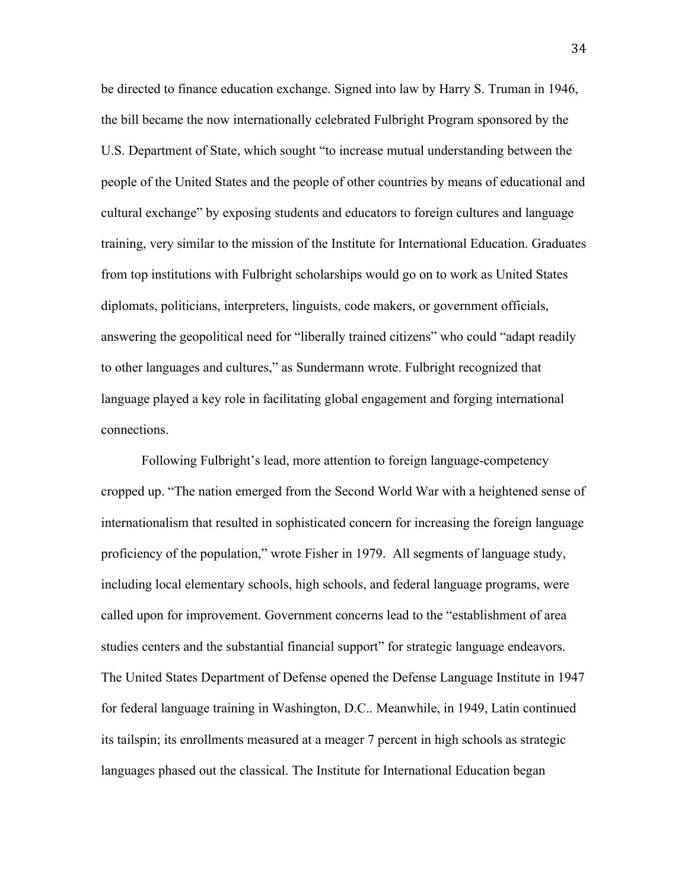be directed to finance education exchange. Signed into law by Harry S. Truman in 1946, the bill became the now internationally celebrated Fulbright Program sponsored by the U.S. Department of State, which sought "to increase mutual understanding between the people of the United States and the people of other countries by means of educational and cultural exchange" by exposing students and educators to foreign cultures and language training, very similar to the mission of the Institute for International Education. Graduates from top institutions with Fulbright scholarships would go on to work as United States diplomats, politicians, interpreters, linguists, code makers, or government officials, answering the geopolitical need for "liberally trained citizens" who could "adapt readily to other languages and cultures," as Sundermann wrote. Fulbright recognized that language played a key role in facilitating global engagement and forging international connections.

Following Fulbright's lead, more attention to foreign language-competency cropped up. "The nation emerged from the Second World War with a heightened sense of internationalism that resulted in sophisticated concern for increasing the foreign language proficiency of the population," wrote Fisher in 1979. All segments of language study, including local elementary schools, high schools, and federal language programs, were called upon for improvement. Government concerns lead to the "establishment of area studies centers and the substantial financial support" for strategic language endeavors. The United States Department of Defense opened the Defense Language Institute in 1947 for federal language training in Washington, D.C.. Meanwhile, in 1949, Latin continued its tailspin; its enrollments measured at a meager 7 percent in high schools as strategic languages phased out the classical. The Institute for International Education began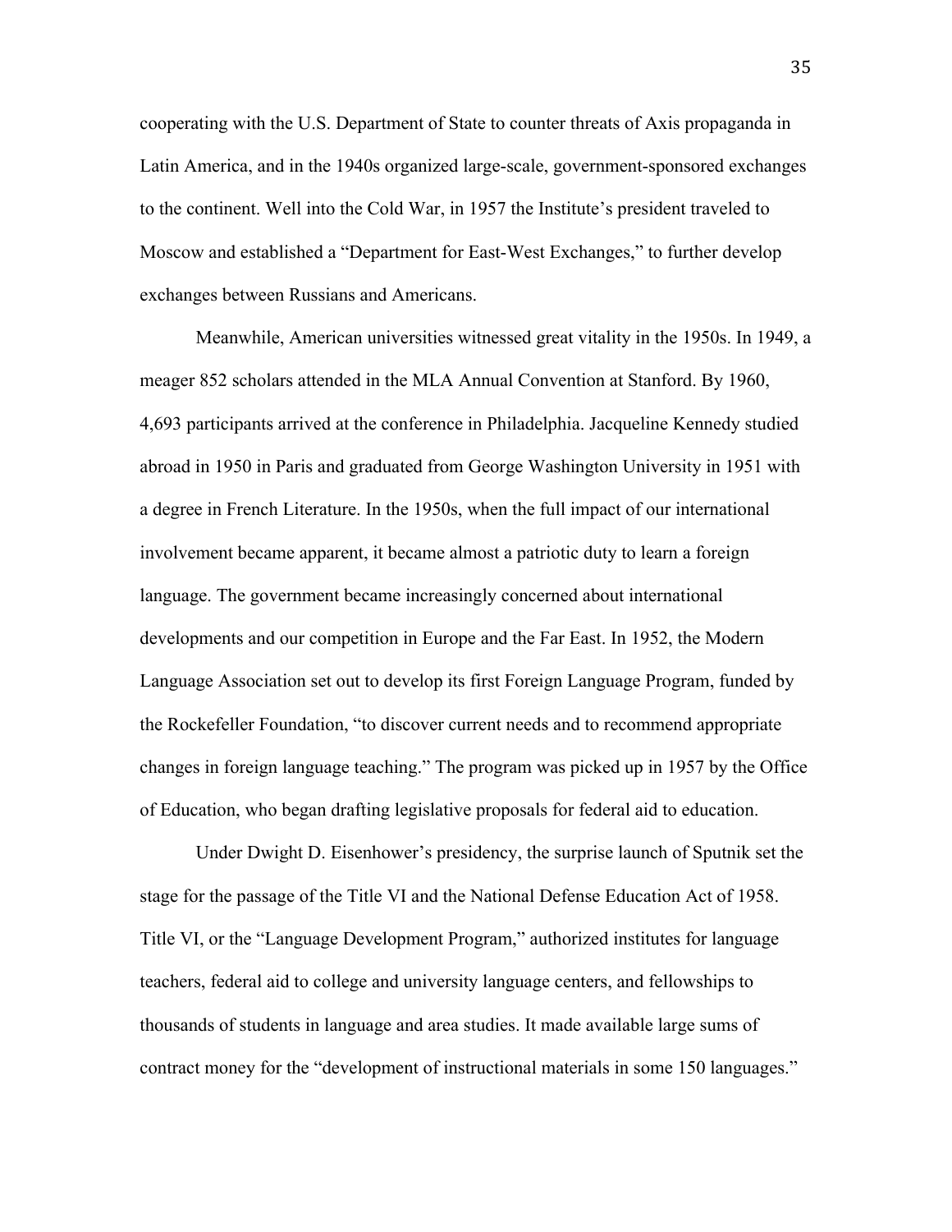cooperating with the U.S. Department of State to counter threats of Axis propaganda in Latin America, and in the 1940s organized large-scale, government-sponsored exchanges to the continent. Well into the Cold War, in 1957 the Institute's president traveled to Moscow and established a "Department for East-West Exchanges," to further develop exchanges between Russians and Americans.

Meanwhile, American universities witnessed great vitality in the 1950s. In 1949, a meager 852 scholars attended in the MLA Annual Convention at Stanford. By 1960, 4,693 participants arrived at the conference in Philadelphia. Jacqueline Kennedy studied abroad in 1950 in Paris and graduated from George Washington University in 1951 with a degree in French Literature. In the 1950s, when the full impact of our international involvement became apparent, it became almost a patriotic duty to learn a foreign language. The government became increasingly concerned about international developments and our competition in Europe and the Far East. In 1952, the Modern Language Association set out to develop its first Foreign Language Program, funded by the Rockefeller Foundation, "to discover current needs and to recommend appropriate changes in foreign language teaching." The program was picked up in 1957 by the Office of Education, who began drafting legislative proposals for federal aid to education.

Under Dwight D. Eisenhower's presidency, the surprise launch of Sputnik set the stage for the passage of the Title VI and the National Defense Education Act of 1958. Title VI, or the "Language Development Program," authorized institutes for language teachers, federal aid to college and university language centers, and fellowships to thousands of students in language and area studies. It made available large sums of contract money for the "development of instructional materials in some 150 languages."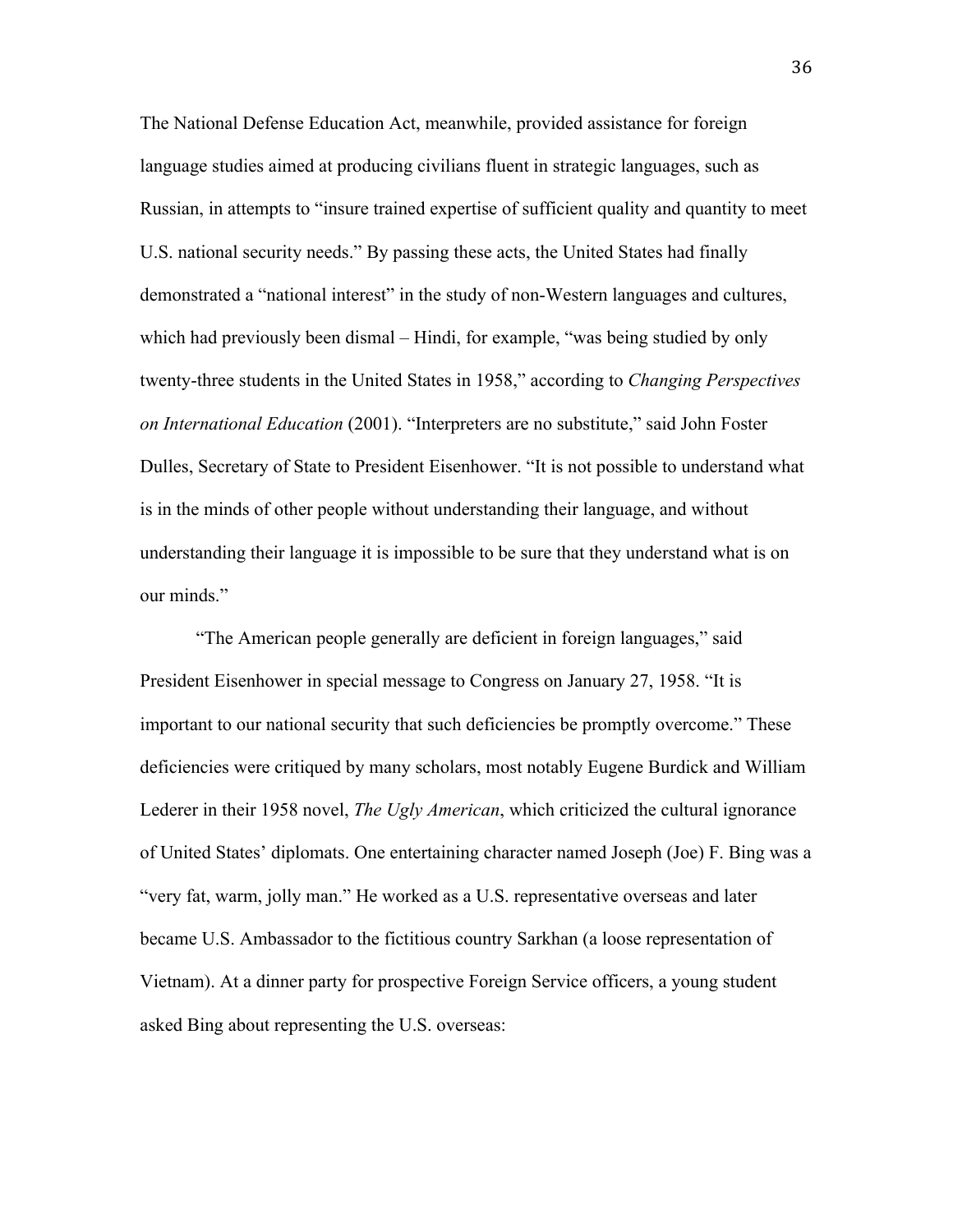The National Defense Education Act, meanwhile, provided assistance for foreign language studies aimed at producing civilians fluent in strategic languages, such as Russian, in attempts to "insure trained expertise of sufficient quality and quantity to meet U.S. national security needs." By passing these acts, the United States had finally demonstrated a "national interest" in the study of non-Western languages and cultures, which had previously been dismal – Hindi, for example, "was being studied by only twenty-three students in the United States in 1958," according to *Changing Perspectives on International Education* (2001). "Interpreters are no substitute," said John Foster Dulles, Secretary of State to President Eisenhower. "It is not possible to understand what is in the minds of other people without understanding their language, and without understanding their language it is impossible to be sure that they understand what is on our minds."

"The American people generally are deficient in foreign languages," said President Eisenhower in special message to Congress on January 27, 1958. "It is important to our national security that such deficiencies be promptly overcome." These deficiencies were critiqued by many scholars, most notably Eugene Burdick and William Lederer in their 1958 novel, *The Ugly American*, which criticized the cultural ignorance of United States' diplomats. One entertaining character named Joseph (Joe) F. Bing was a "very fat, warm, jolly man." He worked as a U.S. representative overseas and later became U.S. Ambassador to the fictitious country Sarkhan (a loose representation of Vietnam). At a dinner party for prospective Foreign Service officers, a young student asked Bing about representing the U.S. overseas: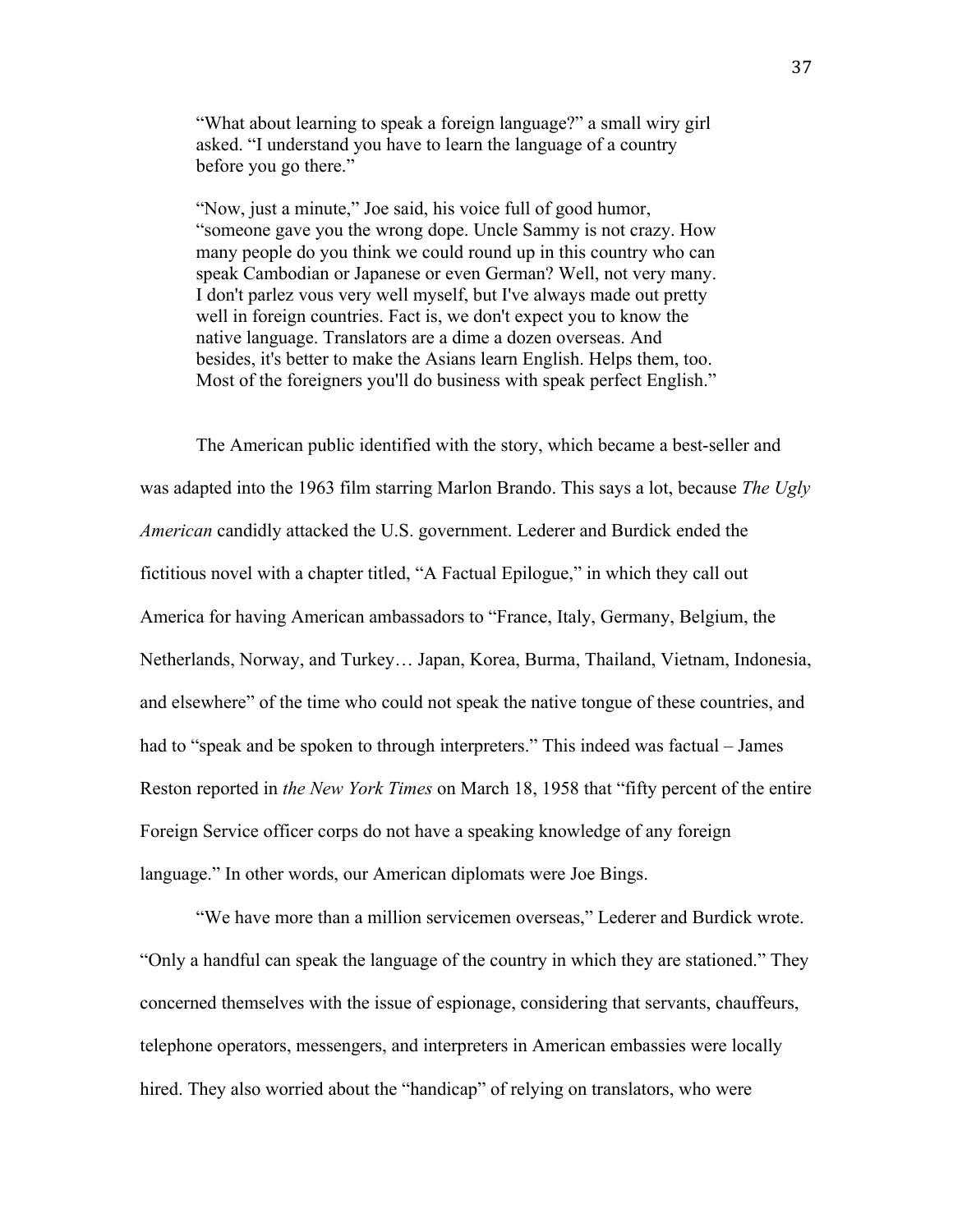> "What about learning to speak a foreign language?" a small wiry girl asked. "I understand you have to learn the language of a country before you go there."
>
> "Now, just a minute," Joe said, his voice full of good humor, "someone gave you the wrong dope. Uncle Sammy is not crazy. How many people do you think we could round up in this country who can speak Cambodian or Japanese or even German? Well, not very many. I don't parlez vous very well myself, but I've always made out pretty well in foreign countries. Fact is, we don't expect you to know the native language. Translators are a dime a dozen overseas. And besides, it's better to make the Asians learn English. Helps them, too. Most of the foreigners you'll do business with speak perfect English."

The American public identified with the story, which became a best-seller and was adapted into the 1963 film starring Marlon Brando. This says a lot, because *The Ugly American* candidly attacked the U.S. government. Lederer and Burdick ended the fictitious novel with a chapter titled, "A Factual Epilogue," in which they call out America for having American ambassadors to "France, Italy, Germany, Belgium, the Netherlands, Norway, and Turkey… Japan, Korea, Burma, Thailand, Vietnam, Indonesia, and elsewhere" of the time who could not speak the native tongue of these countries, and had to "speak and be spoken to through interpreters." This indeed was factual – James Reston reported in *the New York Times* on March 18, 1958 that "fifty percent of the entire Foreign Service officer corps do not have a speaking knowledge of any foreign language." In other words, our American diplomats were Joe Bings.

"We have more than a million servicemen overseas," Lederer and Burdick wrote. "Only a handful can speak the language of the country in which they are stationed." They concerned themselves with the issue of espionage, considering that servants, chauffeurs, telephone operators, messengers, and interpreters in American embassies were locally hired. They also worried about the "handicap" of relying on translators, who were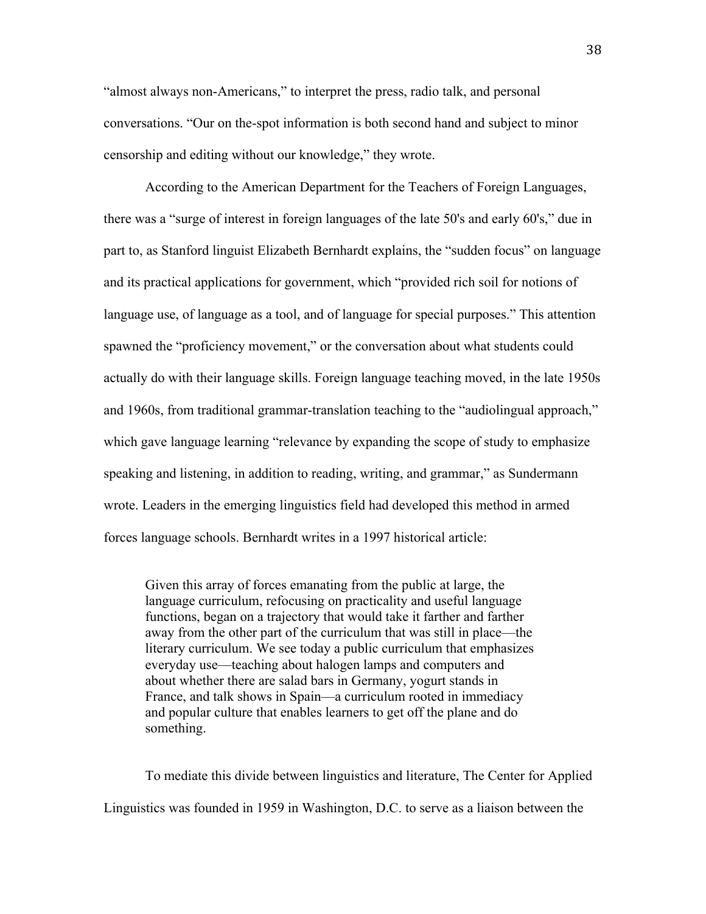"almost always non-Americans," to interpret the press, radio talk, and personal conversations. "Our on the-spot information is both second hand and subject to minor censorship and editing without our knowledge," they wrote.

According to the American Department for the Teachers of Foreign Languages, there was a "surge of interest in foreign languages of the late 50's and early 60's," due in part to, as Stanford linguist Elizabeth Bernhardt explains, the "sudden focus" on language and its practical applications for government, which "provided rich soil for notions of language use, of language as a tool, and of language for special purposes." This attention spawned the "proficiency movement," or the conversation about what students could actually do with their language skills. Foreign language teaching moved, in the late 1950s and 1960s, from traditional grammar-translation teaching to the "audiolingual approach," which gave language learning "relevance by expanding the scope of study to emphasize speaking and listening, in addition to reading, writing, and grammar," as Sundermann wrote. Leaders in the emerging linguistics field had developed this method in armed forces language schools. Bernhardt writes in a 1997 historical article:

> Given this array of forces emanating from the public at large, the language curriculum, refocusing on practicality and useful language functions, began on a trajectory that would take it farther and farther away from the other part of the curriculum that was still in place—the literary curriculum. We see today a public curriculum that emphasizes everyday use—teaching about halogen lamps and computers and about whether there are salad bars in Germany, yogurt stands in France, and talk shows in Spain—a curriculum rooted in immediacy and popular culture that enables learners to get off the plane and do something.

To mediate this divide between linguistics and literature, The Center for Applied Linguistics was founded in 1959 in Washington, D.C. to serve as a liaison between the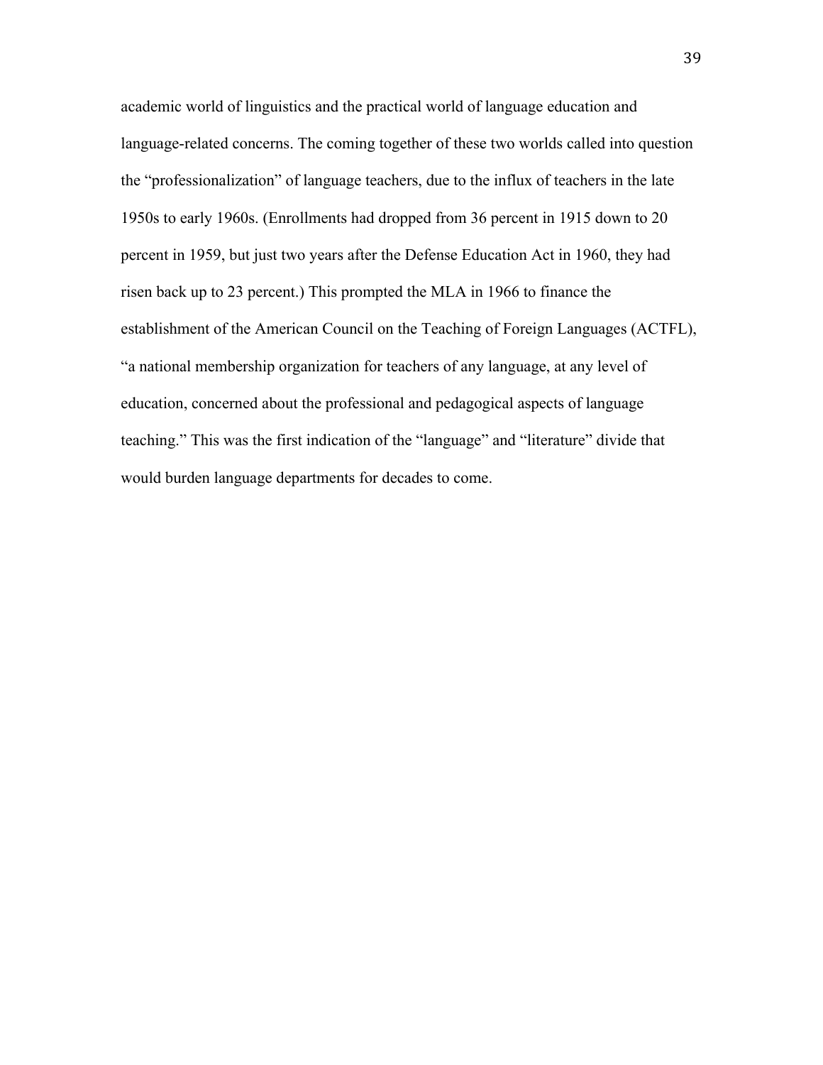academic world of linguistics and the practical world of language education and language-related concerns. The coming together of these two worlds called into question the "professionalization" of language teachers, due to the influx of teachers in the late 1950s to early 1960s. (Enrollments had dropped from 36 percent in 1915 down to 20 percent in 1959, but just two years after the Defense Education Act in 1960, they had risen back up to 23 percent.) This prompted the MLA in 1966 to finance the establishment of the American Council on the Teaching of Foreign Languages (ACTFL), "a national membership organization for teachers of any language, at any level of education, concerned about the professional and pedagogical aspects of language teaching." This was the first indication of the "language" and "literature" divide that would burden language departments for decades to come.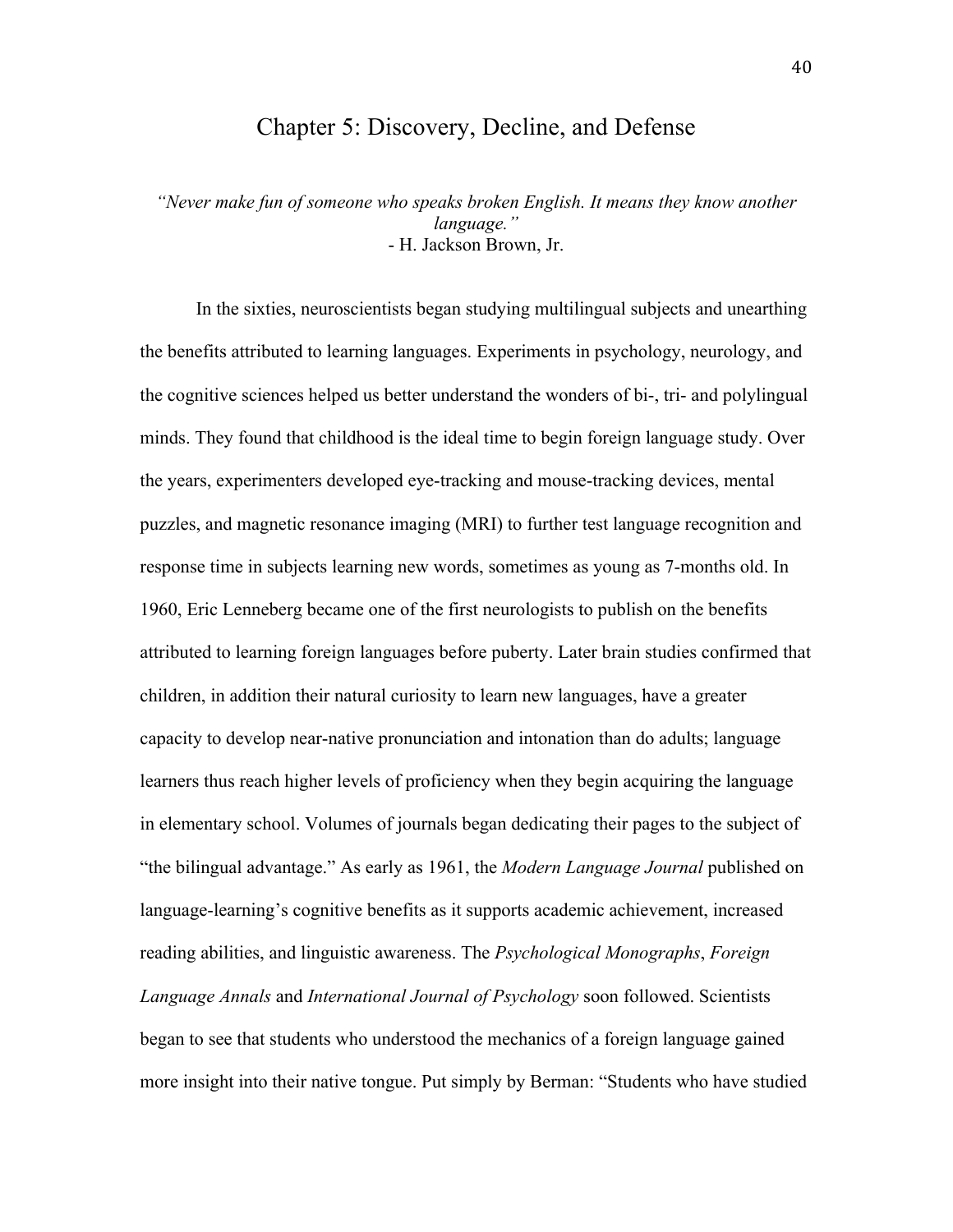# Chapter 5: Discovery, Decline, and Defense

*"Never make fun of someone who speaks broken English. It means they know another language."*
- H. Jackson Brown, Jr.

In the sixties, neuroscientists began studying multilingual subjects and unearthing the benefits attributed to learning languages. Experiments in psychology, neurology, and the cognitive sciences helped us better understand the wonders of bi-, tri- and polylingual minds. They found that childhood is the ideal time to begin foreign language study. Over the years, experimenters developed eye-tracking and mouse-tracking devices, mental puzzles, and magnetic resonance imaging (MRI) to further test language recognition and response time in subjects learning new words, sometimes as young as 7-months old. In 1960, Eric Lenneberg became one of the first neurologists to publish on the benefits attributed to learning foreign languages before puberty. Later brain studies confirmed that children, in addition their natural curiosity to learn new languages, have a greater capacity to develop near-native pronunciation and intonation than do adults; language learners thus reach higher levels of proficiency when they begin acquiring the language in elementary school. Volumes of journals began dedicating their pages to the subject of "the bilingual advantage." As early as 1961, the *Modern Language Journal* published on language-learning's cognitive benefits as it supports academic achievement, increased reading abilities, and linguistic awareness. The *Psychological Monographs*, *Foreign Language Annals* and *International Journal of Psychology* soon followed. Scientists began to see that students who understood the mechanics of a foreign language gained more insight into their native tongue. Put simply by Berman: "Students who have studied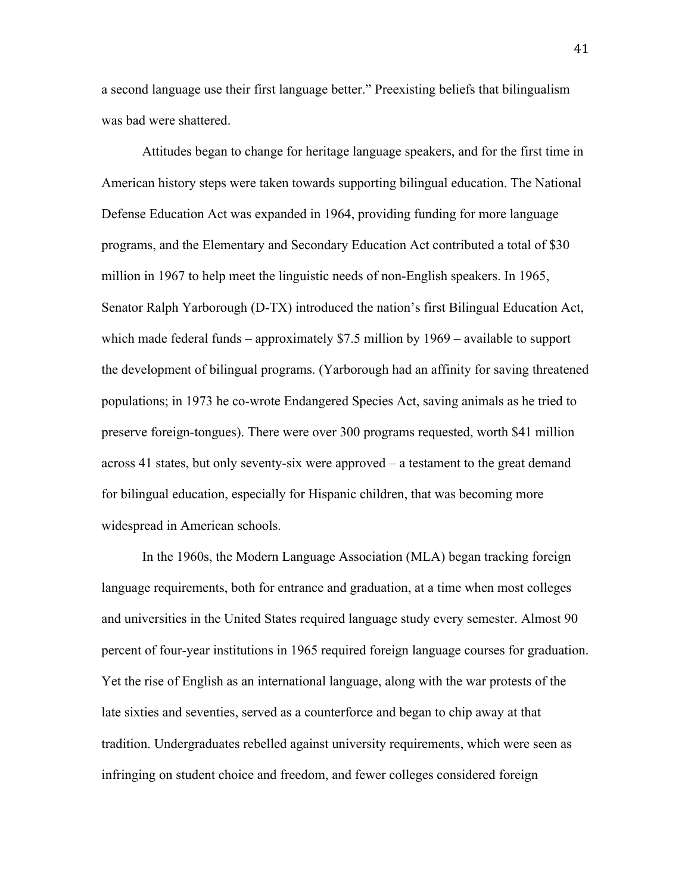a second language use their first language better." Preexisting beliefs that bilingualism was bad were shattered.

Attitudes began to change for heritage language speakers, and for the first time in American history steps were taken towards supporting bilingual education. The National Defense Education Act was expanded in 1964, providing funding for more language programs, and the Elementary and Secondary Education Act contributed a total of $30 million in 1967 to help meet the linguistic needs of non-English speakers. In 1965, Senator Ralph Yarborough (D-TX) introduced the nation's first Bilingual Education Act, which made federal funds – approximately $7.5 million by 1969 – available to support the development of bilingual programs. (Yarborough had an affinity for saving threatened populations; in 1973 he co-wrote Endangered Species Act, saving animals as he tried to preserve foreign-tongues). There were over 300 programs requested, worth $41 million across 41 states, but only seventy-six were approved – a testament to the great demand for bilingual education, especially for Hispanic children, that was becoming more widespread in American schools.

In the 1960s, the Modern Language Association (MLA) began tracking foreign language requirements, both for entrance and graduation, at a time when most colleges and universities in the United States required language study every semester. Almost 90 percent of four-year institutions in 1965 required foreign language courses for graduation. Yet the rise of English as an international language, along with the war protests of the late sixties and seventies, served as a counterforce and began to chip away at that tradition. Undergraduates rebelled against university requirements, which were seen as infringing on student choice and freedom, and fewer colleges considered foreign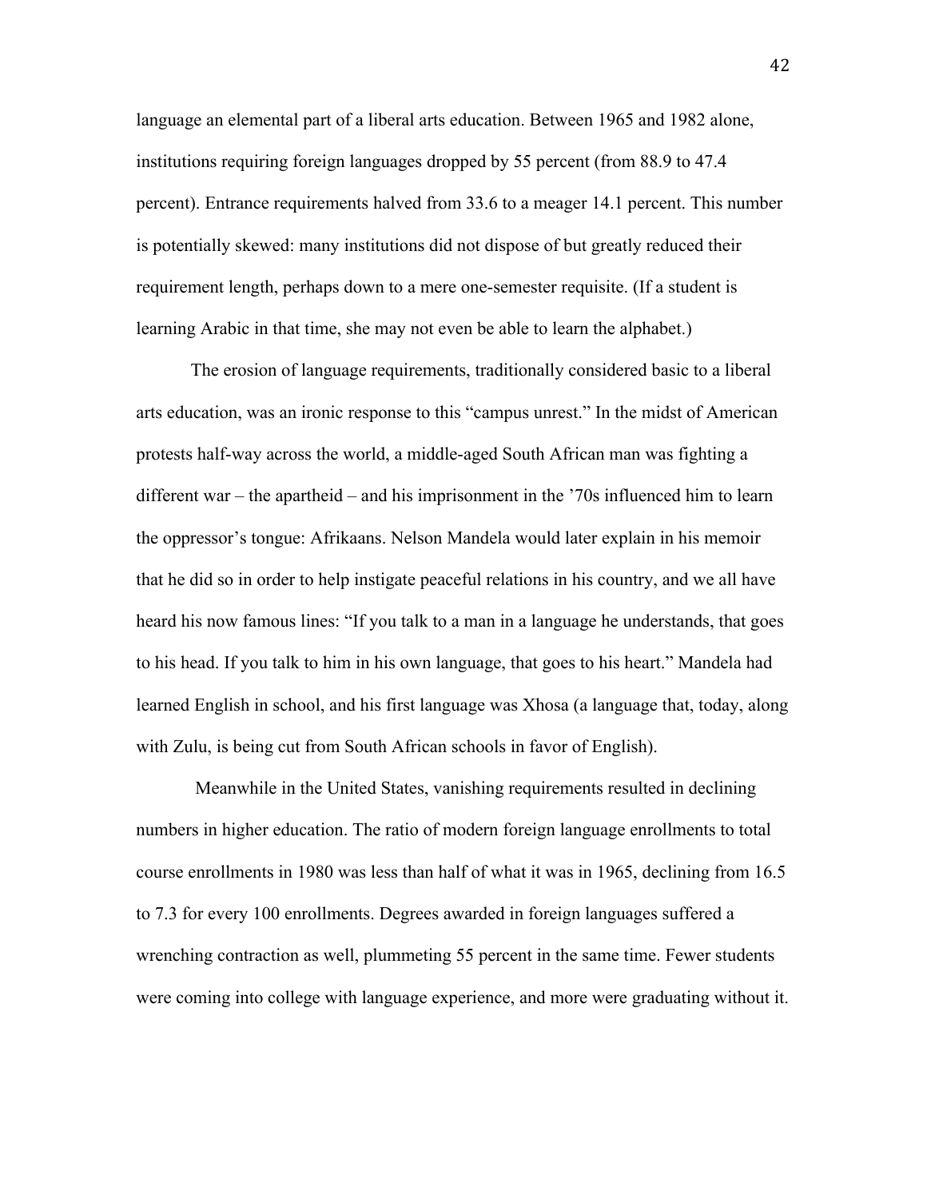language an elemental part of a liberal arts education. Between 1965 and 1982 alone, institutions requiring foreign languages dropped by 55 percent (from 88.9 to 47.4 percent). Entrance requirements halved from 33.6 to a meager 14.1 percent. This number is potentially skewed: many institutions did not dispose of but greatly reduced their requirement length, perhaps down to a mere one-semester requisite. (If a student is learning Arabic in that time, she may not even be able to learn the alphabet.)

The erosion of language requirements, traditionally considered basic to a liberal arts education, was an ironic response to this "campus unrest." In the midst of American protests half-way across the world, a middle-aged South African man was fighting a different war – the apartheid – and his imprisonment in the '70s influenced him to learn the oppressor's tongue: Afrikaans. Nelson Mandela would later explain in his memoir that he did so in order to help instigate peaceful relations in his country, and we all have heard his now famous lines: "If you talk to a man in a language he understands, that goes to his head. If you talk to him in his own language, that goes to his heart." Mandela had learned English in school, and his first language was Xhosa (a language that, today, along with Zulu, is being cut from South African schools in favor of English).

Meanwhile in the United States, vanishing requirements resulted in declining numbers in higher education. The ratio of modern foreign language enrollments to total course enrollments in 1980 was less than half of what it was in 1965, declining from 16.5 to 7.3 for every 100 enrollments. Degrees awarded in foreign languages suffered a wrenching contraction as well, plummeting 55 percent in the same time. Fewer students were coming into college with language experience, and more were graduating without it.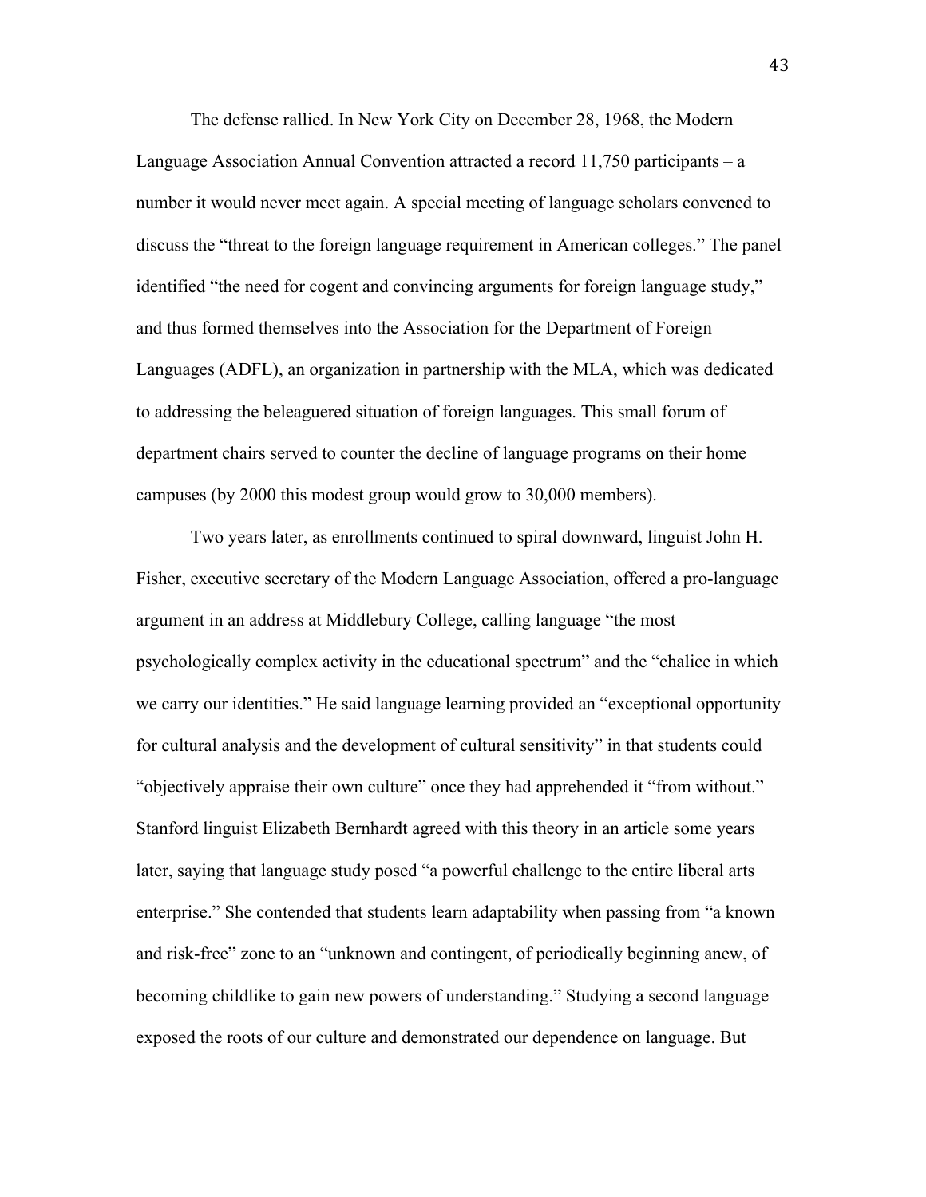The defense rallied. In New York City on December 28, 1968, the Modern Language Association Annual Convention attracted a record 11,750 participants – a number it would never meet again. A special meeting of language scholars convened to discuss the "threat to the foreign language requirement in American colleges." The panel identified "the need for cogent and convincing arguments for foreign language study," and thus formed themselves into the Association for the Department of Foreign Languages (ADFL), an organization in partnership with the MLA, which was dedicated to addressing the beleaguered situation of foreign languages. This small forum of department chairs served to counter the decline of language programs on their home campuses (by 2000 this modest group would grow to 30,000 members).

Two years later, as enrollments continued to spiral downward, linguist John H. Fisher, executive secretary of the Modern Language Association, offered a pro-language argument in an address at Middlebury College, calling language "the most psychologically complex activity in the educational spectrum" and the "chalice in which we carry our identities." He said language learning provided an "exceptional opportunity for cultural analysis and the development of cultural sensitivity" in that students could "objectively appraise their own culture" once they had apprehended it "from without." Stanford linguist Elizabeth Bernhardt agreed with this theory in an article some years later, saying that language study posed "a powerful challenge to the entire liberal arts enterprise." She contended that students learn adaptability when passing from "a known and risk-free" zone to an "unknown and contingent, of periodically beginning anew, of becoming childlike to gain new powers of understanding." Studying a second language exposed the roots of our culture and demonstrated our dependence on language. But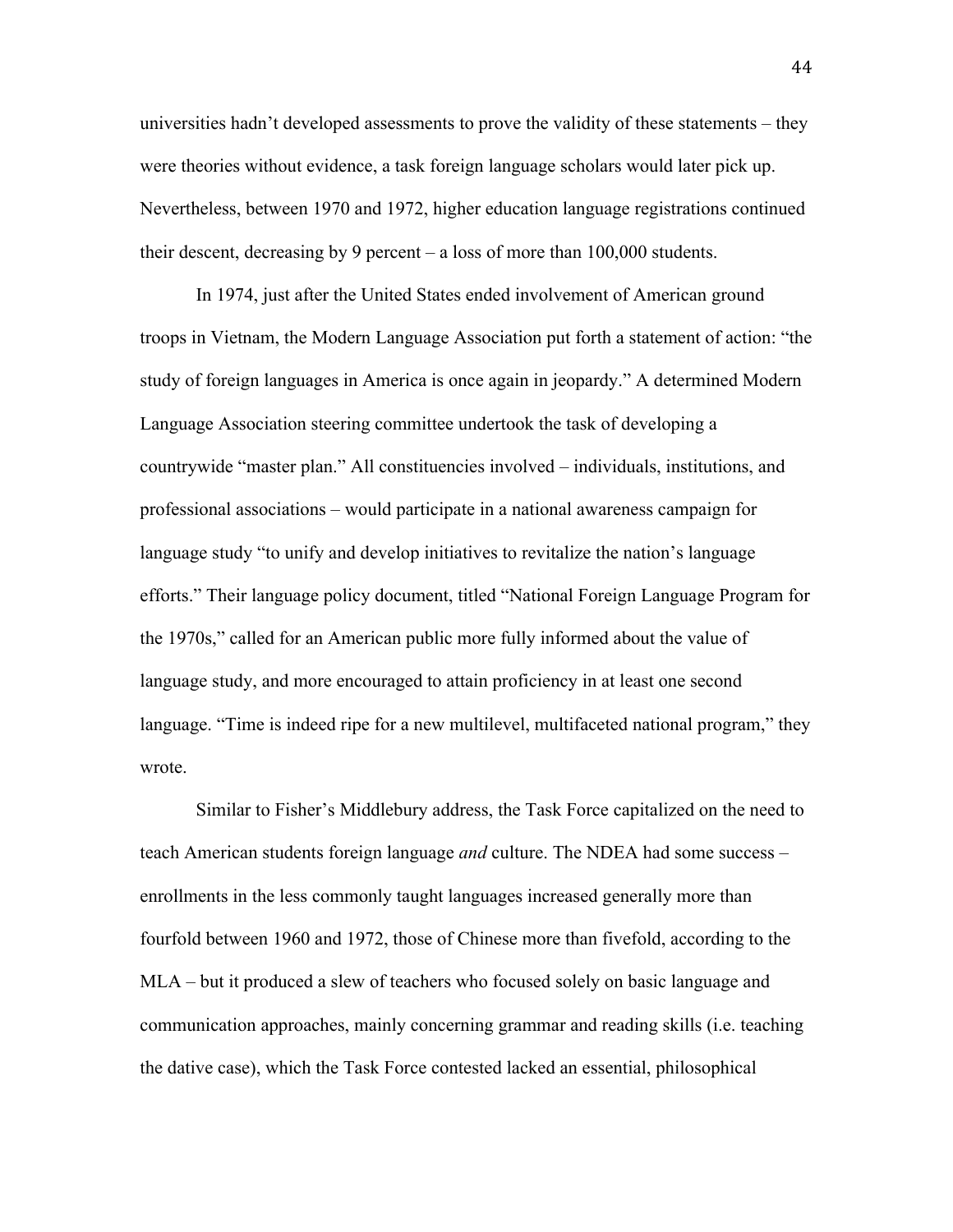universities hadn't developed assessments to prove the validity of these statements – they were theories without evidence, a task foreign language scholars would later pick up. Nevertheless, between 1970 and 1972, higher education language registrations continued their descent, decreasing by 9 percent – a loss of more than 100,000 students.

In 1974, just after the United States ended involvement of American ground troops in Vietnam, the Modern Language Association put forth a statement of action: "the study of foreign languages in America is once again in jeopardy." A determined Modern Language Association steering committee undertook the task of developing a countrywide "master plan." All constituencies involved – individuals, institutions, and professional associations – would participate in a national awareness campaign for language study "to unify and develop initiatives to revitalize the nation's language efforts." Their language policy document, titled "National Foreign Language Program for the 1970s," called for an American public more fully informed about the value of language study, and more encouraged to attain proficiency in at least one second language. "Time is indeed ripe for a new multilevel, multifaceted national program," they wrote.

Similar to Fisher's Middlebury address, the Task Force capitalized on the need to teach American students foreign language *and* culture. The NDEA had some success – enrollments in the less commonly taught languages increased generally more than fourfold between 1960 and 1972, those of Chinese more than fivefold, according to the MLA – but it produced a slew of teachers who focused solely on basic language and communication approaches, mainly concerning grammar and reading skills (i.e. teaching the dative case), which the Task Force contested lacked an essential, philosophical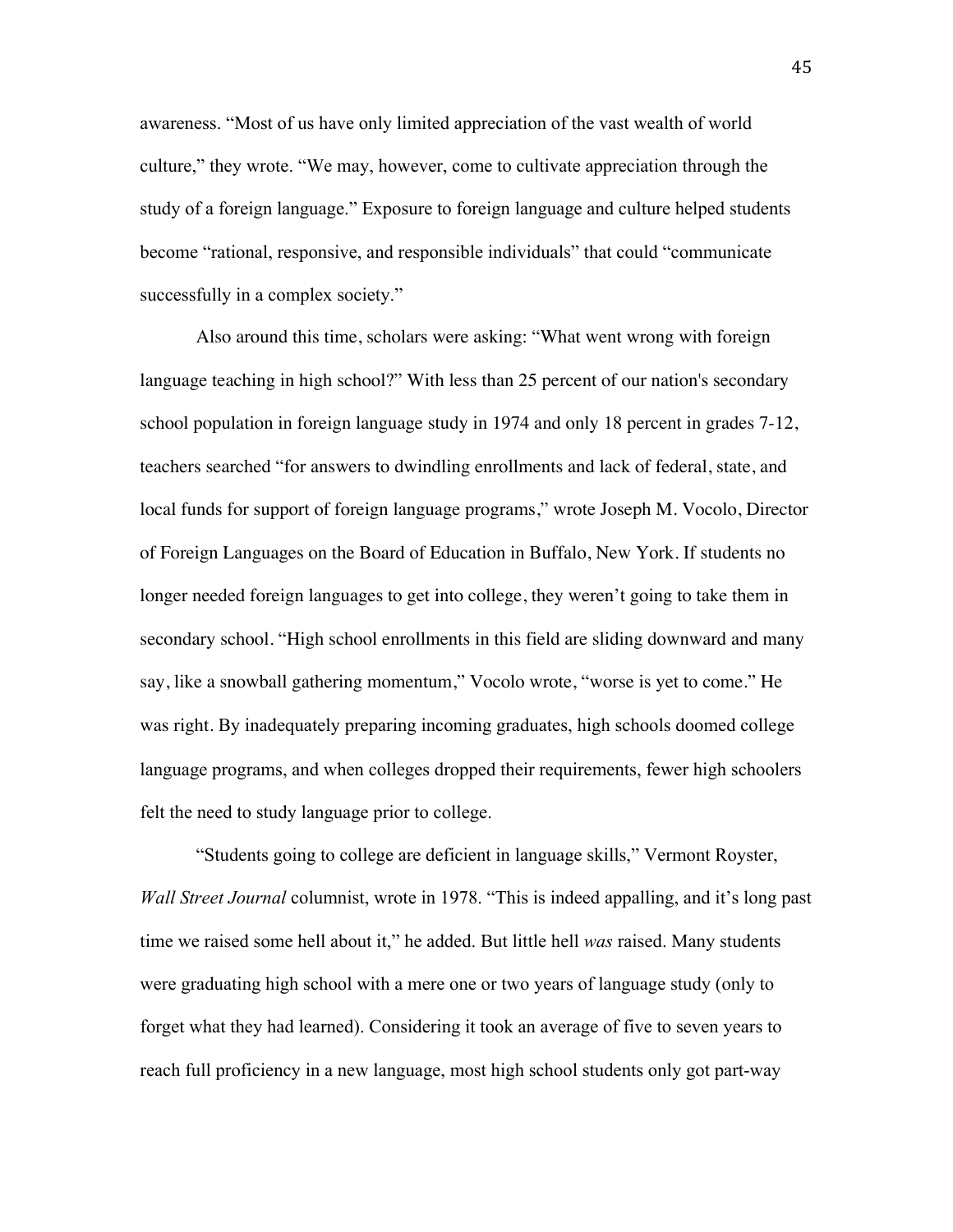awareness. “Most of us have only limited appreciation of the vast wealth of world culture,” they wrote. “We may, however, come to cultivate appreciation through the study of a foreign language.” Exposure to foreign language and culture helped students become “rational, responsive, and responsible individuals” that could “communicate successfully in a complex society.”

Also around this time, scholars were asking: “What went wrong with foreign language teaching in high school?” With less than 25 percent of our nation's secondary school population in foreign language study in 1974 and only 18 percent in grades 7-12, teachers searched “for answers to dwindling enrollments and lack of federal, state, and local funds for support of foreign language programs,” wrote Joseph M. Vocolo, Director of Foreign Languages on the Board of Education in Buffalo, New York. If students no longer needed foreign languages to get into college, they weren’t going to take them in secondary school. “High school enrollments in this field are sliding downward and many say, like a snowball gathering momentum,” Vocolo wrote, “worse is yet to come.” He was right. By inadequately preparing incoming graduates, high schools doomed college language programs, and when colleges dropped their requirements, fewer high schoolers felt the need to study language prior to college.

“Students going to college are deficient in language skills,” Vermont Royster, *Wall Street Journal* columnist, wrote in 1978. “This is indeed appalling, and it’s long past time we raised some hell about it,” he added. But little hell *was* raised. Many students were graduating high school with a mere one or two years of language study (only to forget what they had learned). Considering it took an average of five to seven years to reach full proficiency in a new language, most high school students only got part-way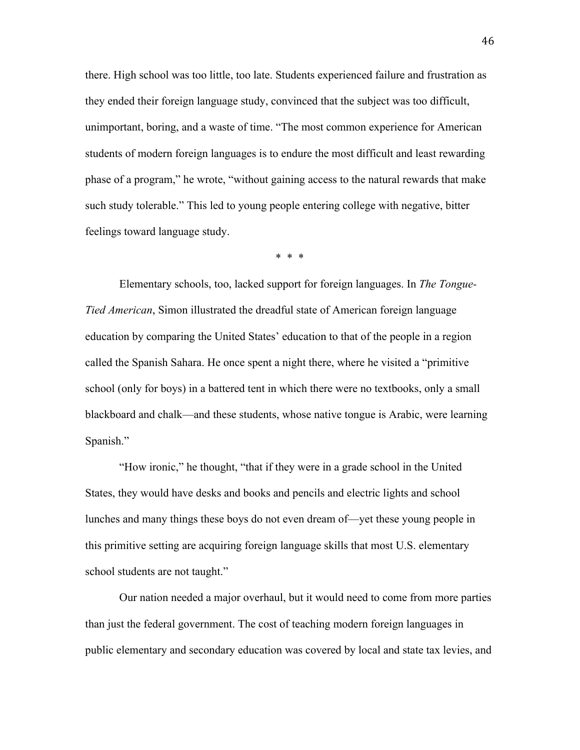there. High school was too little, too late. Students experienced failure and frustration as they ended their foreign language study, convinced that the subject was too difficult, unimportant, boring, and a waste of time. “The most common experience for American students of modern foreign languages is to endure the most difficult and least rewarding phase of a program,” he wrote, “without gaining access to the natural rewards that make such study tolerable.” This led to young people entering college with negative, bitter feelings toward language study.

\* \* \*

Elementary schools, too, lacked support for foreign languages. In *The Tongue-Tied American*, Simon illustrated the dreadful state of American foreign language education by comparing the United States’ education to that of the people in a region called the Spanish Sahara. He once spent a night there, where he visited a “primitive school (only for boys) in a battered tent in which there were no textbooks, only a small blackboard and chalk—and these students, whose native tongue is Arabic, were learning Spanish.”

“How ironic,” he thought, “that if they were in a grade school in the United States, they would have desks and books and pencils and electric lights and school lunches and many things these boys do not even dream of—yet these young people in this primitive setting are acquiring foreign language skills that most U.S. elementary school students are not taught.”

Our nation needed a major overhaul, but it would need to come from more parties than just the federal government. The cost of teaching modern foreign languages in public elementary and secondary education was covered by local and state tax levies, and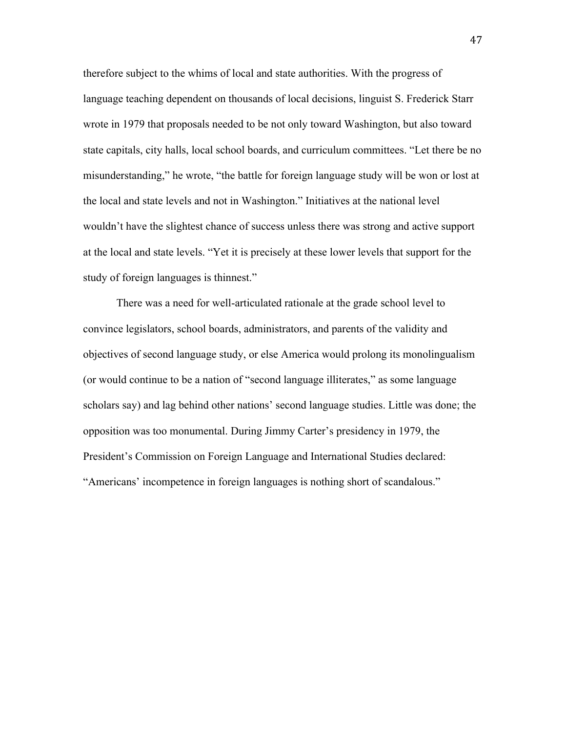therefore subject to the whims of local and state authorities. With the progress of language teaching dependent on thousands of local decisions, linguist S. Frederick Starr wrote in 1979 that proposals needed to be not only toward Washington, but also toward state capitals, city halls, local school boards, and curriculum committees. "Let there be no misunderstanding," he wrote, "the battle for foreign language study will be won or lost at the local and state levels and not in Washington." Initiatives at the national level wouldn't have the slightest chance of success unless there was strong and active support at the local and state levels. "Yet it is precisely at these lower levels that support for the study of foreign languages is thinnest."

There was a need for well-articulated rationale at the grade school level to convince legislators, school boards, administrators, and parents of the validity and objectives of second language study, or else America would prolong its monolingualism (or would continue to be a nation of "second language illiterates," as some language scholars say) and lag behind other nations' second language studies. Little was done; the opposition was too monumental. During Jimmy Carter's presidency in 1979, the President's Commission on Foreign Language and International Studies declared: "Americans' incompetence in foreign languages is nothing short of scandalous."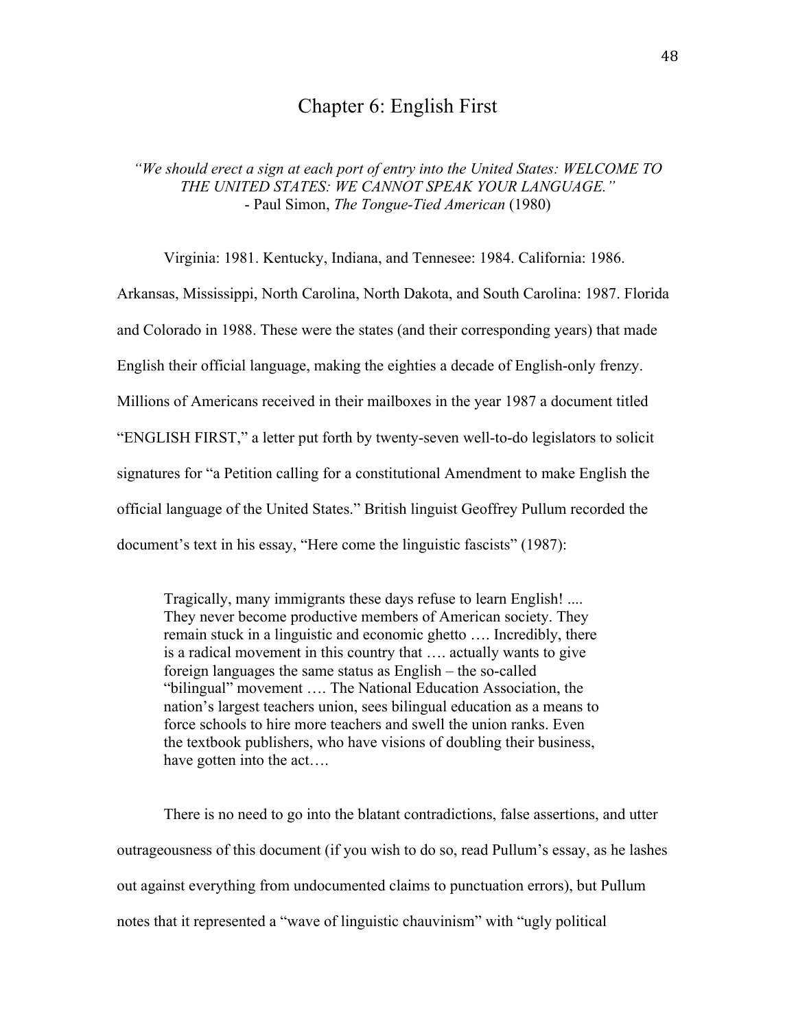# Chapter 6: English First

*"We should erect a sign at each port of entry into the United States: WELCOME TO THE UNITED STATES: WE CANNOT SPEAK YOUR LANGUAGE."*
- Paul Simon, *The Tongue-Tied American* (1980)

Virginia: 1981. Kentucky, Indiana, and Tennesee: 1984. California: 1986. Arkansas, Mississippi, North Carolina, North Dakota, and South Carolina: 1987. Florida and Colorado in 1988. These were the states (and their corresponding years) that made English their official language, making the eighties a decade of English-only frenzy. Millions of Americans received in their mailboxes in the year 1987 a document titled "ENGLISH FIRST," a letter put forth by twenty-seven well-to-do legislators to solicit signatures for "a Petition calling for a constitutional Amendment to make English the official language of the United States." British linguist Geoffrey Pullum recorded the document's text in his essay, "Here come the linguistic fascists" (1987):

> Tragically, many immigrants these days refuse to learn English! .... They never become productive members of American society. They remain stuck in a linguistic and economic ghetto …. Incredibly, there is a radical movement in this country that …. actually wants to give foreign languages the same status as English – the so-called "bilingual" movement …. The National Education Association, the nation's largest teachers union, sees bilingual education as a means to force schools to hire more teachers and swell the union ranks. Even the textbook publishers, who have visions of doubling their business, have gotten into the act….

There is no need to go into the blatant contradictions, false assertions, and utter outrageousness of this document (if you wish to do so, read Pullum's essay, as he lashes out against everything from undocumented claims to punctuation errors), but Pullum notes that it represented a "wave of linguistic chauvinism" with "ugly political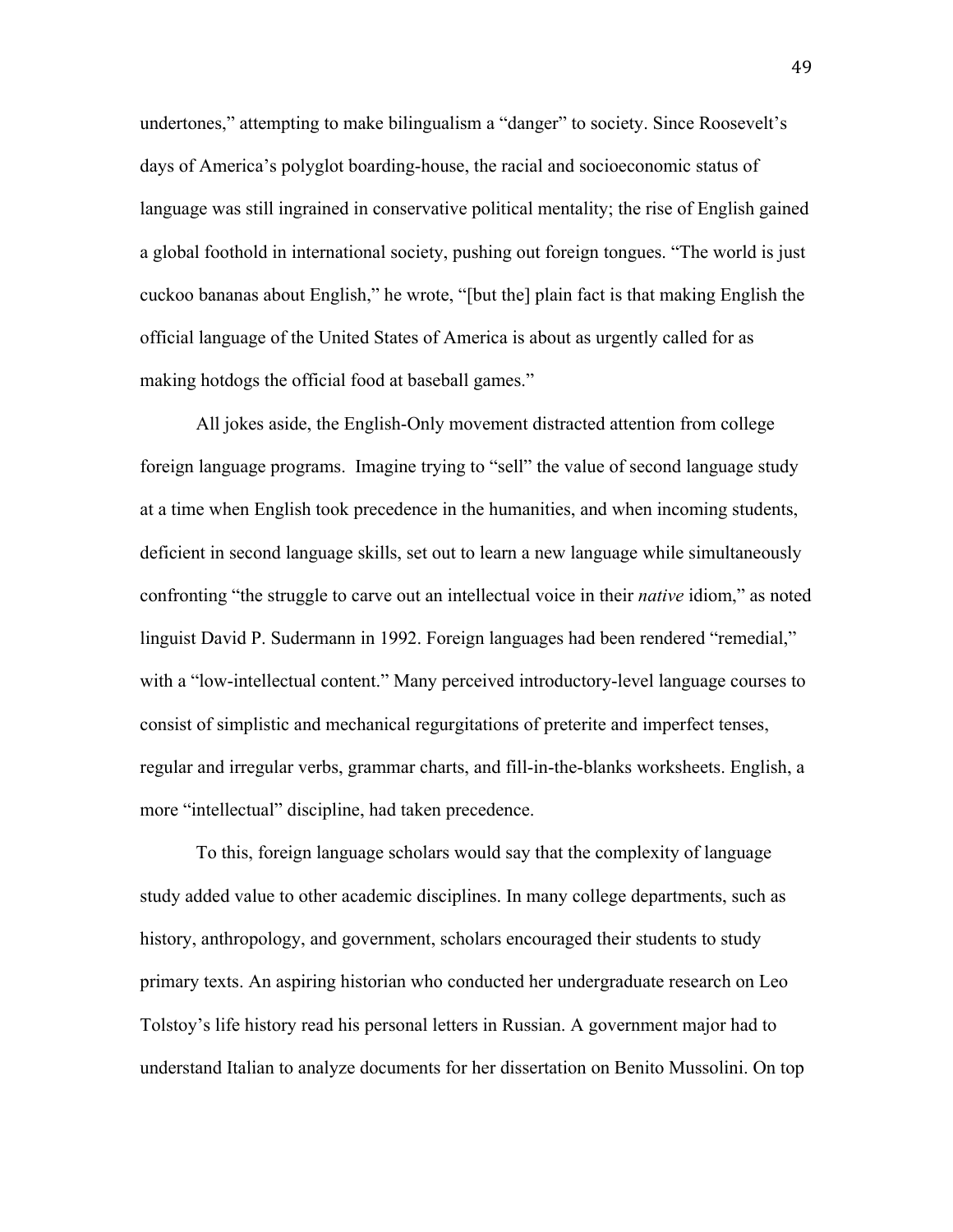undertones," attempting to make bilingualism a "danger" to society. Since Roosevelt's days of America's polyglot boarding-house, the racial and socioeconomic status of language was still ingrained in conservative political mentality; the rise of English gained a global foothold in international society, pushing out foreign tongues. "The world is just cuckoo bananas about English," he wrote, "[but the] plain fact is that making English the official language of the United States of America is about as urgently called for as making hotdogs the official food at baseball games."

All jokes aside, the English-Only movement distracted attention from college foreign language programs. Imagine trying to "sell" the value of second language study at a time when English took precedence in the humanities, and when incoming students, deficient in second language skills, set out to learn a new language while simultaneously confronting "the struggle to carve out an intellectual voice in their *native* idiom," as noted linguist David P. Sudermann in 1992. Foreign languages had been rendered "remedial," with a "low-intellectual content." Many perceived introductory-level language courses to consist of simplistic and mechanical regurgitations of preterite and imperfect tenses, regular and irregular verbs, grammar charts, and fill-in-the-blanks worksheets. English, a more "intellectual" discipline, had taken precedence.

To this, foreign language scholars would say that the complexity of language study added value to other academic disciplines. In many college departments, such as history, anthropology, and government, scholars encouraged their students to study primary texts. An aspiring historian who conducted her undergraduate research on Leo Tolstoy's life history read his personal letters in Russian. A government major had to understand Italian to analyze documents for her dissertation on Benito Mussolini. On top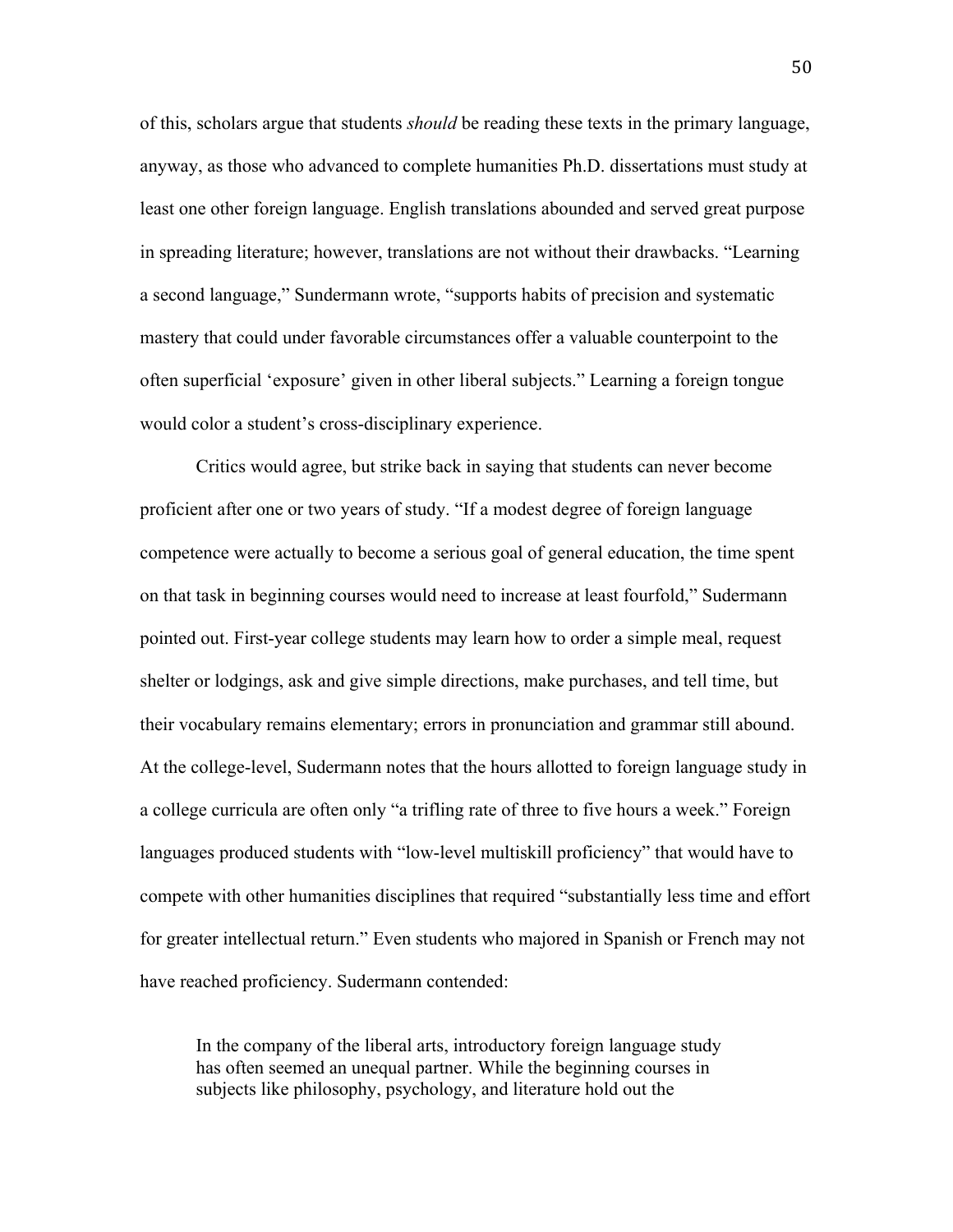of this, scholars argue that students *should* be reading these texts in the primary language, anyway, as those who advanced to complete humanities Ph.D. dissertations must study at least one other foreign language. English translations abounded and served great purpose in spreading literature; however, translations are not without their drawbacks. "Learning a second language," Sundermann wrote, "supports habits of precision and systematic mastery that could under favorable circumstances offer a valuable counterpoint to the often superficial 'exposure' given in other liberal subjects." Learning a foreign tongue would color a student's cross-disciplinary experience.

Critics would agree, but strike back in saying that students can never become proficient after one or two years of study. "If a modest degree of foreign language competence were actually to become a serious goal of general education, the time spent on that task in beginning courses would need to increase at least fourfold," Sudermann pointed out. First-year college students may learn how to order a simple meal, request shelter or lodgings, ask and give simple directions, make purchases, and tell time, but their vocabulary remains elementary; errors in pronunciation and grammar still abound. At the college-level, Sudermann notes that the hours allotted to foreign language study in a college curricula are often only "a trifling rate of three to five hours a week." Foreign languages produced students with "low-level multiskill proficiency" that would have to compete with other humanities disciplines that required "substantially less time and effort for greater intellectual return." Even students who majored in Spanish or French may not have reached proficiency. Sudermann contended:

> In the company of the liberal arts, introductory foreign language study has often seemed an unequal partner. While the beginning courses in subjects like philosophy, psychology, and literature hold out the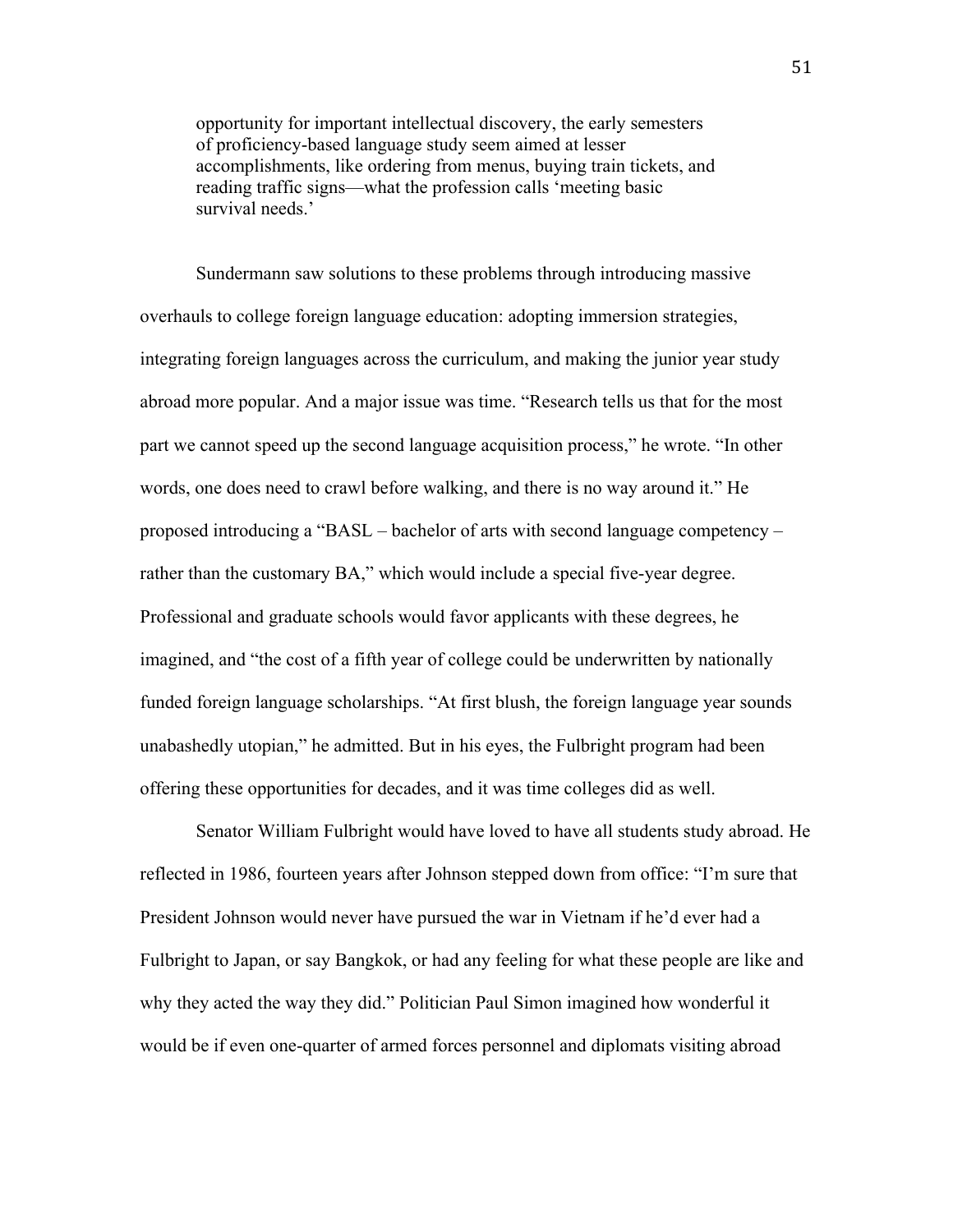> opportunity for important intellectual discovery, the early semesters of proficiency-based language study seem aimed at lesser accomplishments, like ordering from menus, buying train tickets, and reading traffic signs—what the profession calls 'meeting basic survival needs.'

Sundermann saw solutions to these problems through introducing massive overhauls to college foreign language education: adopting immersion strategies, integrating foreign languages across the curriculum, and making the junior year study abroad more popular. And a major issue was time. "Research tells us that for the most part we cannot speed up the second language acquisition process," he wrote. "In other words, one does need to crawl before walking, and there is no way around it." He proposed introducing a "BASL – bachelor of arts with second language competency – rather than the customary BA," which would include a special five-year degree. Professional and graduate schools would favor applicants with these degrees, he imagined, and "the cost of a fifth year of college could be underwritten by nationally funded foreign language scholarships. "At first blush, the foreign language year sounds unabashedly utopian," he admitted. But in his eyes, the Fulbright program had been offering these opportunities for decades, and it was time colleges did as well.

Senator William Fulbright would have loved to have all students study abroad. He reflected in 1986, fourteen years after Johnson stepped down from office: "I'm sure that President Johnson would never have pursued the war in Vietnam if he'd ever had a Fulbright to Japan, or say Bangkok, or had any feeling for what these people are like and why they acted the way they did." Politician Paul Simon imagined how wonderful it would be if even one-quarter of armed forces personnel and diplomats visiting abroad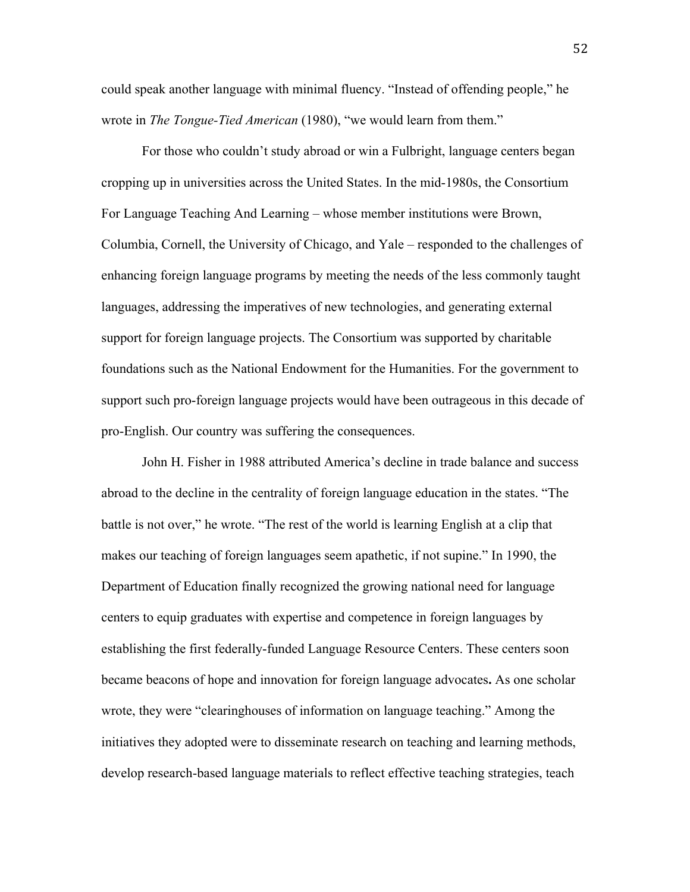could speak another language with minimal fluency. "Instead of offending people," he wrote in *The Tongue-Tied American* (1980), "we would learn from them."

For those who couldn't study abroad or win a Fulbright, language centers began cropping up in universities across the United States. In the mid-1980s, the Consortium For Language Teaching And Learning – whose member institutions were Brown, Columbia, Cornell, the University of Chicago, and Yale – responded to the challenges of enhancing foreign language programs by meeting the needs of the less commonly taught languages, addressing the imperatives of new technologies, and generating external support for foreign language projects. The Consortium was supported by charitable foundations such as the National Endowment for the Humanities. For the government to support such pro-foreign language projects would have been outrageous in this decade of pro-English. Our country was suffering the consequences.

John H. Fisher in 1988 attributed America's decline in trade balance and success abroad to the decline in the centrality of foreign language education in the states. "The battle is not over," he wrote. "The rest of the world is learning English at a clip that makes our teaching of foreign languages seem apathetic, if not supine." In 1990, the Department of Education finally recognized the growing national need for language centers to equip graduates with expertise and competence in foreign languages by establishing the first federally-funded Language Resource Centers. These centers soon became beacons of hope and innovation for foreign language advocates**.** As one scholar wrote, they were "clearinghouses of information on language teaching." Among the initiatives they adopted were to disseminate research on teaching and learning methods, develop research-based language materials to reflect effective teaching strategies, teach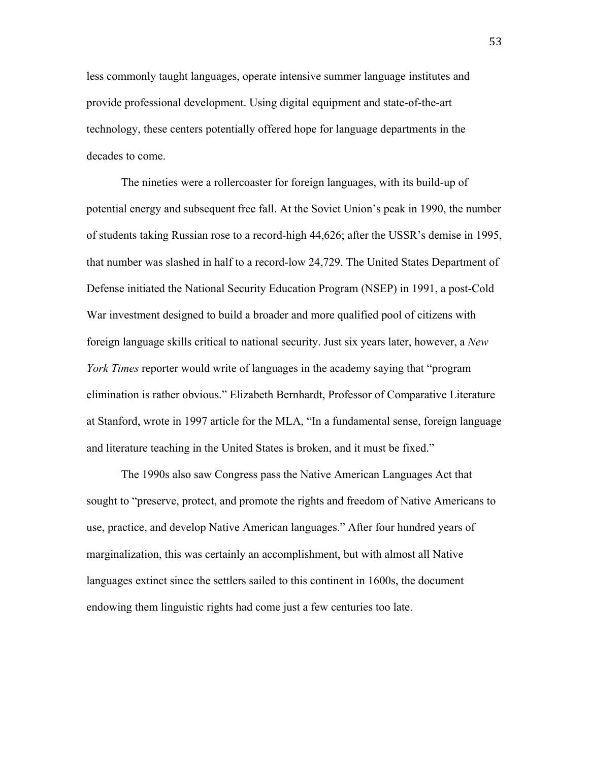less commonly taught languages, operate intensive summer language institutes and provide professional development. Using digital equipment and state-of-the-art technology, these centers potentially offered hope for language departments in the decades to come.

The nineties were a rollercoaster for foreign languages, with its build-up of potential energy and subsequent free fall. At the Soviet Union's peak in 1990, the number of students taking Russian rose to a record-high 44,626; after the USSR's demise in 1995, that number was slashed in half to a record-low 24,729. The United States Department of Defense initiated the National Security Education Program (NSEP) in 1991, a post-Cold War investment designed to build a broader and more qualified pool of citizens with foreign language skills critical to national security. Just six years later, however, a *New York Times* reporter would write of languages in the academy saying that "program elimination is rather obvious." Elizabeth Bernhardt, Professor of Comparative Literature at Stanford, wrote in 1997 article for the MLA, "In a fundamental sense, foreign language and literature teaching in the United States is broken, and it must be fixed."

The 1990s also saw Congress pass the Native American Languages Act that sought to "preserve, protect, and promote the rights and freedom of Native Americans to use, practice, and develop Native American languages." After four hundred years of marginalization, this was certainly an accomplishment, but with almost all Native languages extinct since the settlers sailed to this continent in 1600s, the document endowing them linguistic rights had come just a few centuries too late.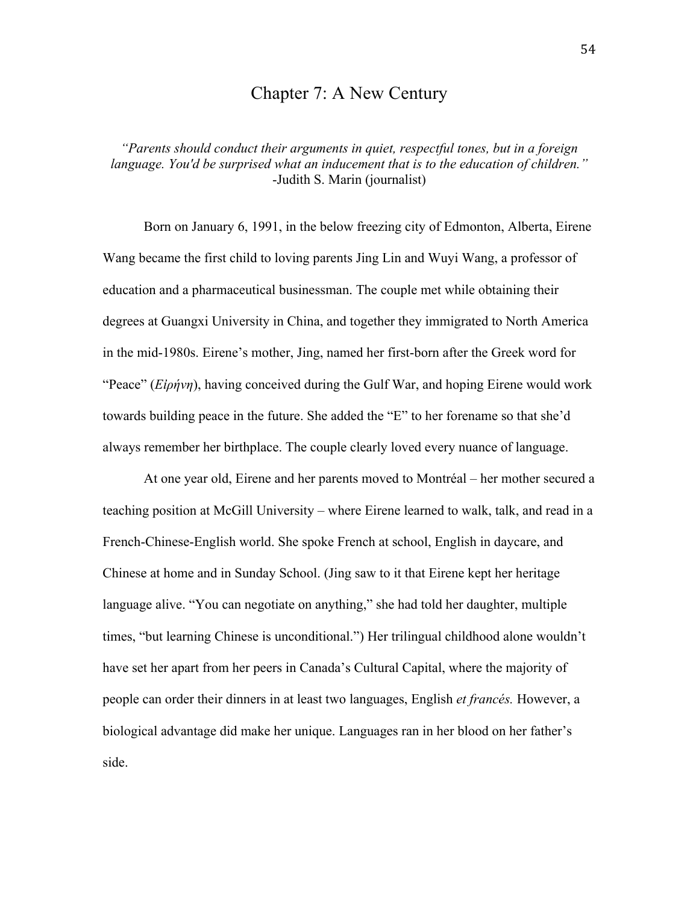# Chapter 7: A New Century

*"Parents should conduct their arguments in quiet, respectful tones, but in a foreign language. You'd be surprised what an inducement that is to the education of children."*
-Judith S. Marin (journalist)

Born on January 6, 1991, in the below freezing city of Edmonton, Alberta, Eirene Wang became the first child to loving parents Jing Lin and Wuyi Wang, a professor of education and a pharmaceutical businessman. The couple met while obtaining their degrees at Guangxi University in China, and together they immigrated to North America in the mid-1980s. Eirene's mother, Jing, named her first-born after the Greek word for "Peace" (*Ειρήνη*), having conceived during the Gulf War, and hoping Eirene would work towards building peace in the future. She added the "E" to her forename so that she'd always remember her birthplace. The couple clearly loved every nuance of language.

At one year old, Eirene and her parents moved to Montréal – her mother secured a teaching position at McGill University – where Eirene learned to walk, talk, and read in a French-Chinese-English world. She spoke French at school, English in daycare, and Chinese at home and in Sunday School. (Jing saw to it that Eirene kept her heritage language alive. "You can negotiate on anything," she had told her daughter, multiple times, "but learning Chinese is unconditional.") Her trilingual childhood alone wouldn't have set her apart from her peers in Canada's Cultural Capital, where the majority of people can order their dinners in at least two languages, English *et francés.* However, a biological advantage did make her unique. Languages ran in her blood on her father's side.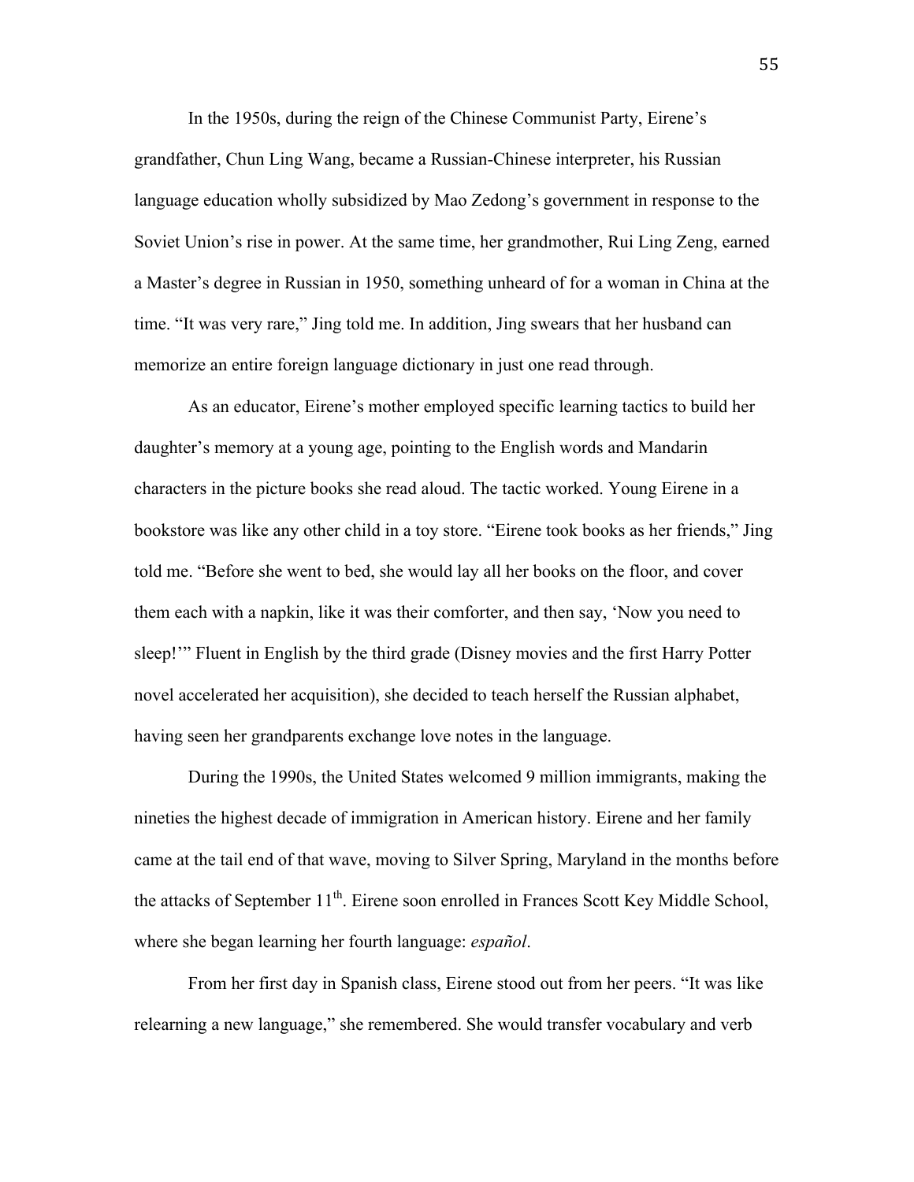In the 1950s, during the reign of the Chinese Communist Party, Eirene's grandfather, Chun Ling Wang, became a Russian-Chinese interpreter, his Russian language education wholly subsidized by Mao Zedong's government in response to the Soviet Union's rise in power. At the same time, her grandmother, Rui Ling Zeng, earned a Master's degree in Russian in 1950, something unheard of for a woman in China at the time. "It was very rare," Jing told me. In addition, Jing swears that her husband can memorize an entire foreign language dictionary in just one read through.

As an educator, Eirene's mother employed specific learning tactics to build her daughter's memory at a young age, pointing to the English words and Mandarin characters in the picture books she read aloud. The tactic worked. Young Eirene in a bookstore was like any other child in a toy store. "Eirene took books as her friends," Jing told me. "Before she went to bed, she would lay all her books on the floor, and cover them each with a napkin, like it was their comforter, and then say, 'Now you need to sleep!'" Fluent in English by the third grade (Disney movies and the first Harry Potter novel accelerated her acquisition), she decided to teach herself the Russian alphabet, having seen her grandparents exchange love notes in the language.

During the 1990s, the United States welcomed 9 million immigrants, making the nineties the highest decade of immigration in American history. Eirene and her family came at the tail end of that wave, moving to Silver Spring, Maryland in the months before the attacks of September 11th. Eirene soon enrolled in Frances Scott Key Middle School, where she began learning her fourth language: *español*.

From her first day in Spanish class, Eirene stood out from her peers. "It was like relearning a new language," she remembered. She would transfer vocabulary and verb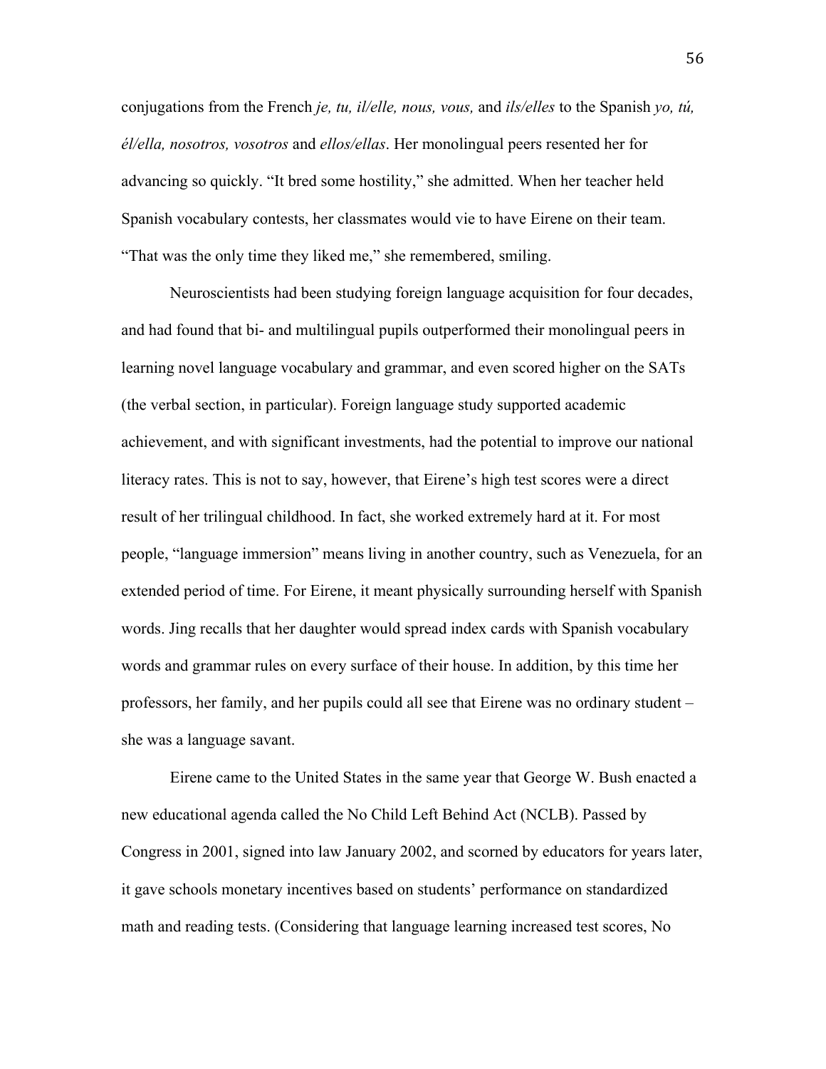conjugations from the French *je, tu, il/elle, nous, vous,* and *ils/elles* to the Spanish *yo, tú, él/ella, nosotros, vosotros* and *ellos/ellas*. Her monolingual peers resented her for advancing so quickly. "It bred some hostility," she admitted. When her teacher held Spanish vocabulary contests, her classmates would vie to have Eirene on their team. "That was the only time they liked me," she remembered, smiling.

Neuroscientists had been studying foreign language acquisition for four decades, and had found that bi- and multilingual pupils outperformed their monolingual peers in learning novel language vocabulary and grammar, and even scored higher on the SATs (the verbal section, in particular). Foreign language study supported academic achievement, and with significant investments, had the potential to improve our national literacy rates. This is not to say, however, that Eirene's high test scores were a direct result of her trilingual childhood. In fact, she worked extremely hard at it. For most people, "language immersion" means living in another country, such as Venezuela, for an extended period of time. For Eirene, it meant physically surrounding herself with Spanish words. Jing recalls that her daughter would spread index cards with Spanish vocabulary words and grammar rules on every surface of their house. In addition, by this time her professors, her family, and her pupils could all see that Eirene was no ordinary student – she was a language savant.

Eirene came to the United States in the same year that George W. Bush enacted a new educational agenda called the No Child Left Behind Act (NCLB). Passed by Congress in 2001, signed into law January 2002, and scorned by educators for years later, it gave schools monetary incentives based on students' performance on standardized math and reading tests. (Considering that language learning increased test scores, No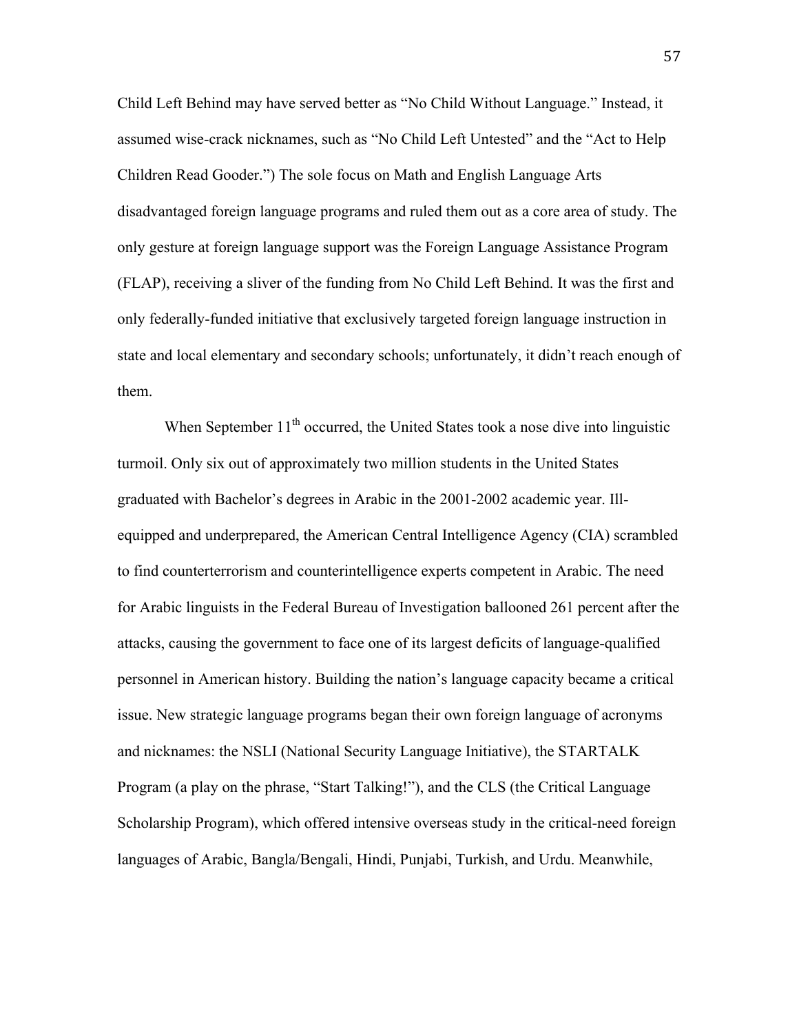Child Left Behind may have served better as “No Child Without Language.” Instead, it assumed wise-crack nicknames, such as “No Child Left Untested” and the “Act to Help Children Read Gooder.”) The sole focus on Math and English Language Arts disadvantaged foreign language programs and ruled them out as a core area of study. The only gesture at foreign language support was the Foreign Language Assistance Program (FLAP), receiving a sliver of the funding from No Child Left Behind. It was the first and only federally-funded initiative that exclusively targeted foreign language instruction in state and local elementary and secondary schools; unfortunately, it didn’t reach enough of them.

When September 11th occurred, the United States took a nose dive into linguistic turmoil. Only six out of approximately two million students in the United States graduated with Bachelor’s degrees in Arabic in the 2001-2002 academic year. Ill-equipped and underprepared, the American Central Intelligence Agency (CIA) scrambled to find counterterrorism and counterintelligence experts competent in Arabic. The need for Arabic linguists in the Federal Bureau of Investigation ballooned 261 percent after the attacks, causing the government to face one of its largest deficits of language-qualified personnel in American history. Building the nation’s language capacity became a critical issue. New strategic language programs began their own foreign language of acronyms and nicknames: the NSLI (National Security Language Initiative), the STARTALK Program (a play on the phrase, “Start Talking!”), and the CLS (the Critical Language Scholarship Program), which offered intensive overseas study in the critical-need foreign languages of Arabic, Bangla/Bengali, Hindi, Punjabi, Turkish, and Urdu. Meanwhile,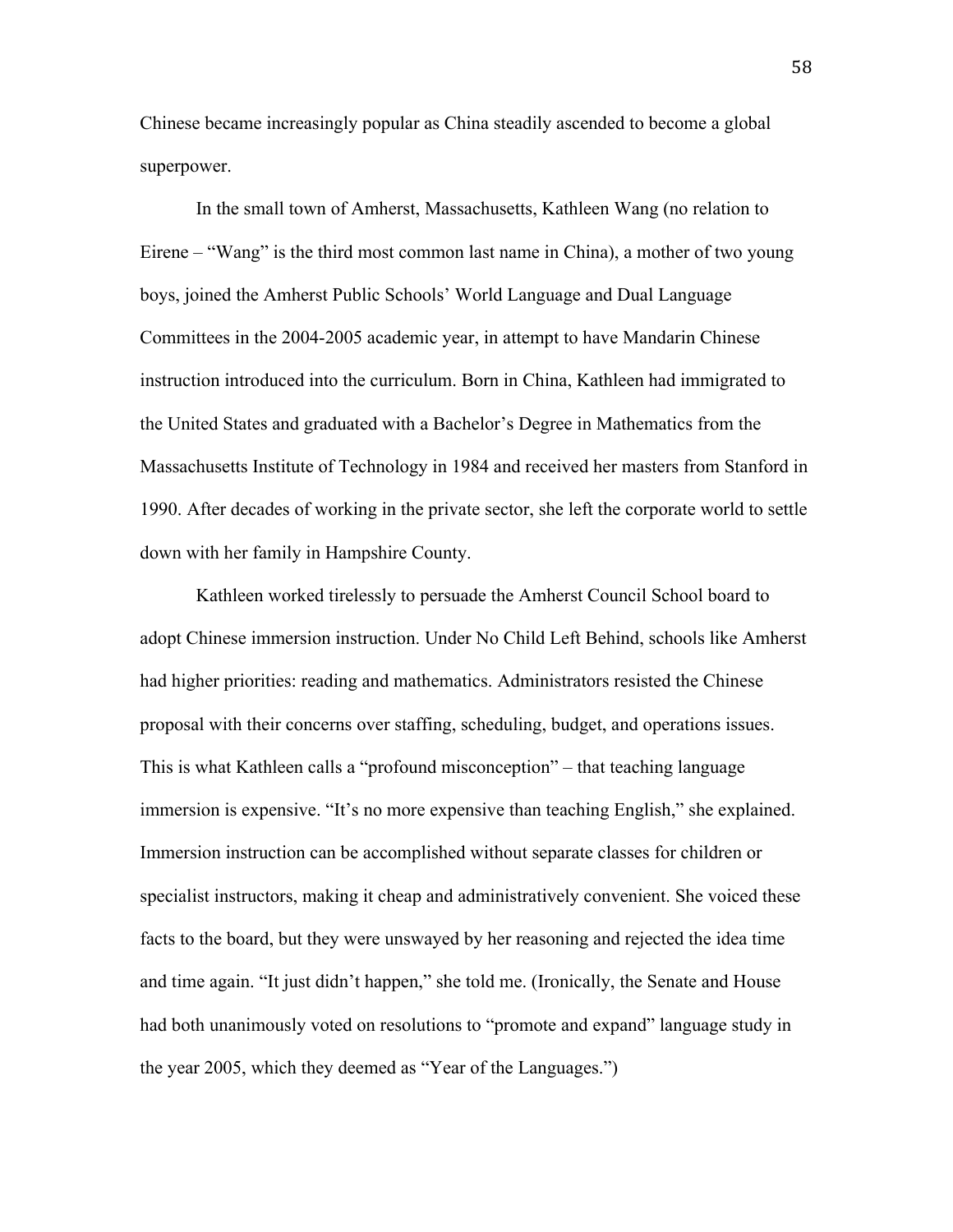Chinese became increasingly popular as China steadily ascended to become a global superpower.

In the small town of Amherst, Massachusetts, Kathleen Wang (no relation to Eirene – "Wang" is the third most common last name in China), a mother of two young boys, joined the Amherst Public Schools' World Language and Dual Language Committees in the 2004-2005 academic year, in attempt to have Mandarin Chinese instruction introduced into the curriculum. Born in China, Kathleen had immigrated to the United States and graduated with a Bachelor's Degree in Mathematics from the Massachusetts Institute of Technology in 1984 and received her masters from Stanford in 1990. After decades of working in the private sector, she left the corporate world to settle down with her family in Hampshire County.

Kathleen worked tirelessly to persuade the Amherst Council School board to adopt Chinese immersion instruction. Under No Child Left Behind, schools like Amherst had higher priorities: reading and mathematics. Administrators resisted the Chinese proposal with their concerns over staffing, scheduling, budget, and operations issues. This is what Kathleen calls a "profound misconception" – that teaching language immersion is expensive. "It's no more expensive than teaching English," she explained. Immersion instruction can be accomplished without separate classes for children or specialist instructors, making it cheap and administratively convenient. She voiced these facts to the board, but they were unswayed by her reasoning and rejected the idea time and time again. "It just didn't happen," she told me. (Ironically, the Senate and House had both unanimously voted on resolutions to "promote and expand" language study in the year 2005, which they deemed as "Year of the Languages.")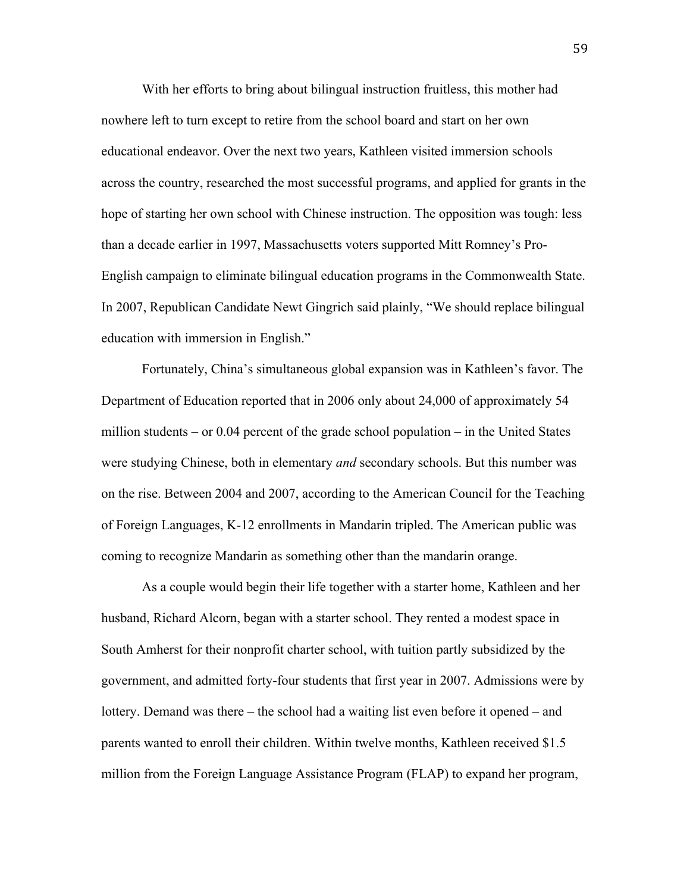With her efforts to bring about bilingual instruction fruitless, this mother had nowhere left to turn except to retire from the school board and start on her own educational endeavor. Over the next two years, Kathleen visited immersion schools across the country, researched the most successful programs, and applied for grants in the hope of starting her own school with Chinese instruction. The opposition was tough: less than a decade earlier in 1997, Massachusetts voters supported Mitt Romney's Pro-English campaign to eliminate bilingual education programs in the Commonwealth State. In 2007, Republican Candidate Newt Gingrich said plainly, "We should replace bilingual education with immersion in English."

Fortunately, China's simultaneous global expansion was in Kathleen's favor. The Department of Education reported that in 2006 only about 24,000 of approximately 54 million students – or 0.04 percent of the grade school population – in the United States were studying Chinese, both in elementary *and* secondary schools. But this number was on the rise. Between 2004 and 2007, according to the American Council for the Teaching of Foreign Languages, K-12 enrollments in Mandarin tripled. The American public was coming to recognize Mandarin as something other than the mandarin orange.

As a couple would begin their life together with a starter home, Kathleen and her husband, Richard Alcorn, began with a starter school. They rented a modest space in South Amherst for their nonprofit charter school, with tuition partly subsidized by the government, and admitted forty-four students that first year in 2007. Admissions were by lottery. Demand was there – the school had a waiting list even before it opened – and parents wanted to enroll their children. Within twelve months, Kathleen received $1.5 million from the Foreign Language Assistance Program (FLAP) to expand her program,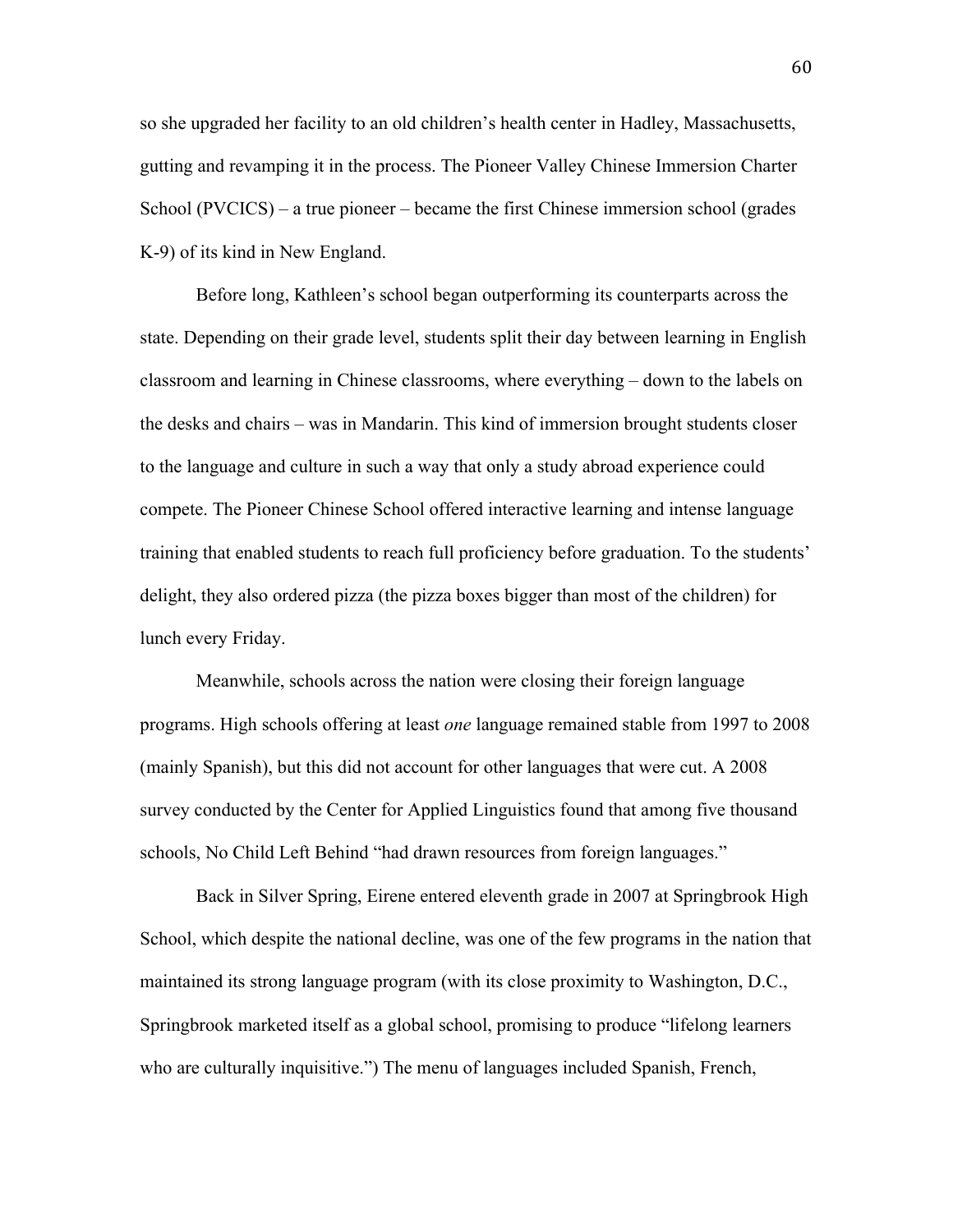so she upgraded her facility to an old children's health center in Hadley, Massachusetts, gutting and revamping it in the process. The Pioneer Valley Chinese Immersion Charter School (PVCICS) – a true pioneer – became the first Chinese immersion school (grades K-9) of its kind in New England.

Before long, Kathleen's school began outperforming its counterparts across the state. Depending on their grade level, students split their day between learning in English classroom and learning in Chinese classrooms, where everything – down to the labels on the desks and chairs – was in Mandarin. This kind of immersion brought students closer to the language and culture in such a way that only a study abroad experience could compete. The Pioneer Chinese School offered interactive learning and intense language training that enabled students to reach full proficiency before graduation. To the students' delight, they also ordered pizza (the pizza boxes bigger than most of the children) for lunch every Friday.

Meanwhile, schools across the nation were closing their foreign language programs. High schools offering at least *one* language remained stable from 1997 to 2008 (mainly Spanish), but this did not account for other languages that were cut. A 2008 survey conducted by the Center for Applied Linguistics found that among five thousand schools, No Child Left Behind "had drawn resources from foreign languages."

Back in Silver Spring, Eirene entered eleventh grade in 2007 at Springbrook High School, which despite the national decline, was one of the few programs in the nation that maintained its strong language program (with its close proximity to Washington, D.C., Springbrook marketed itself as a global school, promising to produce "lifelong learners who are culturally inquisitive.") The menu of languages included Spanish, French,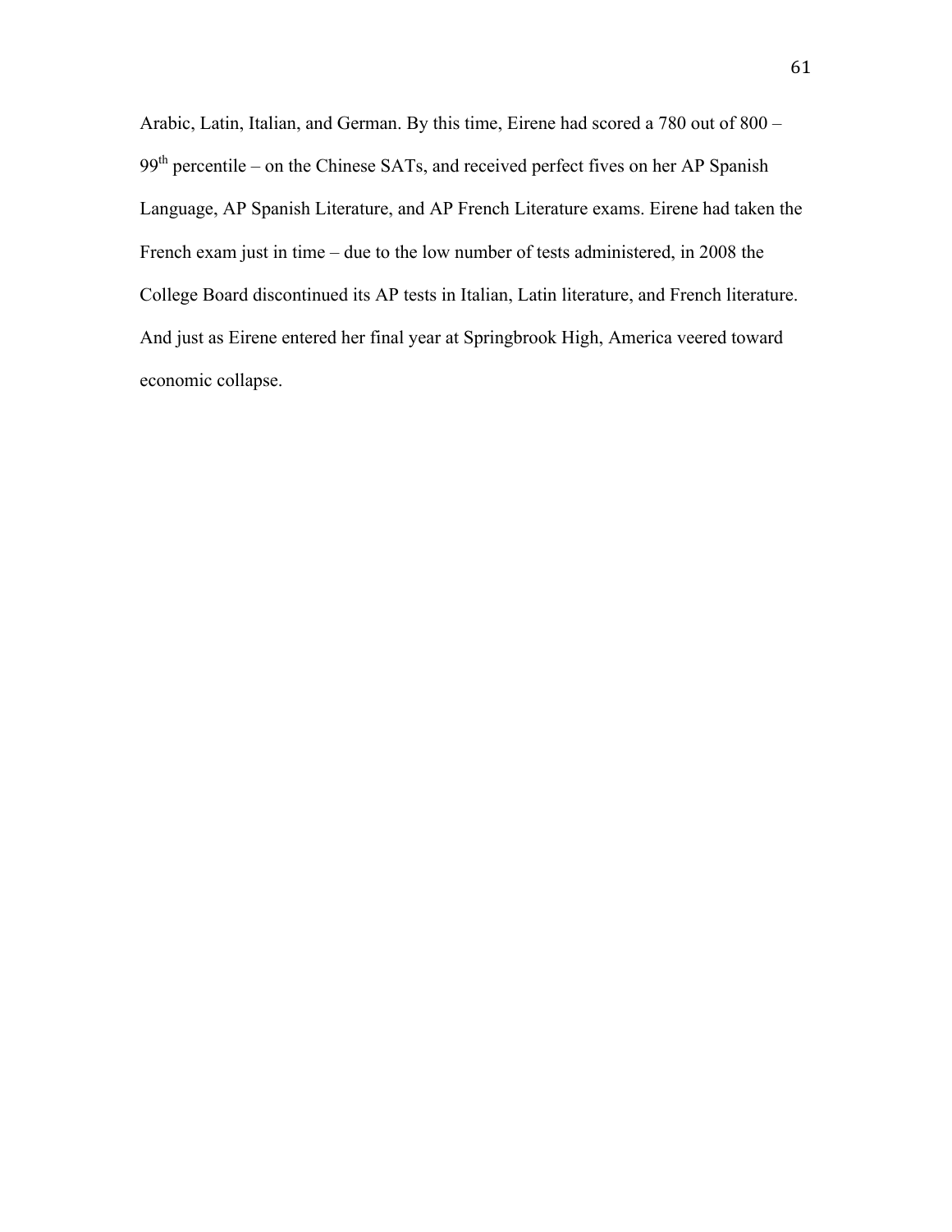Arabic, Latin, Italian, and German. By this time, Eirene had scored a 780 out of 800 – 99th percentile – on the Chinese SATs, and received perfect fives on her AP Spanish Language, AP Spanish Literature, and AP French Literature exams. Eirene had taken the French exam just in time – due to the low number of tests administered, in 2008 the College Board discontinued its AP tests in Italian, Latin literature, and French literature. And just as Eirene entered her final year at Springbrook High, America veered toward economic collapse.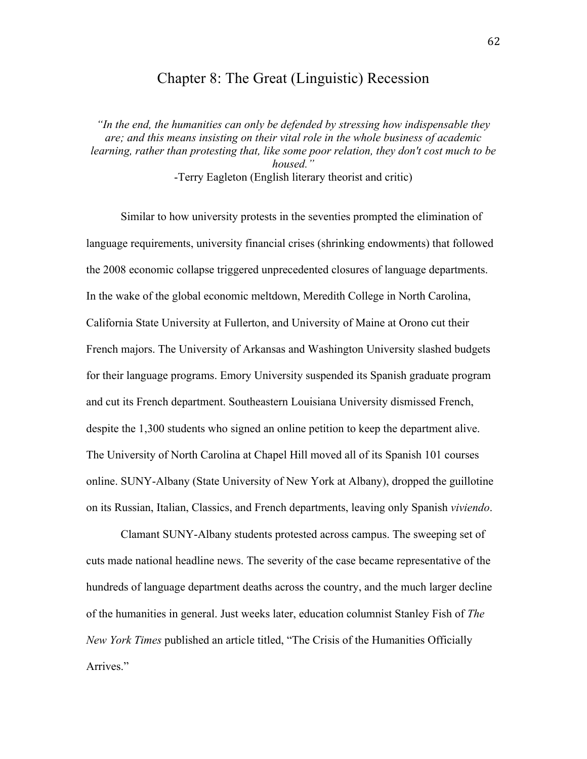# Chapter 8: The Great (Linguistic) Recession

*"In the end, the humanities can only be defended by stressing how indispensable they are; and this means insisting on their vital role in the whole business of academic learning, rather than protesting that, like some poor relation, they don't cost much to be housed."*
-Terry Eagleton (English literary theorist and critic)

Similar to how university protests in the seventies prompted the elimination of language requirements, university financial crises (shrinking endowments) that followed the 2008 economic collapse triggered unprecedented closures of language departments. In the wake of the global economic meltdown, Meredith College in North Carolina, California State University at Fullerton, and University of Maine at Orono cut their French majors. The University of Arkansas and Washington University slashed budgets for their language programs. Emory University suspended its Spanish graduate program and cut its French department. Southeastern Louisiana University dismissed French, despite the 1,300 students who signed an online petition to keep the department alive. The University of North Carolina at Chapel Hill moved all of its Spanish 101 courses online. SUNY-Albany (State University of New York at Albany), dropped the guillotine on its Russian, Italian, Classics, and French departments, leaving only Spanish *viviendo*.

Clamant SUNY-Albany students protested across campus. The sweeping set of cuts made national headline news. The severity of the case became representative of the hundreds of language department deaths across the country, and the much larger decline of the humanities in general. Just weeks later, education columnist Stanley Fish of *The New York Times* published an article titled, "The Crisis of the Humanities Officially Arrives."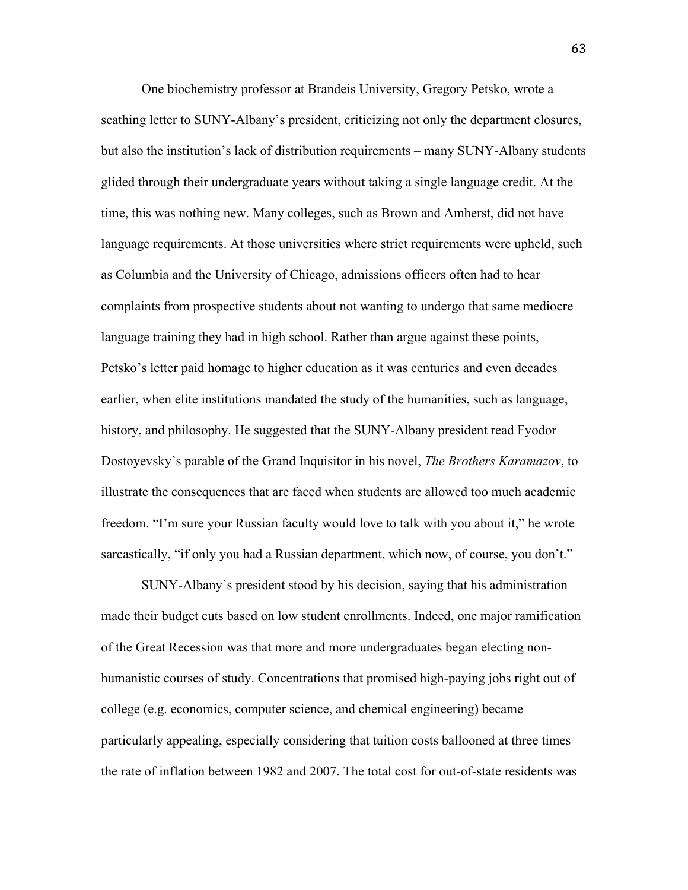One biochemistry professor at Brandeis University, Gregory Petsko, wrote a scathing letter to SUNY-Albany's president, criticizing not only the department closures, but also the institution's lack of distribution requirements – many SUNY-Albany students glided through their undergraduate years without taking a single language credit. At the time, this was nothing new. Many colleges, such as Brown and Amherst, did not have language requirements. At those universities where strict requirements were upheld, such as Columbia and the University of Chicago, admissions officers often had to hear complaints from prospective students about not wanting to undergo that same mediocre language training they had in high school. Rather than argue against these points, Petsko's letter paid homage to higher education as it was centuries and even decades earlier, when elite institutions mandated the study of the humanities, such as language, history, and philosophy. He suggested that the SUNY-Albany president read Fyodor Dostoyevsky's parable of the Grand Inquisitor in his novel, *The Brothers Karamazov*, to illustrate the consequences that are faced when students are allowed too much academic freedom. "I'm sure your Russian faculty would love to talk with you about it," he wrote sarcastically, "if only you had a Russian department, which now, of course, you don't."

SUNY-Albany's president stood by his decision, saying that his administration made their budget cuts based on low student enrollments. Indeed, one major ramification of the Great Recession was that more and more undergraduates began electing non-humanistic courses of study. Concentrations that promised high-paying jobs right out of college (e.g. economics, computer science, and chemical engineering) became particularly appealing, especially considering that tuition costs ballooned at three times the rate of inflation between 1982 and 2007. The total cost for out-of-state residents was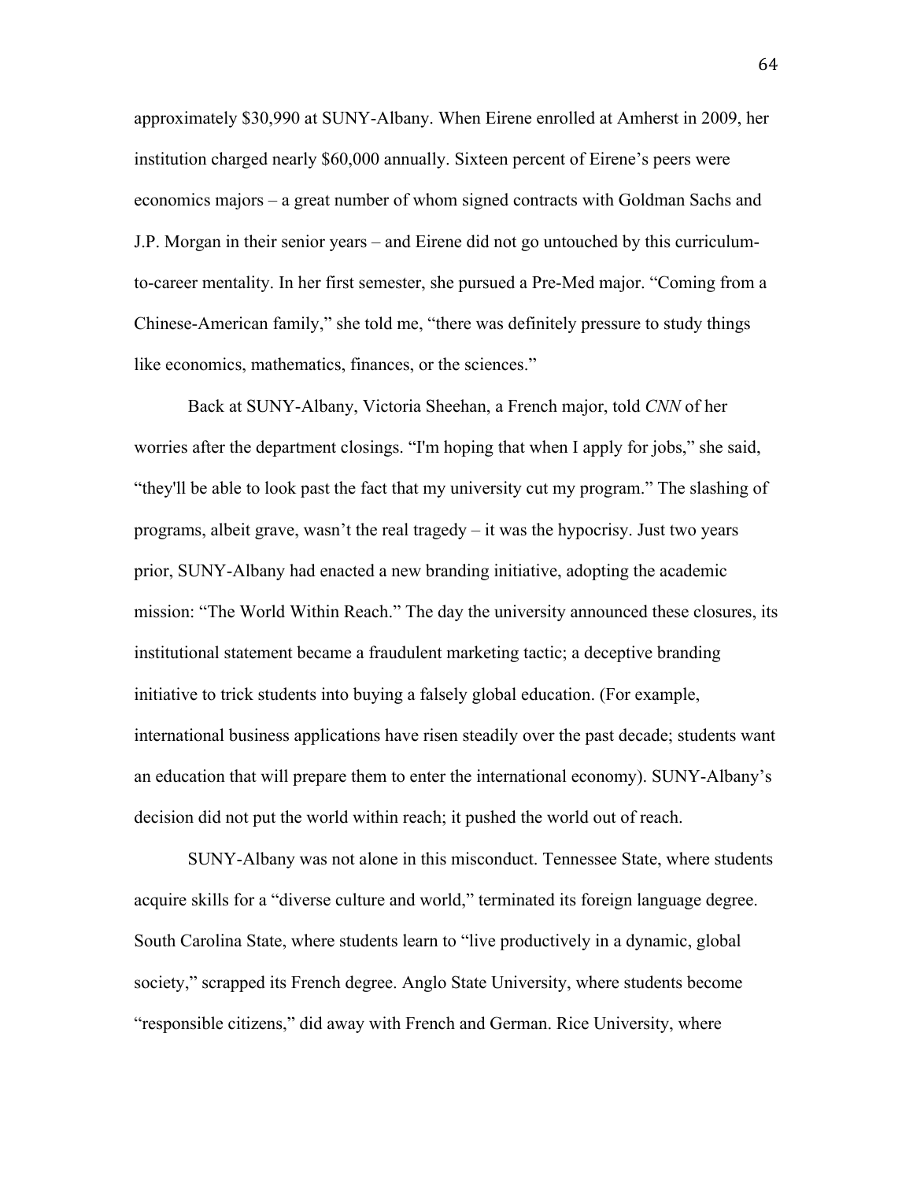approximately $30,990 at SUNY-Albany. When Eirene enrolled at Amherst in 2009, her institution charged nearly $60,000 annually. Sixteen percent of Eirene's peers were economics majors – a great number of whom signed contracts with Goldman Sachs and J.P. Morgan in their senior years – and Eirene did not go untouched by this curriculum-to-career mentality. In her first semester, she pursued a Pre-Med major. "Coming from a Chinese-American family," she told me, "there was definitely pressure to study things like economics, mathematics, finances, or the sciences."

Back at SUNY-Albany, Victoria Sheehan, a French major, told *CNN* of her worries after the department closings. "I'm hoping that when I apply for jobs," she said, "they'll be able to look past the fact that my university cut my program." The slashing of programs, albeit grave, wasn't the real tragedy – it was the hypocrisy. Just two years prior, SUNY-Albany had enacted a new branding initiative, adopting the academic mission: "The World Within Reach." The day the university announced these closures, its institutional statement became a fraudulent marketing tactic; a deceptive branding initiative to trick students into buying a falsely global education. (For example, international business applications have risen steadily over the past decade; students want an education that will prepare them to enter the international economy). SUNY-Albany's decision did not put the world within reach; it pushed the world out of reach.

SUNY-Albany was not alone in this misconduct. Tennessee State, where students acquire skills for a "diverse culture and world," terminated its foreign language degree. South Carolina State, where students learn to "live productively in a dynamic, global society," scrapped its French degree. Anglo State University, where students become "responsible citizens," did away with French and German. Rice University, where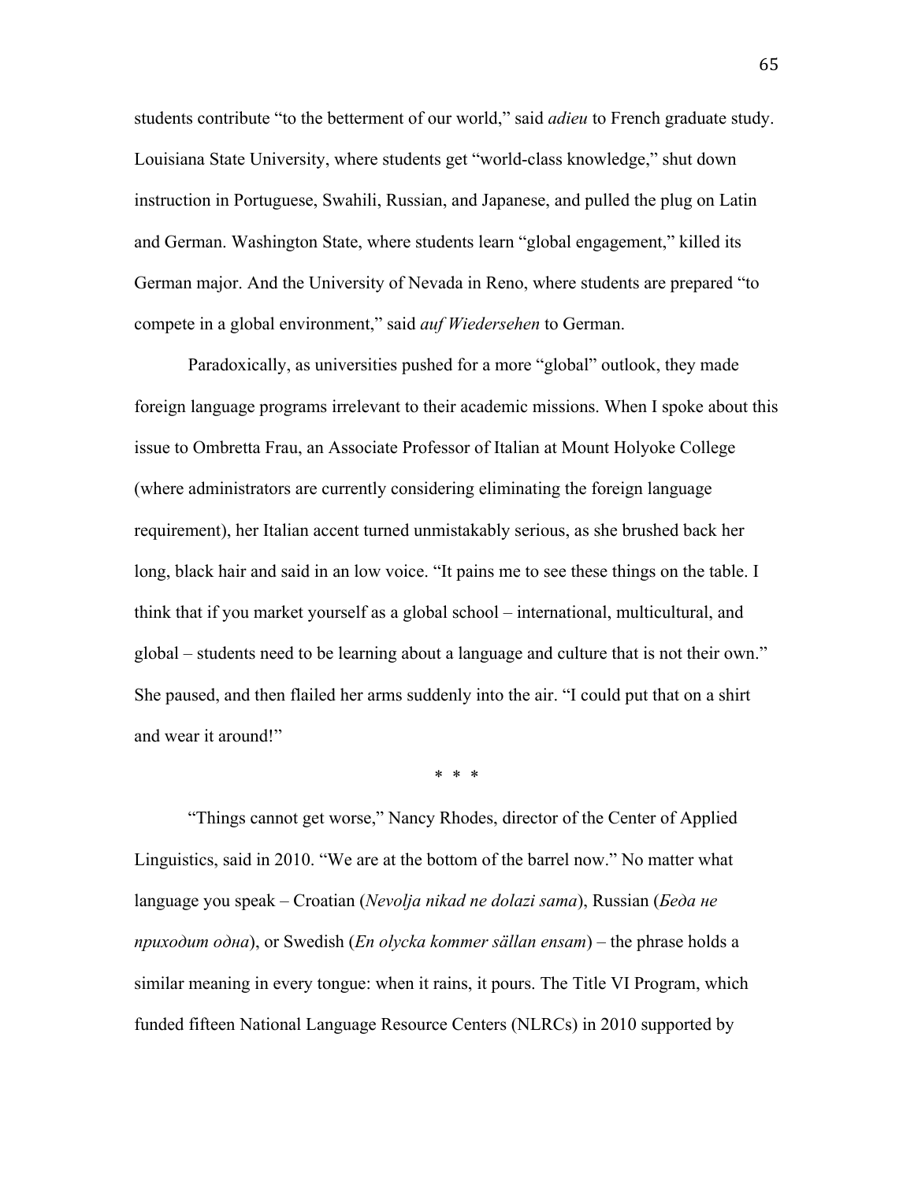students contribute "to the betterment of our world," said *adieu* to French graduate study. Louisiana State University, where students get "world-class knowledge," shut down instruction in Portuguese, Swahili, Russian, and Japanese, and pulled the plug on Latin and German. Washington State, where students learn "global engagement," killed its German major. And the University of Nevada in Reno, where students are prepared "to compete in a global environment," said *auf Wiedersehen* to German.

Paradoxically, as universities pushed for a more "global" outlook, they made foreign language programs irrelevant to their academic missions. When I spoke about this issue to Ombretta Frau, an Associate Professor of Italian at Mount Holyoke College (where administrators are currently considering eliminating the foreign language requirement), her Italian accent turned unmistakably serious, as she brushed back her long, black hair and said in an low voice. "It pains me to see these things on the table. I think that if you market yourself as a global school – international, multicultural, and global – students need to be learning about a language and culture that is not their own." She paused, and then flailed her arms suddenly into the air. "I could put that on a shirt and wear it around!"

\* \* \*

"Things cannot get worse," Nancy Rhodes, director of the Center of Applied Linguistics, said in 2010. "We are at the bottom of the barrel now." No matter what language you speak – Croatian (*Nevolja nikad ne dolazi sama*), Russian (*Беда не приходит одна*), or Swedish (*En olycka kommer sällan ensam*) – the phrase holds a similar meaning in every tongue: when it rains, it pours. The Title VI Program, which funded fifteen National Language Resource Centers (NLRCs) in 2010 supported by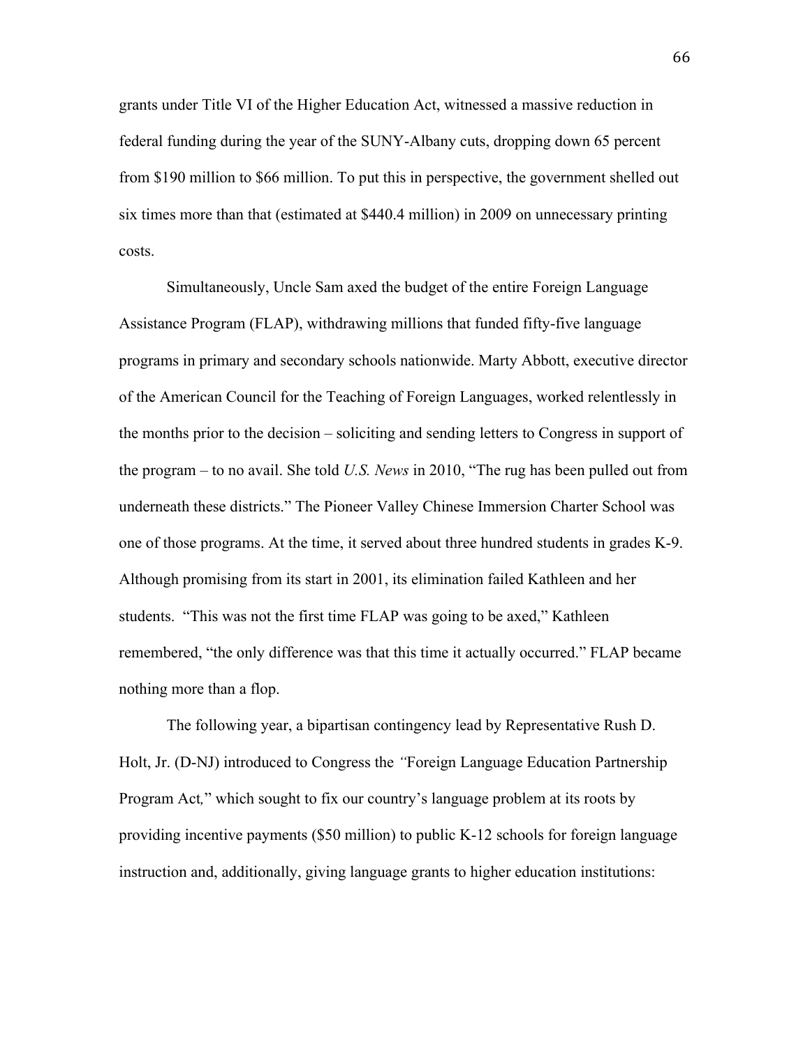grants under Title VI of the Higher Education Act, witnessed a massive reduction in federal funding during the year of the SUNY-Albany cuts, dropping down 65 percent from $190 million to $66 million. To put this in perspective, the government shelled out six times more than that (estimated at $440.4 million) in 2009 on unnecessary printing costs.

Simultaneously, Uncle Sam axed the budget of the entire Foreign Language Assistance Program (FLAP), withdrawing millions that funded fifty-five language programs in primary and secondary schools nationwide. Marty Abbott, executive director of the American Council for the Teaching of Foreign Languages, worked relentlessly in the months prior to the decision – soliciting and sending letters to Congress in support of the program – to no avail. She told *U.S. News* in 2010, "The rug has been pulled out from underneath these districts." The Pioneer Valley Chinese Immersion Charter School was one of those programs. At the time, it served about three hundred students in grades K-9. Although promising from its start in 2001, its elimination failed Kathleen and her students. "This was not the first time FLAP was going to be axed," Kathleen remembered, "the only difference was that this time it actually occurred." FLAP became nothing more than a flop.

The following year, a bipartisan contingency lead by Representative Rush D. Holt, Jr. (D-NJ) introduced to Congress the *"*Foreign Language Education Partnership Program Act*,*" which sought to fix our country's language problem at its roots by providing incentive payments ($50 million) to public K-12 schools for foreign language instruction and, additionally, giving language grants to higher education institutions: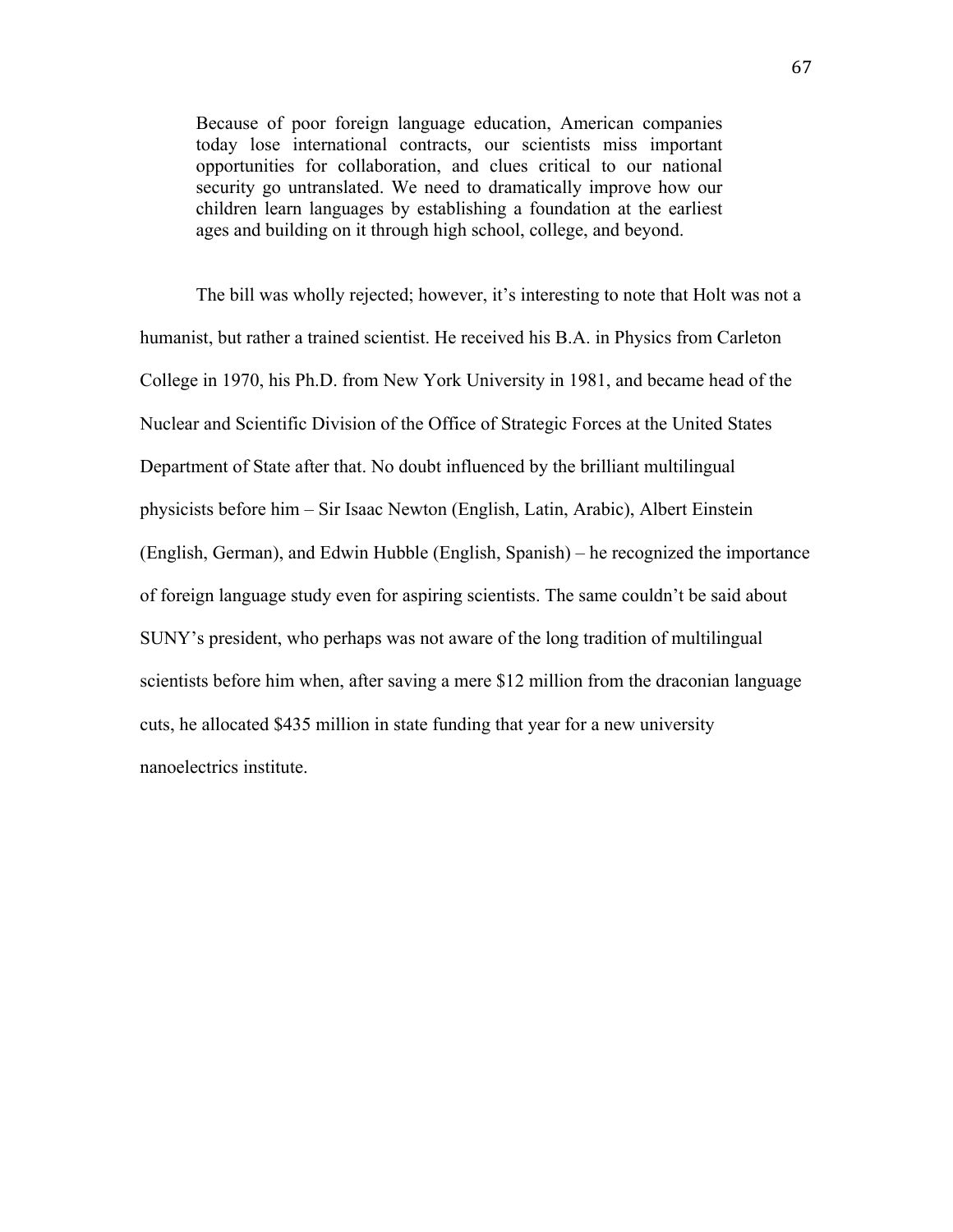> Because of poor foreign language education, American companies today lose international contracts, our scientists miss important opportunities for collaboration, and clues critical to our national security go untranslated. We need to dramatically improve how our children learn languages by establishing a foundation at the earliest ages and building on it through high school, college, and beyond.

The bill was wholly rejected; however, it's interesting to note that Holt was not a humanist, but rather a trained scientist. He received his B.A. in Physics from Carleton College in 1970, his Ph.D. from New York University in 1981, and became head of the Nuclear and Scientific Division of the Office of Strategic Forces at the United States Department of State after that. No doubt influenced by the brilliant multilingual physicists before him – Sir Isaac Newton (English, Latin, Arabic), Albert Einstein (English, German), and Edwin Hubble (English, Spanish) – he recognized the importance of foreign language study even for aspiring scientists. The same couldn't be said about SUNY's president, who perhaps was not aware of the long tradition of multilingual scientists before him when, after saving a mere $12 million from the draconian language cuts, he allocated $435 million in state funding that year for a new university nanoelectrics institute.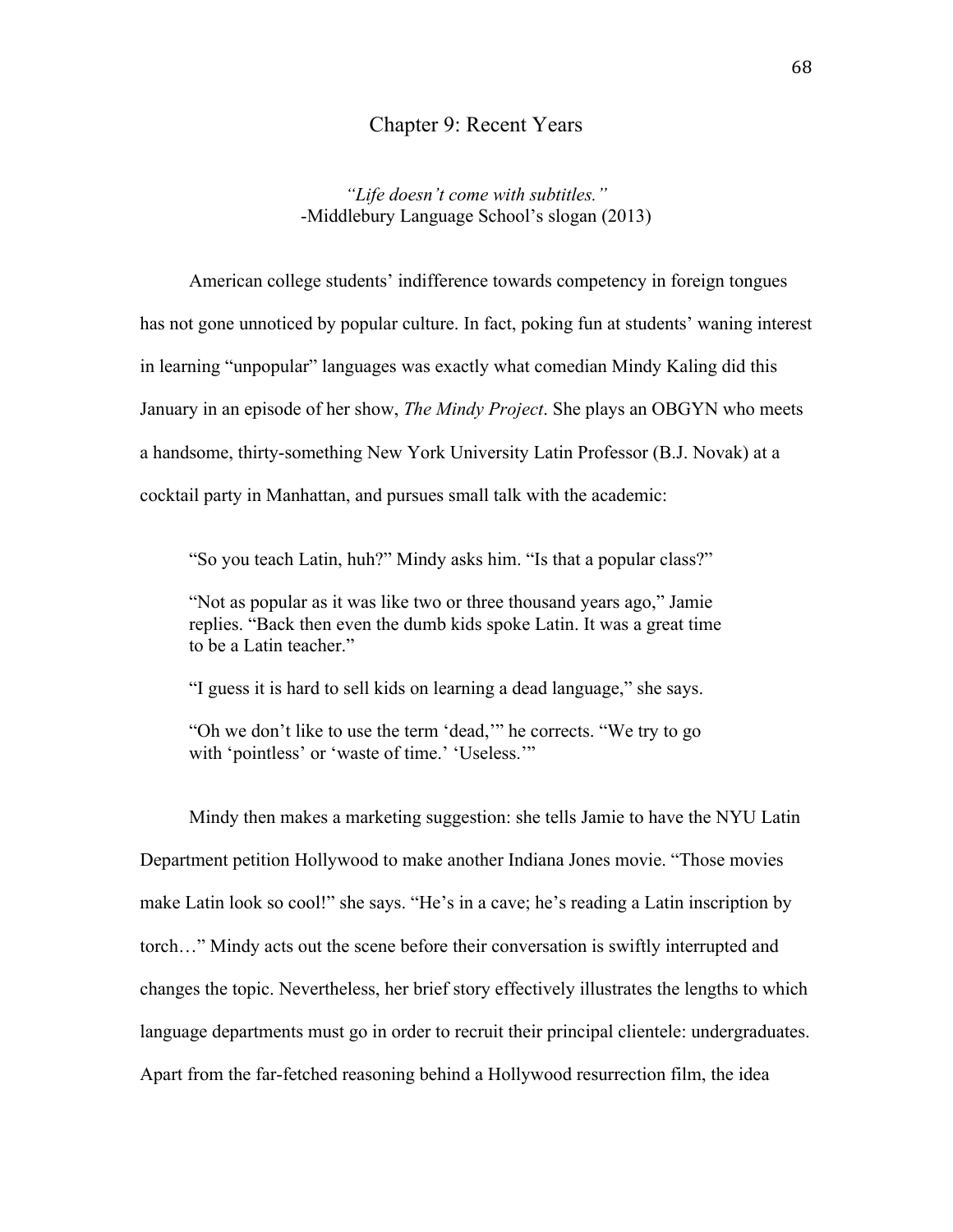# Chapter 9: Recent Years

*"Life doesn't come with subtitles."*
-Middlebury Language School's slogan (2013)

American college students' indifference towards competency in foreign tongues has not gone unnoticed by popular culture. In fact, poking fun at students' waning interest in learning "unpopular" languages was exactly what comedian Mindy Kaling did this January in an episode of her show, *The Mindy Project*. She plays an OBGYN who meets a handsome, thirty-something New York University Latin Professor (B.J. Novak) at a cocktail party in Manhattan, and pursues small talk with the academic:

> "So you teach Latin, huh?" Mindy asks him. "Is that a popular class?"
>
> "Not as popular as it was like two or three thousand years ago," Jamie replies. "Back then even the dumb kids spoke Latin. It was a great time to be a Latin teacher."
>
> "I guess it is hard to sell kids on learning a dead language," she says.
>
> "Oh we don't like to use the term 'dead,'" he corrects. "We try to go with 'pointless' or 'waste of time.' 'Useless.'"

Mindy then makes a marketing suggestion: she tells Jamie to have the NYU Latin Department petition Hollywood to make another Indiana Jones movie. "Those movies make Latin look so cool!" she says. "He's in a cave; he's reading a Latin inscription by torch…" Mindy acts out the scene before their conversation is swiftly interrupted and changes the topic. Nevertheless, her brief story effectively illustrates the lengths to which language departments must go in order to recruit their principal clientele: undergraduates. Apart from the far-fetched reasoning behind a Hollywood resurrection film, the idea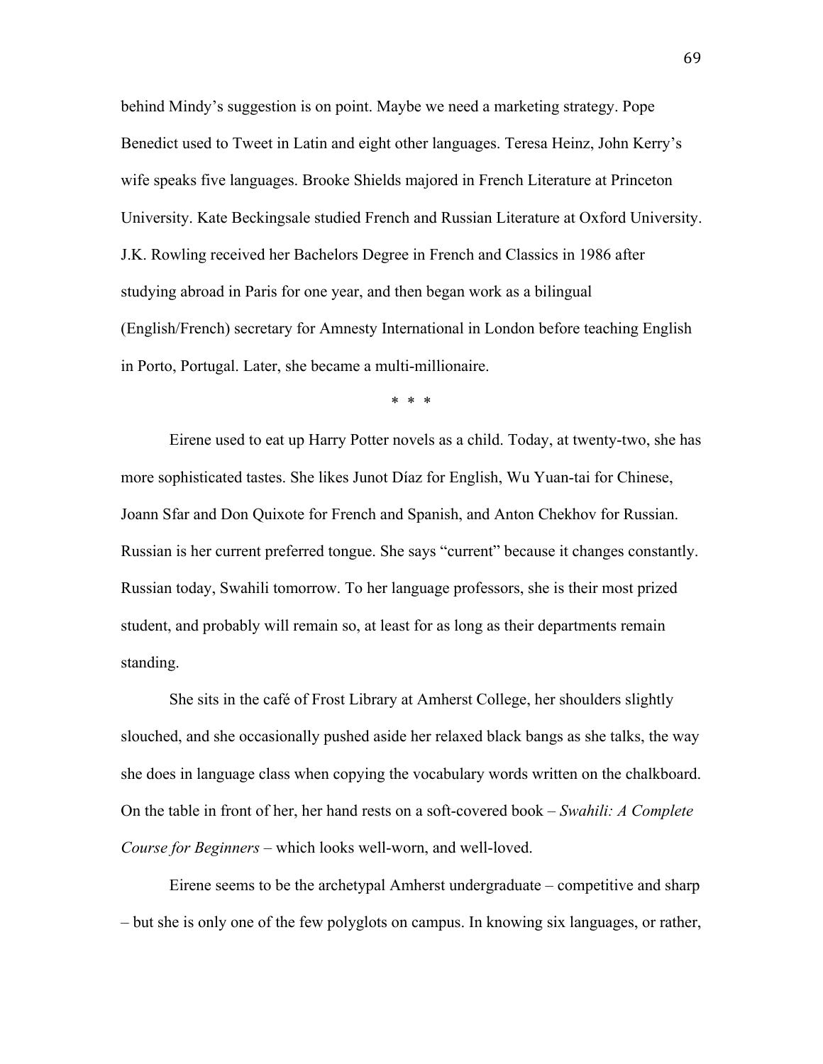behind Mindy's suggestion is on point. Maybe we need a marketing strategy. Pope Benedict used to Tweet in Latin and eight other languages. Teresa Heinz, John Kerry's wife speaks five languages. Brooke Shields majored in French Literature at Princeton University. Kate Beckingsale studied French and Russian Literature at Oxford University. J.K. Rowling received her Bachelors Degree in French and Classics in 1986 after studying abroad in Paris for one year, and then began work as a bilingual (English/French) secretary for Amnesty International in London before teaching English in Porto, Portugal. Later, she became a multi-millionaire.

\* \* \*

Eirene used to eat up Harry Potter novels as a child. Today, at twenty-two, she has more sophisticated tastes. She likes Junot Díaz for English, Wu Yuan-tai for Chinese, Joann Sfar and Don Quixote for French and Spanish, and Anton Chekhov for Russian. Russian is her current preferred tongue. She says "current" because it changes constantly. Russian today, Swahili tomorrow. To her language professors, she is their most prized student, and probably will remain so, at least for as long as their departments remain standing.

She sits in the café of Frost Library at Amherst College, her shoulders slightly slouched, and she occasionally pushed aside her relaxed black bangs as she talks, the way she does in language class when copying the vocabulary words written on the chalkboard. On the table in front of her, her hand rests on a soft-covered book – *Swahili: A Complete Course for Beginners* – which looks well-worn, and well-loved.

Eirene seems to be the archetypal Amherst undergraduate – competitive and sharp – but she is only one of the few polyglots on campus. In knowing six languages, or rather,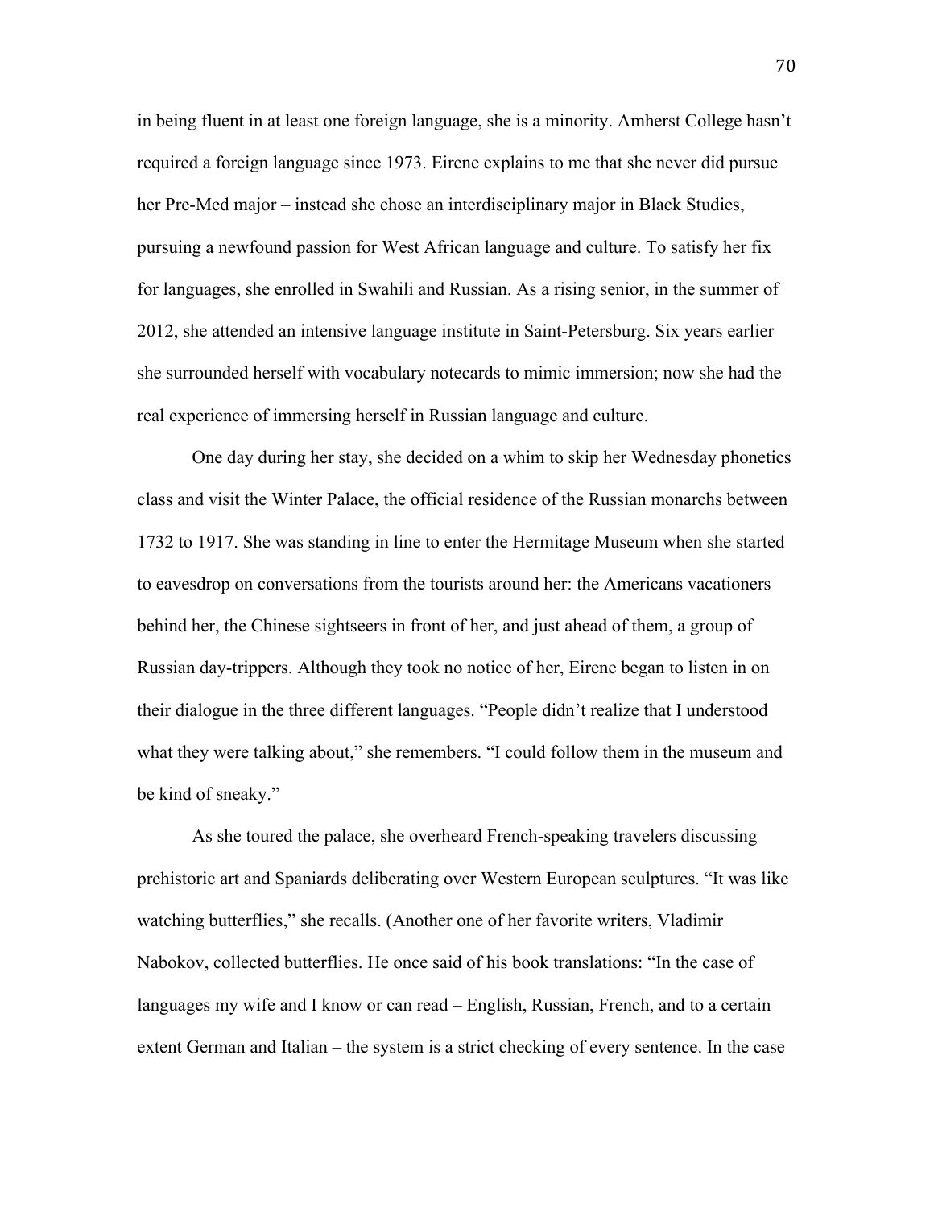in being fluent in at least one foreign language, she is a minority. Amherst College hasn't required a foreign language since 1973. Eirene explains to me that she never did pursue her Pre-Med major – instead she chose an interdisciplinary major in Black Studies, pursuing a newfound passion for West African language and culture. To satisfy her fix for languages, she enrolled in Swahili and Russian. As a rising senior, in the summer of 2012, she attended an intensive language institute in Saint-Petersburg. Six years earlier she surrounded herself with vocabulary notecards to mimic immersion; now she had the real experience of immersing herself in Russian language and culture.

One day during her stay, she decided on a whim to skip her Wednesday phonetics class and visit the Winter Palace, the official residence of the Russian monarchs between 1732 to 1917. She was standing in line to enter the Hermitage Museum when she started to eavesdrop on conversations from the tourists around her: the Americans vacationers behind her, the Chinese sightseers in front of her, and just ahead of them, a group of Russian day-trippers. Although they took no notice of her, Eirene began to listen in on their dialogue in the three different languages. "People didn't realize that I understood what they were talking about," she remembers. "I could follow them in the museum and be kind of sneaky."

As she toured the palace, she overheard French-speaking travelers discussing prehistoric art and Spaniards deliberating over Western European sculptures. "It was like watching butterflies," she recalls. (Another one of her favorite writers, Vladimir Nabokov, collected butterflies. He once said of his book translations: "In the case of languages my wife and I know or can read – English, Russian, French, and to a certain extent German and Italian – the system is a strict checking of every sentence. In the case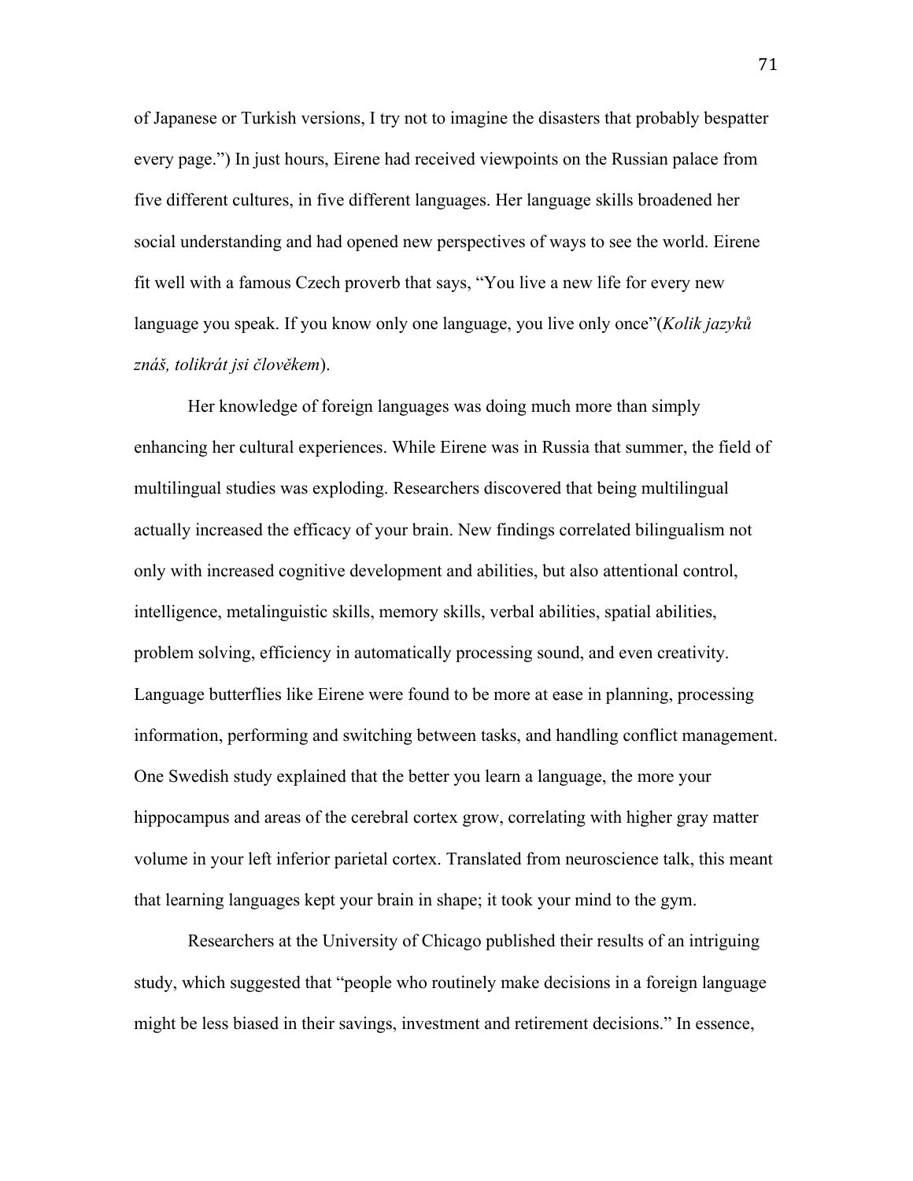of Japanese or Turkish versions, I try not to imagine the disasters that probably bespatter every page.") In just hours, Eirene had received viewpoints on the Russian palace from five different cultures, in five different languages. Her language skills broadened her social understanding and had opened new perspectives of ways to see the world. Eirene fit well with a famous Czech proverb that says, "You live a new life for every new language you speak. If you know only one language, you live only once"(*Kolik jazyků znáš, tolikrát jsi člověkem*).

Her knowledge of foreign languages was doing much more than simply enhancing her cultural experiences. While Eirene was in Russia that summer, the field of multilingual studies was exploding. Researchers discovered that being multilingual actually increased the efficacy of your brain. New findings correlated bilingualism not only with increased cognitive development and abilities, but also attentional control, intelligence, metalinguistic skills, memory skills, verbal abilities, spatial abilities, problem solving, efficiency in automatically processing sound, and even creativity. Language butterflies like Eirene were found to be more at ease in planning, processing information, performing and switching between tasks, and handling conflict management. One Swedish study explained that the better you learn a language, the more your hippocampus and areas of the cerebral cortex grow, correlating with higher gray matter volume in your left inferior parietal cortex. Translated from neuroscience talk, this meant that learning languages kept your brain in shape; it took your mind to the gym.

Researchers at the University of Chicago published their results of an intriguing study, which suggested that "people who routinely make decisions in a foreign language might be less biased in their savings, investment and retirement decisions." In essence,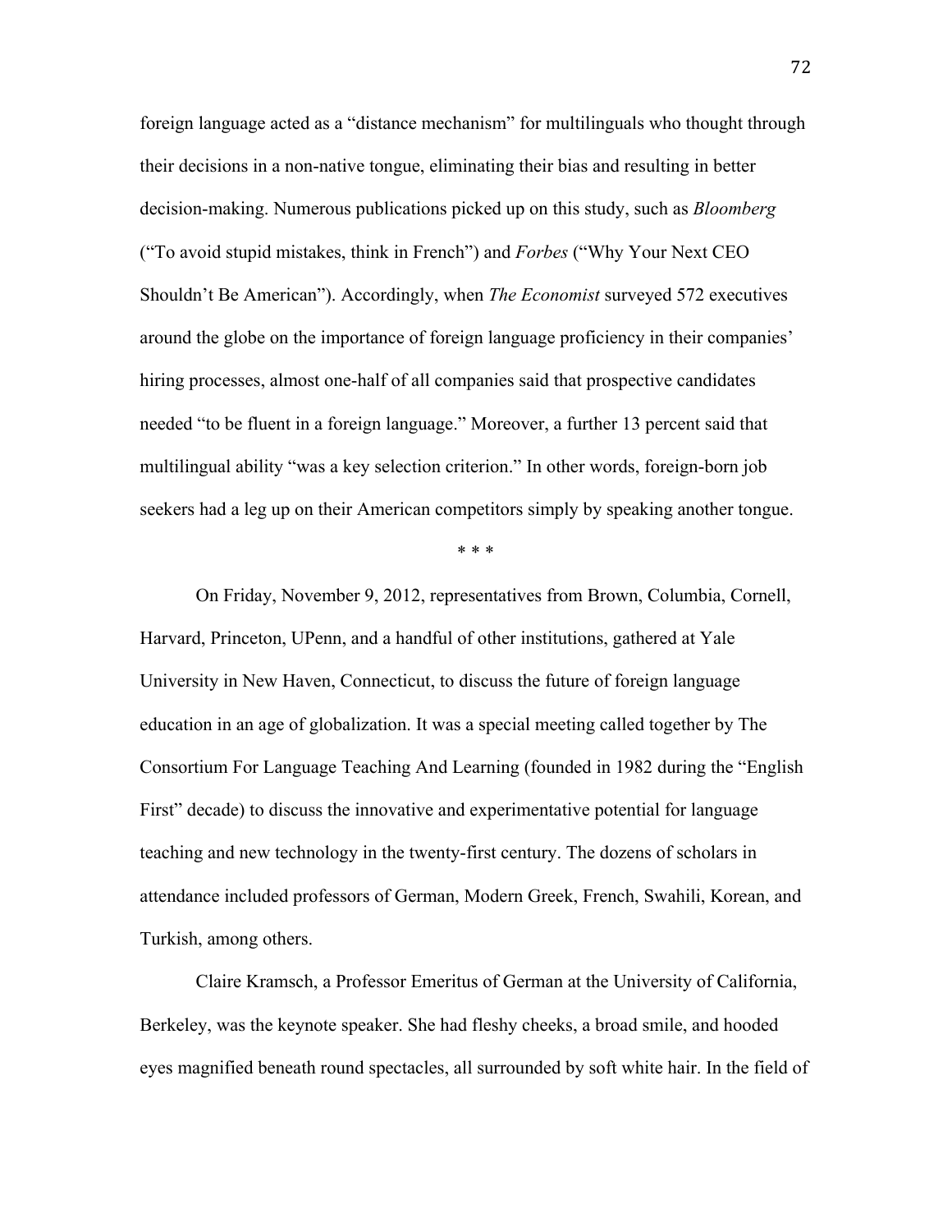foreign language acted as a "distance mechanism" for multilinguals who thought through their decisions in a non-native tongue, eliminating their bias and resulting in better decision-making. Numerous publications picked up on this study, such as *Bloomberg* ("To avoid stupid mistakes, think in French") and *Forbes* ("Why Your Next CEO Shouldn't Be American"). Accordingly, when *The Economist* surveyed 572 executives around the globe on the importance of foreign language proficiency in their companies' hiring processes, almost one-half of all companies said that prospective candidates needed "to be fluent in a foreign language." Moreover, a further 13 percent said that multilingual ability "was a key selection criterion." In other words, foreign-born job seekers had a leg up on their American competitors simply by speaking another tongue.

\* \* \*

On Friday, November 9, 2012, representatives from Brown, Columbia, Cornell, Harvard, Princeton, UPenn, and a handful of other institutions, gathered at Yale University in New Haven, Connecticut, to discuss the future of foreign language education in an age of globalization. It was a special meeting called together by The Consortium For Language Teaching And Learning (founded in 1982 during the "English First" decade) to discuss the innovative and experimentative potential for language teaching and new technology in the twenty-first century. The dozens of scholars in attendance included professors of German, Modern Greek, French, Swahili, Korean, and Turkish, among others.

Claire Kramsch, a Professor Emeritus of German at the University of California, Berkeley, was the keynote speaker. She had fleshy cheeks, a broad smile, and hooded eyes magnified beneath round spectacles, all surrounded by soft white hair. In the field of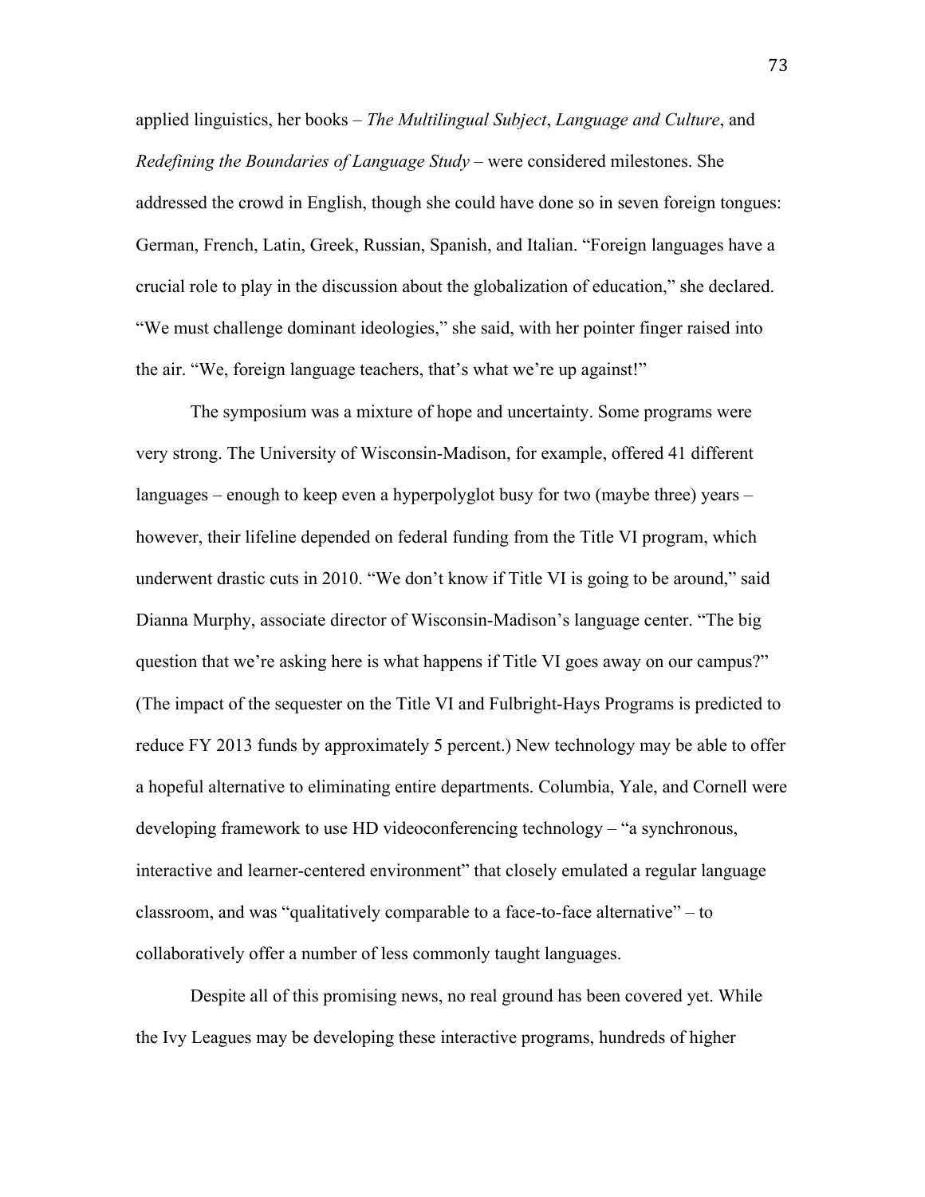applied linguistics, her books – *The Multilingual Subject*, *Language and Culture*, and *Redefining the Boundaries of Language Study* – were considered milestones. She addressed the crowd in English, though she could have done so in seven foreign tongues: German, French, Latin, Greek, Russian, Spanish, and Italian. "Foreign languages have a crucial role to play in the discussion about the globalization of education," she declared. "We must challenge dominant ideologies," she said, with her pointer finger raised into the air. "We, foreign language teachers, that's what we're up against!"

The symposium was a mixture of hope and uncertainty. Some programs were very strong. The University of Wisconsin-Madison, for example, offered 41 different languages – enough to keep even a hyperpolyglot busy for two (maybe three) years – however, their lifeline depended on federal funding from the Title VI program, which underwent drastic cuts in 2010. "We don't know if Title VI is going to be around," said Dianna Murphy, associate director of Wisconsin-Madison's language center. "The big question that we're asking here is what happens if Title VI goes away on our campus?" (The impact of the sequester on the Title VI and Fulbright-Hays Programs is predicted to reduce FY 2013 funds by approximately 5 percent.) New technology may be able to offer a hopeful alternative to eliminating entire departments. Columbia, Yale, and Cornell were developing framework to use HD videoconferencing technology – "a synchronous, interactive and learner-centered environment" that closely emulated a regular language classroom, and was "qualitatively comparable to a face-to-face alternative" – to collaboratively offer a number of less commonly taught languages.

Despite all of this promising news, no real ground has been covered yet. While the Ivy Leagues may be developing these interactive programs, hundreds of higher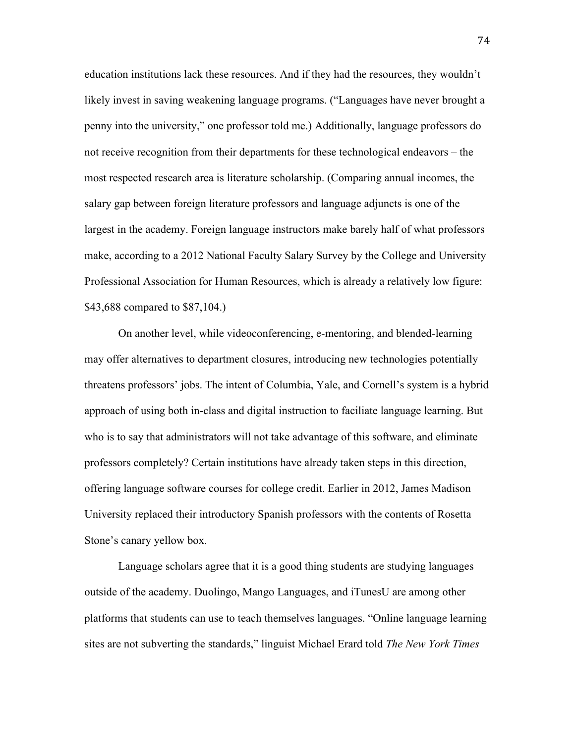education institutions lack these resources. And if they had the resources, they wouldn't likely invest in saving weakening language programs. ("Languages have never brought a penny into the university," one professor told me.) Additionally, language professors do not receive recognition from their departments for these technological endeavors – the most respected research area is literature scholarship. (Comparing annual incomes, the salary gap between foreign literature professors and language adjuncts is one of the largest in the academy. Foreign language instructors make barely half of what professors make, according to a 2012 National Faculty Salary Survey by the College and University Professional Association for Human Resources, which is already a relatively low figure: $43,688 compared to $87,104.)

On another level, while videoconferencing, e-mentoring, and blended-learning may offer alternatives to department closures, introducing new technologies potentially threatens professors' jobs. The intent of Columbia, Yale, and Cornell's system is a hybrid approach of using both in-class and digital instruction to faciliate language learning. But who is to say that administrators will not take advantage of this software, and eliminate professors completely? Certain institutions have already taken steps in this direction, offering language software courses for college credit. Earlier in 2012, James Madison University replaced their introductory Spanish professors with the contents of Rosetta Stone's canary yellow box.

Language scholars agree that it is a good thing students are studying languages outside of the academy. Duolingo, Mango Languages, and iTunesU are among other platforms that students can use to teach themselves languages. "Online language learning sites are not subverting the standards," linguist Michael Erard told *The New York Times*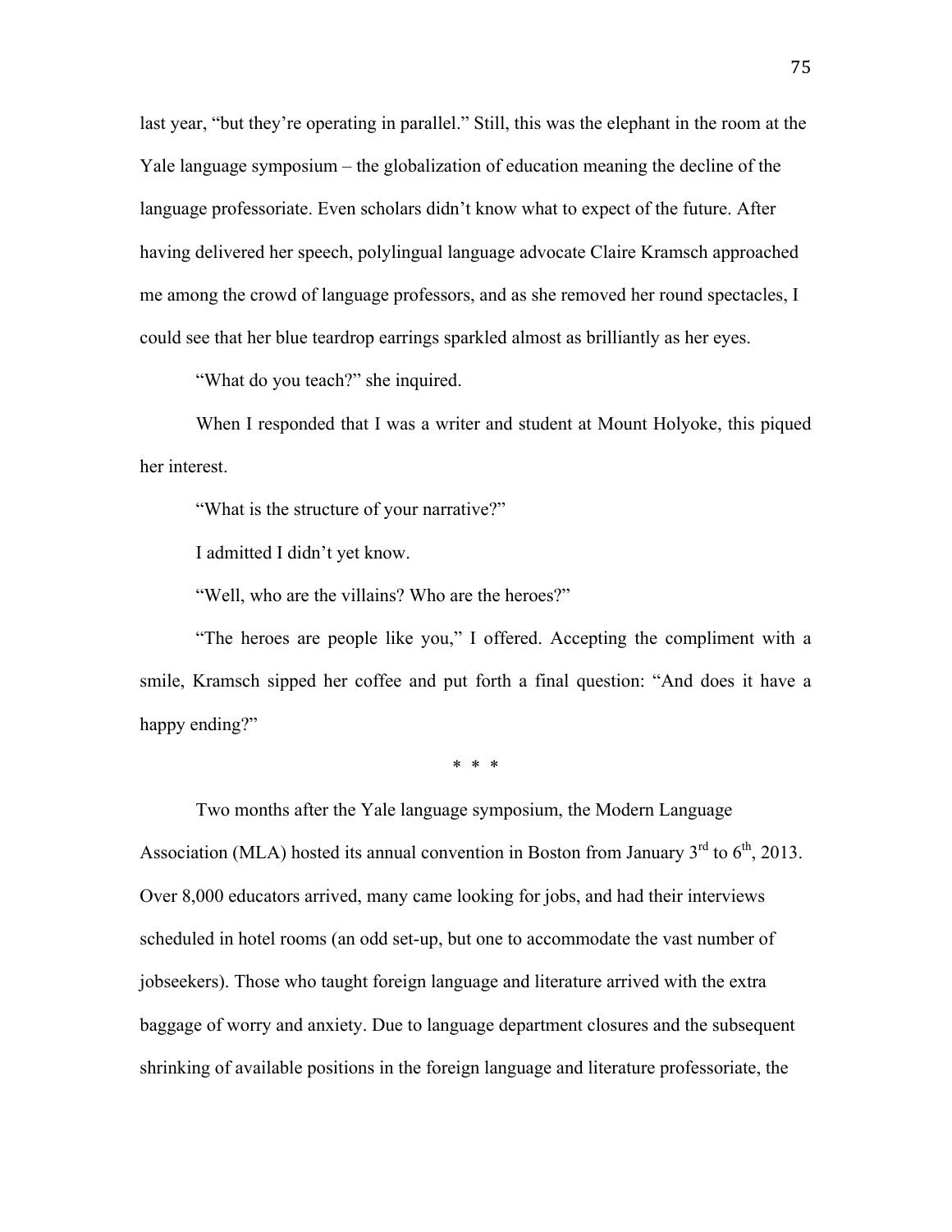last year, "but they're operating in parallel." Still, this was the elephant in the room at the Yale language symposium – the globalization of education meaning the decline of the language professoriate. Even scholars didn't know what to expect of the future. After having delivered her speech, polylingual language advocate Claire Kramsch approached me among the crowd of language professors, and as she removed her round spectacles, I could see that her blue teardrop earrings sparkled almost as brilliantly as her eyes.

"What do you teach?" she inquired.

When I responded that I was a writer and student at Mount Holyoke, this piqued her interest.

"What is the structure of your narrative?"

I admitted I didn't yet know.

"Well, who are the villains? Who are the heroes?"

"The heroes are people like you," I offered. Accepting the compliment with a smile, Kramsch sipped her coffee and put forth a final question: "And does it have a happy ending?"

\* \* \*

Two months after the Yale language symposium, the Modern Language Association (MLA) hosted its annual convention in Boston from January 3rd to 6th, 2013. Over 8,000 educators arrived, many came looking for jobs, and had their interviews scheduled in hotel rooms (an odd set-up, but one to accommodate the vast number of jobseekers). Those who taught foreign language and literature arrived with the extra baggage of worry and anxiety. Due to language department closures and the subsequent shrinking of available positions in the foreign language and literature professoriate, the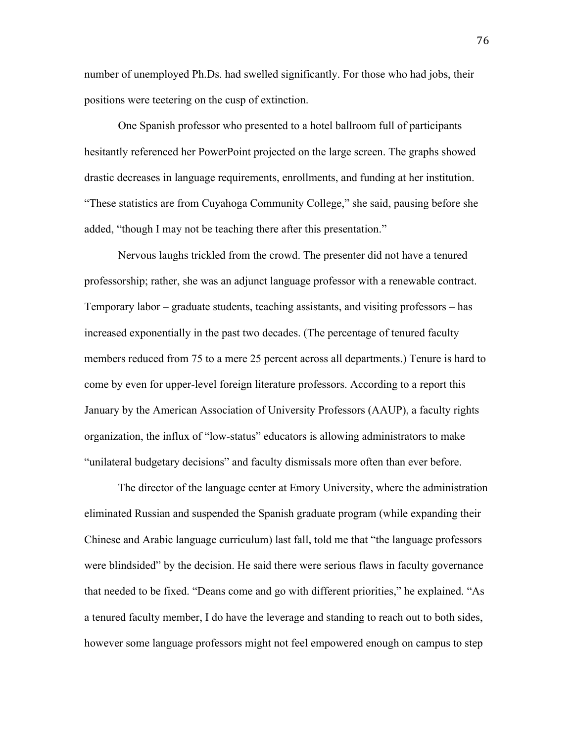number of unemployed Ph.Ds. had swelled significantly. For those who had jobs, their positions were teetering on the cusp of extinction.

One Spanish professor who presented to a hotel ballroom full of participants hesitantly referenced her PowerPoint projected on the large screen. The graphs showed drastic decreases in language requirements, enrollments, and funding at her institution. "These statistics are from Cuyahoga Community College," she said, pausing before she added, "though I may not be teaching there after this presentation."

Nervous laughs trickled from the crowd. The presenter did not have a tenured professorship; rather, she was an adjunct language professor with a renewable contract. Temporary labor – graduate students, teaching assistants, and visiting professors – has increased exponentially in the past two decades. (The percentage of tenured faculty members reduced from 75 to a mere 25 percent across all departments.) Tenure is hard to come by even for upper-level foreign literature professors. According to a report this January by the American Association of University Professors (AAUP), a faculty rights organization, the influx of "low-status" educators is allowing administrators to make "unilateral budgetary decisions" and faculty dismissals more often than ever before.

The director of the language center at Emory University, where the administration eliminated Russian and suspended the Spanish graduate program (while expanding their Chinese and Arabic language curriculum) last fall, told me that "the language professors were blindsided" by the decision. He said there were serious flaws in faculty governance that needed to be fixed. "Deans come and go with different priorities," he explained. "As a tenured faculty member, I do have the leverage and standing to reach out to both sides, however some language professors might not feel empowered enough on campus to step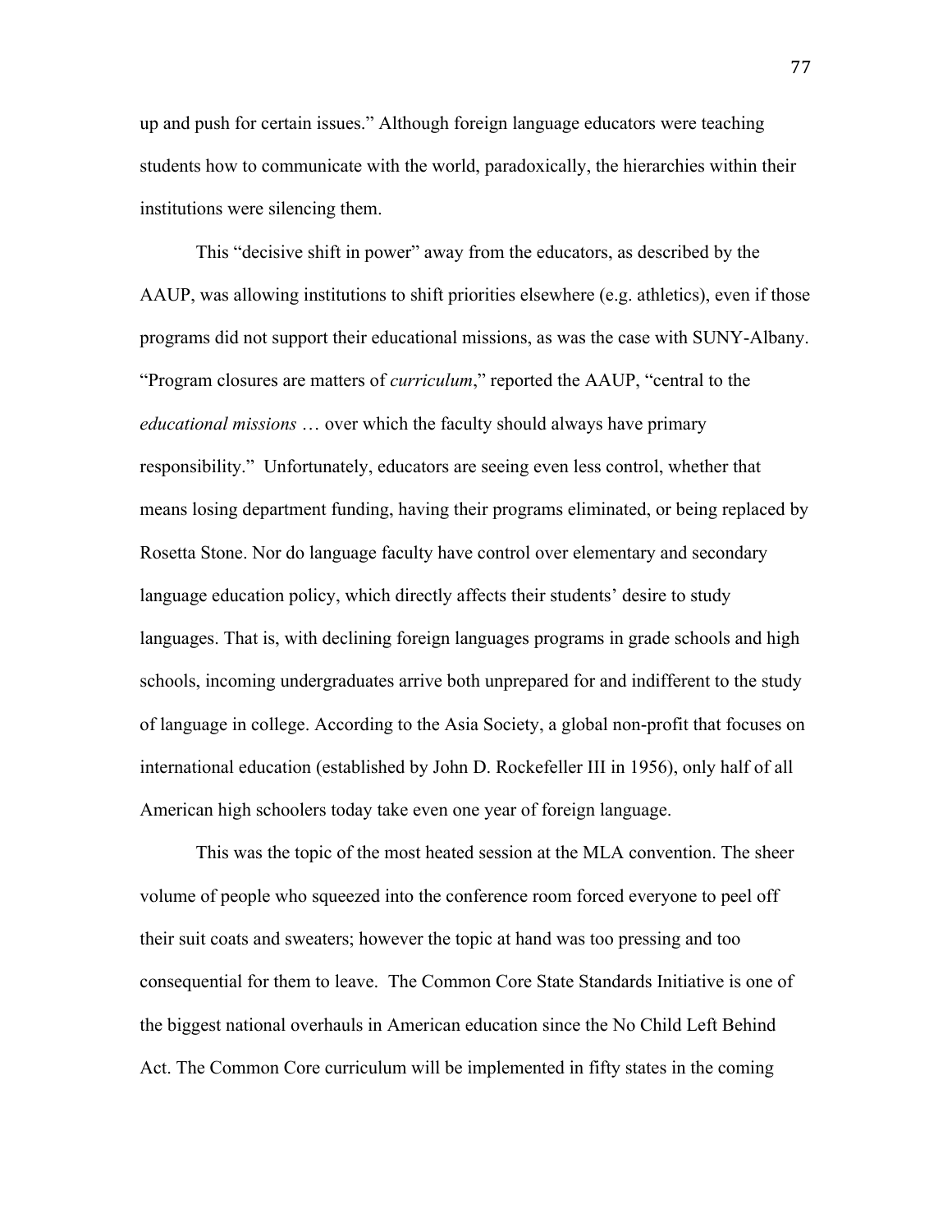up and push for certain issues." Although foreign language educators were teaching students how to communicate with the world, paradoxically, the hierarchies within their institutions were silencing them.

This "decisive shift in power" away from the educators, as described by the AAUP, was allowing institutions to shift priorities elsewhere (e.g. athletics), even if those programs did not support their educational missions, as was the case with SUNY-Albany. "Program closures are matters of *curriculum*," reported the AAUP, "central to the *educational missions* … over which the faculty should always have primary responsibility." Unfortunately, educators are seeing even less control, whether that means losing department funding, having their programs eliminated, or being replaced by Rosetta Stone. Nor do language faculty have control over elementary and secondary language education policy, which directly affects their students' desire to study languages. That is, with declining foreign languages programs in grade schools and high schools, incoming undergraduates arrive both unprepared for and indifferent to the study of language in college. According to the Asia Society, a global non-profit that focuses on international education (established by John D. Rockefeller III in 1956), only half of all American high schoolers today take even one year of foreign language.

This was the topic of the most heated session at the MLA convention. The sheer volume of people who squeezed into the conference room forced everyone to peel off their suit coats and sweaters; however the topic at hand was too pressing and too consequential for them to leave. The Common Core State Standards Initiative is one of the biggest national overhauls in American education since the No Child Left Behind Act. The Common Core curriculum will be implemented in fifty states in the coming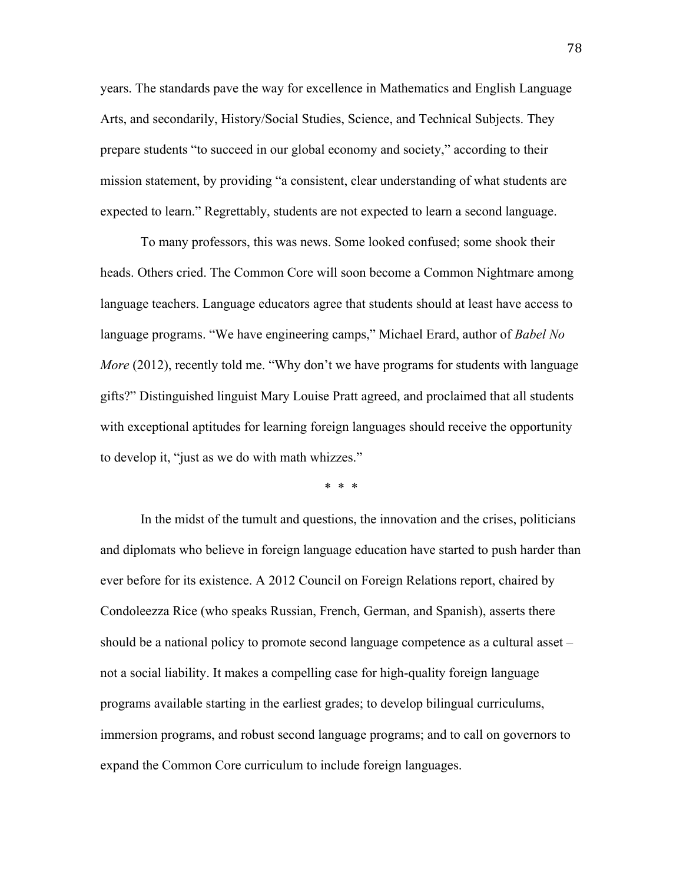years. The standards pave the way for excellence in Mathematics and English Language Arts, and secondarily, History/Social Studies, Science, and Technical Subjects. They prepare students "to succeed in our global economy and society," according to their mission statement, by providing "a consistent, clear understanding of what students are expected to learn." Regrettably, students are not expected to learn a second language.

To many professors, this was news. Some looked confused; some shook their heads. Others cried. The Common Core will soon become a Common Nightmare among language teachers. Language educators agree that students should at least have access to language programs. "We have engineering camps," Michael Erard, author of *Babel No More* (2012), recently told me. "Why don't we have programs for students with language gifts?" Distinguished linguist Mary Louise Pratt agreed, and proclaimed that all students with exceptional aptitudes for learning foreign languages should receive the opportunity to develop it, "just as we do with math whizzes."

\* \* \*

In the midst of the tumult and questions, the innovation and the crises, politicians and diplomats who believe in foreign language education have started to push harder than ever before for its existence. A 2012 Council on Foreign Relations report, chaired by Condoleezza Rice (who speaks Russian, French, German, and Spanish), asserts there should be a national policy to promote second language competence as a cultural asset – not a social liability. It makes a compelling case for high-quality foreign language programs available starting in the earliest grades; to develop bilingual curriculums, immersion programs, and robust second language programs; and to call on governors to expand the Common Core curriculum to include foreign languages.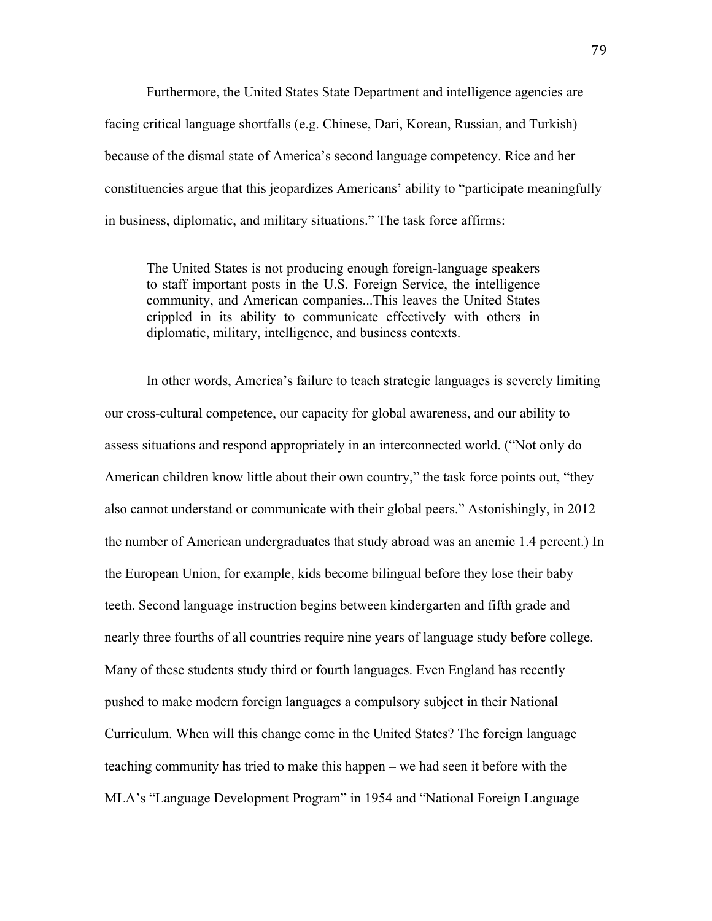Furthermore, the United States State Department and intelligence agencies are facing critical language shortfalls (e.g. Chinese, Dari, Korean, Russian, and Turkish) because of the dismal state of America's second language competency. Rice and her constituencies argue that this jeopardizes Americans' ability to "participate meaningfully in business, diplomatic, and military situations." The task force affirms:

> The United States is not producing enough foreign-language speakers to staff important posts in the U.S. Foreign Service, the intelligence community, and American companies...This leaves the United States crippled in its ability to communicate effectively with others in diplomatic, military, intelligence, and business contexts.

In other words, America's failure to teach strategic languages is severely limiting our cross-cultural competence, our capacity for global awareness, and our ability to assess situations and respond appropriately in an interconnected world. ("Not only do American children know little about their own country," the task force points out, "they also cannot understand or communicate with their global peers." Astonishingly, in 2012 the number of American undergraduates that study abroad was an anemic 1.4 percent.) In the European Union, for example, kids become bilingual before they lose their baby teeth. Second language instruction begins between kindergarten and fifth grade and nearly three fourths of all countries require nine years of language study before college. Many of these students study third or fourth languages. Even England has recently pushed to make modern foreign languages a compulsory subject in their National Curriculum. When will this change come in the United States? The foreign language teaching community has tried to make this happen – we had seen it before with the MLA's "Language Development Program" in 1954 and "National Foreign Language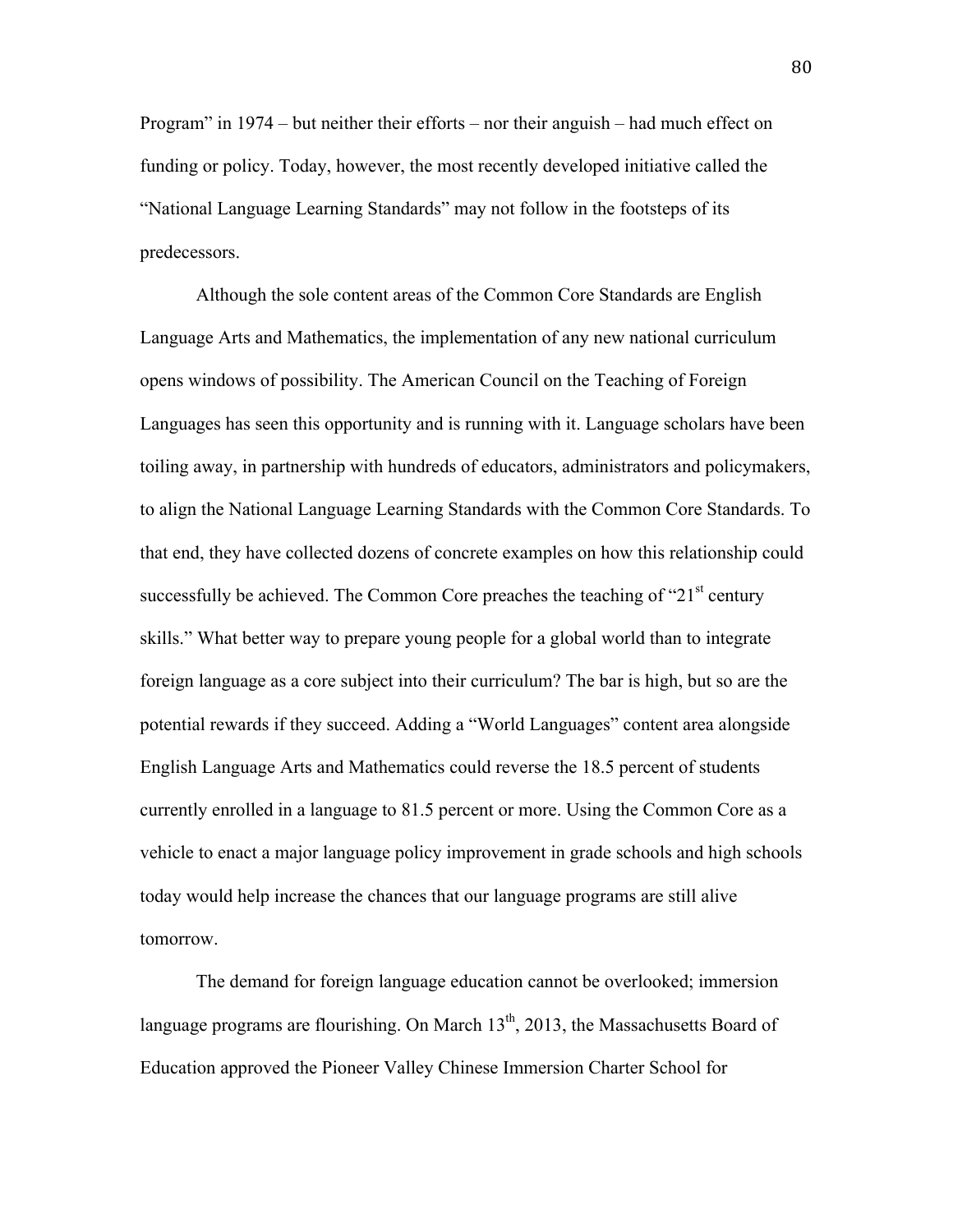Program" in 1974 – but neither their efforts – nor their anguish – had much effect on funding or policy. Today, however, the most recently developed initiative called the "National Language Learning Standards" may not follow in the footsteps of its predecessors.

Although the sole content areas of the Common Core Standards are English Language Arts and Mathematics, the implementation of any new national curriculum opens windows of possibility. The American Council on the Teaching of Foreign Languages has seen this opportunity and is running with it. Language scholars have been toiling away, in partnership with hundreds of educators, administrators and policymakers, to align the National Language Learning Standards with the Common Core Standards. To that end, they have collected dozens of concrete examples on how this relationship could successfully be achieved. The Common Core preaches the teaching of "21st century skills." What better way to prepare young people for a global world than to integrate foreign language as a core subject into their curriculum? The bar is high, but so are the potential rewards if they succeed. Adding a "World Languages" content area alongside English Language Arts and Mathematics could reverse the 18.5 percent of students currently enrolled in a language to 81.5 percent or more. Using the Common Core as a vehicle to enact a major language policy improvement in grade schools and high schools today would help increase the chances that our language programs are still alive tomorrow.

The demand for foreign language education cannot be overlooked; immersion language programs are flourishing. On March 13th, 2013, the Massachusetts Board of Education approved the Pioneer Valley Chinese Immersion Charter School for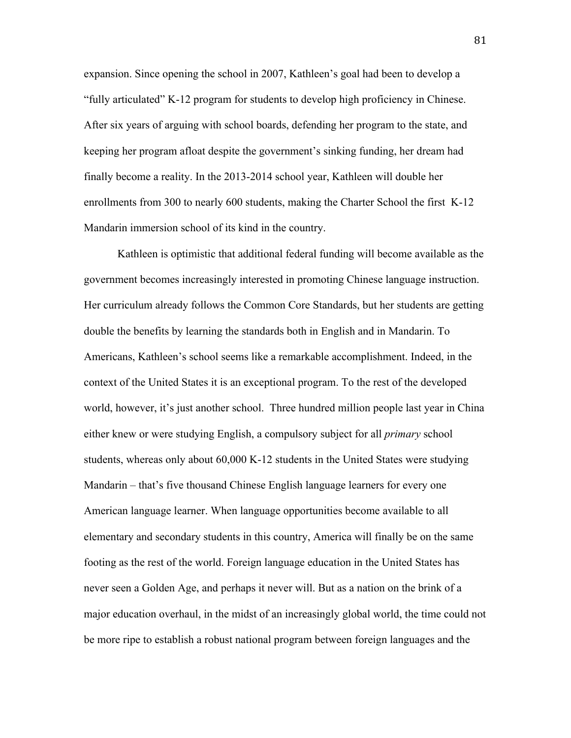expansion. Since opening the school in 2007, Kathleen's goal had been to develop a "fully articulated" K-12 program for students to develop high proficiency in Chinese. After six years of arguing with school boards, defending her program to the state, and keeping her program afloat despite the government's sinking funding, her dream had finally become a reality. In the 2013-2014 school year, Kathleen will double her enrollments from 300 to nearly 600 students, making the Charter School the first K-12 Mandarin immersion school of its kind in the country.

Kathleen is optimistic that additional federal funding will become available as the government becomes increasingly interested in promoting Chinese language instruction. Her curriculum already follows the Common Core Standards, but her students are getting double the benefits by learning the standards both in English and in Mandarin. To Americans, Kathleen's school seems like a remarkable accomplishment. Indeed, in the context of the United States it is an exceptional program. To the rest of the developed world, however, it's just another school. Three hundred million people last year in China either knew or were studying English, a compulsory subject for all *primary* school students, whereas only about 60,000 K-12 students in the United States were studying Mandarin – that's five thousand Chinese English language learners for every one American language learner. When language opportunities become available to all elementary and secondary students in this country, America will finally be on the same footing as the rest of the world. Foreign language education in the United States has never seen a Golden Age, and perhaps it never will. But as a nation on the brink of a major education overhaul, in the midst of an increasingly global world, the time could not be more ripe to establish a robust national program between foreign languages and the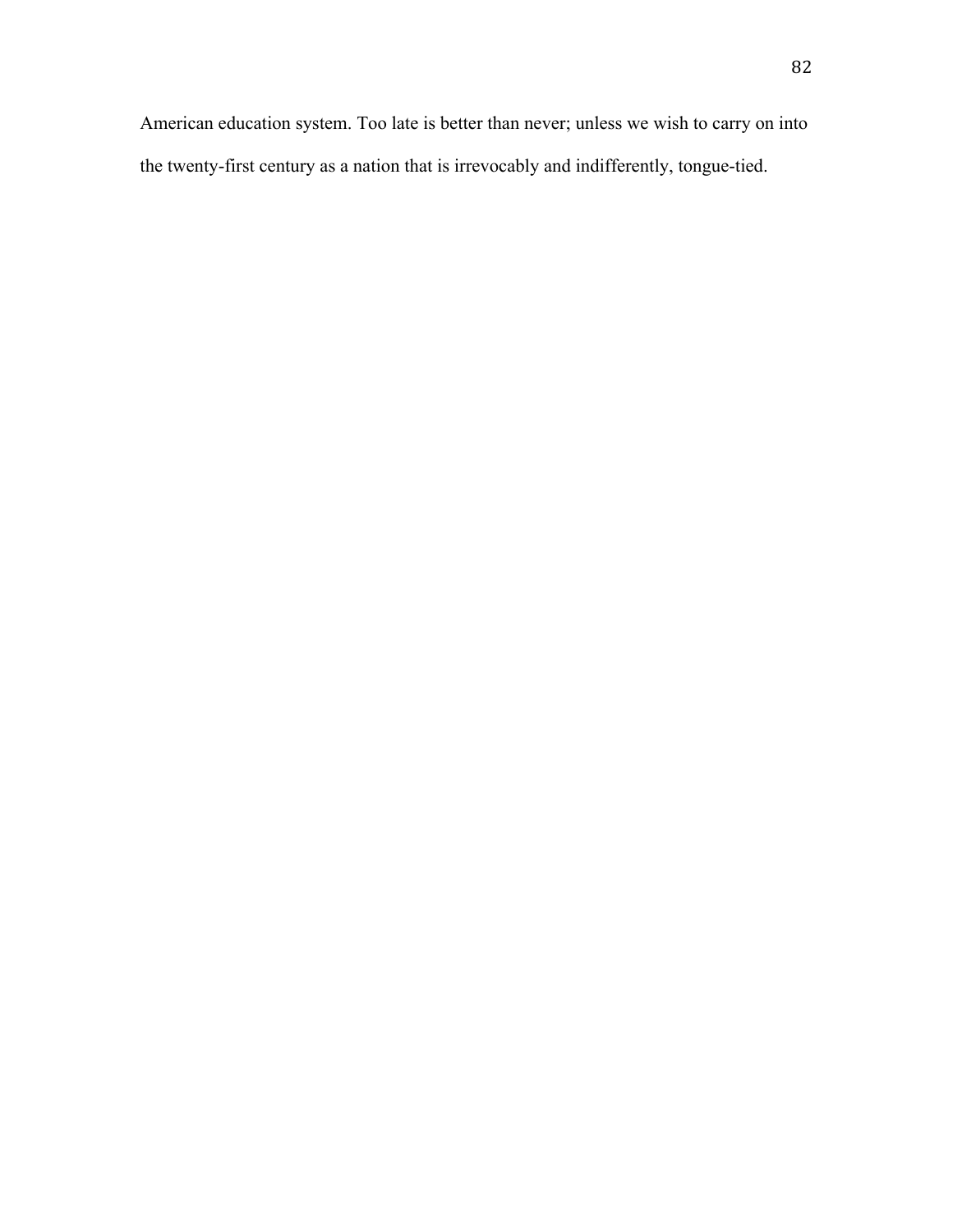American education system. Too late is better than never; unless we wish to carry on into the twenty-first century as a nation that is irrevocably and indifferently, tongue-tied.